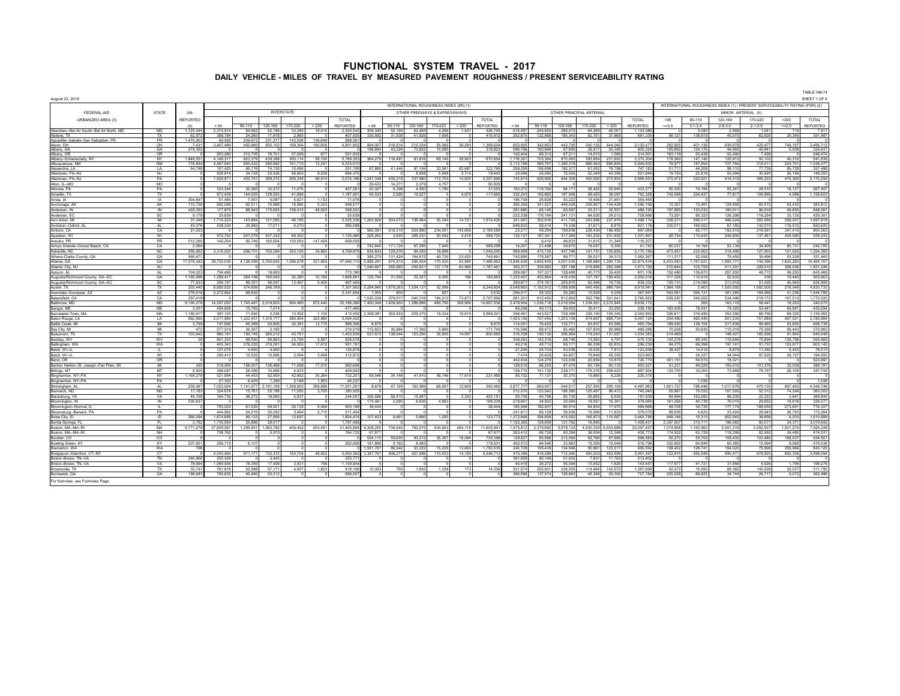August 23, 2018

TABLE HM-74
SHEET 1 OF 8

# FUNCTIONAL SYSTEM TRAVEL - 2017

## DAILY VEHICLE - MILES OF TRAVEL BY MEASURED PAVEMENT ROUGHNESS / PRESENT SERVICEABILITY RATING

| FEDERAL-AID URBANIZED AREA (3) | STATE | UN-REPORTED (4) | INTERNATIONAL ROUGHNESS INDEX (IRI) (1) | | | | | | | | | | | | | | | | | | INTERNATIONAL ROUGHNESS INDEX (1) / PRESENT SERVICEABILITY RATING (PSR) (2) | | | | | |
|---|---|---|---|---|---|---|---|---|---|---|---|---|---|---|---|---|---|---|---|---|---|---|---|---|---|---|
| | | | INTERSTATE | | | | | | OTHER FREEWAYS & EXPRESSWAYS | | | | | | OTHER PRINCIPAL ARTERIAL | | | | | | MINOR ARTERIAL (5) | | | | | |
| | | | < 95 | 95-119 | 120-169 | 170-220 | > 220 | TOTAL REPORTED | < 95 | 95-119 | 120-169 | 170-220 | > 220 | TOTAL REPORTED | < 95 | 95-119 | 120-169 | 170-220 | > 220 | TOTAL REPORTED | <95 >=3.5 | 95-119 3.1-3.4 | 120-169 2.6-3.0 | 170-220 2.1-2.5 | >220 <=2.0 | TOTAL REPORTED |
| Aberdeen--Bel Air South--Bel Air North, MD | MD | 1,125,444 | 2,310,915 | 84,662 | 52,169 | 33,385 | 19,410 | 2,500,542 | 306,345 | 52,190 | 62,484 | 4,256 | 1,431 | 426,705 | 518,087 | 245,650 | 269,072 | 64,269 | 46,007 | 1,143,086 | 0 | 3,082 | 2,569 | 1,541 | 719 | 7,911 |
| Abilene, TX | TX | 62,872 | 388,794 | 24,260 | 11,918 | 2,963 | 0 | 427,935 | 335,592 | 31,838 | 41,826 | 7,656 | 0 | 416,912 | 252,675 | 122,859 | 185,343 | 82,761 | 37,668 | 681,335 | 96,121 | 138,819 | 45,075 | 82,626 | 29,345 | 391,987 |
| Aguadilla--Isabela--San Sebastián, PR | PR | 1,476,903 | 66,955 | 209,672 | 331,377 | 143,508 | 136,848 | 888,361 | 0 | 0 | 0 | 0 | 0 | 0 | 0 | 0 | 0 | 0 | 0 | 0 | 0 | 0 | 0 | 0 | 0 | 0 |
| Akron, OH | OH | 7,431 | 3,407,489 | 450,990 | 593,102 | 189,364 | 160,906 | 4,801,852 | 864,007 | 218,814 | 215,334 | 55,065 | 36,283 | 1,389,504 | 602,925 | 342,653 | 442,720 | 300,135 | 444,045 | 2,132,477 | 282,925 | 401,135 | 639,978 | 425,477 | 746,197 | 2,495,712 |
| Albany, GA | GA | 274,352 | 0 | 0 | 0 | 0 | 0 | 0 | 186,894 | 43,226 | 73,622 | 15,080 | 0 | 318,822 | 599,766 | 160,646 | 97,800 | 26,517 | 20,395 | 905,324 | 105,692 | 124,176 | 44,883 | 45,641 | 5,039 | 325,431 |
| Albany, OR | OR | 0 | 203,280 | 213,705 | 76,701 | 27,569 | 677 | 521,932 | 0 | 0 | 0 | 0 | 0 | 0 | 142,404 | 89,313 | 67,211 | 14,013 | 1,560 | 314,501 | 163,119 | 23,438 | 52,490 | 7,426 | 0 | 246,474 |
| Albany--Schenectady, NY | NY | 1,649,251 | 4,148,317 | 823,379 | 439,388 | 300,114 | 58,155 | 5,769,353 | 364,279 | 116,491 | 81,816 | 69,145 | 38,923 | 670,654 | 1,176,321 | 703,364 | 870,083 | 393,954 | 231,602 | 3,375,304 | 178,362 | 147,145 | 125,913 | 50,103 | 40,315 | 541,839 |
| Albuquerque, NM | NM | 176,834 | 4,487,944 | 600,432 | 280,682 | 151,710 | 12,241 | 5,533,010 | 0 | 0 | 0 | 0 | 0 | 0 | 2,112,189 | 585,767 | 1,389,318 | 966,464 | 895,894 | 5,949,632 | 79,977 | 187,854 | 727,784 | 318,011 | 224,751 | 1,538,377 |
| Alexandria, LA | LA | 54,748 | 101,420 | 65,119 | 74,130 | 10,490 | 0 | 251,159 | 67,880 | 41,444 | 97,194 | 33,561 | 82,687 | 322,765 | 258,259 | 158,698 | 192,377 | 61,052 | 76,798 | 747,183 | 51,711 | 44,208 | 98,110 | 77,739 | 85,728 | 357,496 |
| Allentown, PA--NJ | NJ | 0 | 528,614 | 34,728 | 52,526 | 58,963 | 9,538 | 684,370 | 0 | 0 | 8,929 | 5,999 | 3,715 | 18,642 | 25,099 | 25,285 | 75,555 | 52,349 | 43,356 | 221,644 | 19,793 | 22,519 | 50,294 | 30,520 | 26,156 | 149,283 |
| Allentown, PA--NJ | PA | 0 | 1,628,871 | 402,761 | 289,272 | 256,348 | 96,914 | 2,674,166 | 1,247,348 | 435,219 | 337,980 | 172,753 | 14,600 | 2,207,899 | 743,974 | 626,800 | 944,308 | 400,528 | 273,854 | 2,989,553 | 370,472 | 322,921 | 616,319 | 385,222 | 475,360 | 2,170,294 |
| Alton, IL--MO | MO | 0 | 0 | 0 | 0 | 0 | 0 | 0 | 29,422 | 14,271 | 2,379 | 4,757 | 0 | 50,829 | 0 | 0 | 0 | 0 | 0 | 0 | 0 | 0 | 0 | 0 | 0 | 0 |
| Altoona, PA | PA | 0 | 333,248 | 30,266 | 32,272 | 11,475 | 0 | 407,261 | 20,027 | 5,296 | 4,450 | 1,780 | 0 | 31,553 | 163,272 | 116,784 | 94,171 | 38,425 | 20,645 | 433,277 | 95,330 | 74,194 | 55,247 | 24,510 | 18,127 | 267,407 |
| Amarillo, TX | TX | 0 | 873,439 | 144,025 | 128,553 | 41,884 | 0 | 1,187,901 | 90,533 | 2,926 | 19,227 | 0 | 4,978 | 117,665 | 332,243 | 165,662 | 167,906 | 58,420 | 38,097 | 762,328 | 742,588 | 224,837 | 77,617 | 108,995 | 4,586 | 1,158,623 |
| Ames, IA | IA | 304,847 | 51,465 | 7,551 | 5,087 | 5,821 | 1,132 | 71,076 | 0 | 0 | 0 | 0 | 0 | 0 | 195,748 | 26,628 | 93,222 | 19,406 | 21,461 | 359,465 | 0 | 0 | 0 | 0 | 0 | 0 |
| Anchorage, AK | AK | 110,726 | 692,089 | 62,511 | 70,968 | 18,985 | 5,023 | 849,577 | 0 | 0 | 0 | 0 | 0 | 0 | 385,359 | 341,527 | 449,028 | 259,857 | 154,428 | 1,590,198 | 72,357 | 73,991 | 129,458 | 65,572 | 42,435 | 383,812 |
| Anderson, IN | IN | 428,293 | 177,876 | 88,943 | 175,693 | 108,415 | 48,625 | 599,552 | 0 | 0 | 0 | 0 | 0 | 0 | 291,685 | 65,145 | 65,597 | 33,211 | 32,557 | 488,195 | 197,865 | 123,032 | 180,911 | 96,918 | 49,855 | 648,581 |
| Anderson, SC | SC | 9,178 | 25,639 | 0 | 0 | 0 | 0 | 25,639 | 0 | 0 | 0 | 0 | 0 | 0 | 222,338 | 176,164 | 241,131 | 64,520 | 24,513 | 728,666 | 73,291 | 80,323 | 126,298 | 116,254 | 33,135 | 429,301 |
| Ann Arbor, MI | MI | 31,349 | 1,714,223 | 143,864 | 121,065 | 46,185 | 0 | 2,025,336 | 1,263,828 | 204,073 | 136,464 | 55,340 | 14,721 | 1,674,426 | 301,567 | 302,916 | 411,720 | 243,995 | 237,976 | 1,498,174 | 338,371 | 290,017 | 486,524 | 283,069 | 299,937 | 1,697,918 |
| Anniston--Oxford, AL | AL | 43,076 | 539,334 | 24,983 | 17,011 | 4,270 | 0 | 585,598 | 0 | 0 | 0 | 0 | 0 | 0 | 646,933 | 59,414 | 74,338 | 31,671 | 8,819 | 821,176 | 335,011 | 169,922 | 67,165 | 132,010 | 116,512 | 820,620 |
| Antioch, CA | CA | 21,253 | 0 | 0 | 0 | 0 | 0 | 0 | 565,591 | 616,310 | 624,980 | 234,051 | 143,658 | 2,184,589 | 23,217 | 49,294 | 199,638 | 228,434 | 196,482 | 697,064 | 0 | 42,777 | 193,515 | 216,561 | 347,410 | 800,263 |
| Appleton, WI | WI | 0 | 972,762 | 247,079 | 437,322 | 68,302 | 0 | 1,725,465 | 228,262 | 3,625 | 269,331 | 83,092 | 4,416 | 588,725 | 132,127 | 187,341 | 317,260 | 163,202 | 231,932 | 1,031,861 | 26,744 | 115,643 | 249,805 | 137,461 | 409,590 | 939,243 |
| Arecibo, PR | PR | 512,290 | 142,254 | 95,749 | 183,504 | 130,093 | 147,458 | 699,058 | 0 | 0 | 0 | 0 | 0 | 0 | 0 | 6,410 | 46,633 | 31,615 | 31,349 | 116,207 | 0 | 0 | 0 | 0 | 0 | 0 |
| Arroyo Grande--Grover Beach, CA | CA | 2,064 | 0 | 0 | 0 | 0 | 0 | 0 | 742,640 | 171,724 | 67,295 | 7,440 | 0 | 989,098 | 14,207 | 21,498 | 30,675 | 16,057 | 9,305 | 91,742 | 80,237 | 14,194 | 53,134 | 34,409 | 80,731 | 242,705 |
| Asheville, NC | NC | 295,952 | 3,315,002 | 506,701 | 700,289 | 243,105 | 34,882 | 4,799,979 | 834,834 | 129,576 | 64,092 | 16,698 | 0 | 1,045,200 | 999,909 | 475,135 | 447,746 | 141,751 | 105,655 | 2,170,196 | 473,457 | 233,903 | 318,499 | 127,003 | 101,523 | 1,254,385 |
| Athens-Clarke County, GA | GA | 560,471 | 0 | 0 | 0 | 0 | 0 | 0 | 385,275 | 131,424 | 164,812 | 40,730 | 23,420 | 745,661 | 742,895 | 179,267 | 99,771 | 26,021 | 34,313 | 1,082,267 | 111,217 | 52,058 | 75,455 | 39,496 | 53,238 | 331,465 |
| Atlanta, GA | GA | 17,076,342 | 39,732,036 | 4,128,599 | 2,760,642 | 1,098,978 | 221,855 | 47,940,110 | 5,989,281 | 674,913 | 598,454 | 170,420 | 53,895 | 7,486,963 | 13,848,629 | 3,645,449 | 3,001,535 | 1,188,686 | 1,290,135 | 22,974,434 | 8,433,083 | 1,767,621 | 1,893,777 | 744,396 | 1,625,283 | 14,464,161 |
| Atlantic City, NJ | NJ | 0 | 0 | 0 | 0 | 0 | 0 | 0 | 1,040,697 | 259,660 | 259,951 | 127,178 | 83,995 | 1,767,481 | 365,317 | 309,982 | 397,186 | 218,896 | 282,399 | 1,573,759 | 570,644 | 103,759 | 511,291 | 329,515 | 306,036 | 1,821,246 |
| Auburn, AL | AL | 104,223 | 754,495 | 0 | 18,685 | 0 | 0 | 773,180 | 0 | 0 | 0 | 0 | 0 | 0 | 289,087 | 107,331 | 128,498 | 40,773 | 35,420 | 601,109 | 152,480 | 135,670 | 207,292 | 48,772 | 99,255 | 643,469 |
| Augusta-Richmond County, GA--SC | GA | 1,165,598 | 1,289,417 | 284,198 | 190,695 | 32,380 | 10,190 | 1,806,881 | 125,794 | 31,555 | 22,327 | 6,000 | 186 | 185,863 | 1,332,457 | 453,884 | 418,439 | 127,787 | 169,452 | 2,502,018 | 317,328 | 112,919 | 52,632 | 339 | 19,445 | 502,663 |
| Augusta-Richmond County, GA--SC | SC | 77,833 | 294,151 | 89,351 | 66,057 | 12,497 | 5,400 | 467,455 | 0 | 0 | 0 | 0 | 0 | 0 | 390,671 | 274,161 | 200,815 | 52,946 | 19,739 | 938,332 | 105,131 | 214,090 | 213,616 | 51,425 | 40,545 | 624,806 |
| Austin, TX | TX | 203,440 | 6,680,525 | 374,659 | 246,769 | 0 | 0 | 7,301,952 | 5,284,940 | 1,878,263 | 1,034,121 | 52,599 | 0 | 8,249,924 | 5,048,883 | 1,162,912 | 1,098,908 | 642,495 | 966,764 | 8,919,941 | 1,964,188 | 2,403 | 1,505,592 | 1,082,000 | 276,549 | 4,830,733 |
| Avondale--Goodyear, AZ | AZ | 278,618 | 2,272,862 | 68,832 | 0 | 0 | 0 | 2,341,694 | 1,905 | 800 | 0 | 827 | 0 | 3,532 | 296,017 | 28,322 | 29,280 | 10,029 | 4,209 | 367,857 | 543,091 | 395,131 | 381,265 | 184,066 | 41,236 | 1,544,789 |
| Bakersfield, CA | CA | 257,419 | 0 | 0 | 0 | 0 | 0 | 0 | 1,530,036 | 379,517 | 540,316 | 184,213 | 73,873 | 2,707,956 | 681,331 | 612,450 | 812,602 | 352,798 | 301,641 | 2,760,822 | 509,287 | 345,052 | 534,496 | 219,172 | 167,513 | 1,775,520 |
| Baltimore, MD | MD | 9,193,278 | 14,597,052 | 1,745,487 | 2,016,803 | 954,480 | 872,445 | 20,186,266 | 7,400,049 | 1,409,900 | 1,286,886 | 480,795 | 309,906 | 10,887,536 | 2,478,954 | 1,036,718 | 2,018,594 | 1,534,061 | 2,570,845 | 9,639,172 | 0 | 265 | 163,110 | 58,447 | 18,253 | 240,075 |
| Bangor, ME | ME | 3,431 | 454,626 | 15,765 | 7,074 | 0 | 0 | 477,465 | 0 | 0 | 0 | 0 | 0 | 0 | 65,290 | 49,173 | 56,052 | 35,411 | 33,293 | 239,185 | 163,435 | 78,541 | 74,325 | 53,447 | 65,847 | 435,594 |
| Barnstable Town, MA | MA | 1,180,917 | 387,125 | 11,540 | 3,236 | 10,502 | 1,100 | 413,502 | 2,358,081 | 262,933 | 209,375 | 19,334 | 19,619 | 2,869,341 | 398,461 | 443,527 | 729,308 | 326,193 | 155,345 | 2,052,893 | 326,611 | 319,486 | 353,395 | 66,780 | 69,330 | 1,135,582 |
| Baton Rouge, LA | LA | 862,890 | 2,011,980 | 1,322,451 | 1,315,177 | 580,854 | 323,960 | 5,554,422 | 0 | 0 | 0 | 0 | 0 | 0 | 1,423,159 | 727,455 | 1,203,109 | 874,667 | 868,734 | 5,097,124 | 204,480 | 460,440 | 801,534 | 751,889 | 567,521 | 2,785,864 |
| Battle Creek, MI | MI | 3,799 | 747,995 | 45,369 | 50,805 | 30,361 | 13,775 | 888,306 | 8,875 | 0 | 0 | 0 | 0 | 8,875 | 114,051 | 76,425 | 132,771 | 83,937 | 43,580 | 450,764 | 169,430 | 128,154 | 217,839 | 89,465 | 53,850 | 658,738 |
| Bay City, MI | MI | 472 | 277,519 | 30,307 | 2,193 | 0 | 0 | 310,019 | 112,623 | 35,884 | 17,382 | 5,860 | 0 | 171,749 | 116,546 | 68,473 | 83,462 | 107,839 | 92,968 | 469,288 | 70,228 | 50,635 | 110,316 | 75,359 | 69,443 | 375,983 |
| Beaumont, TX | TX | 103,942 | 880,191 | 199,745 | 280,212 | 43,791 | 0 | 1,403,939 | 537,672 | 138,044 | 123,290 | 36,955 | 14,907 | 850,869 | 316,338 | 160,130 | 306,984 | 119,243 | 131,687 | 1,034,383 | 214,469 | 0 | 148,427 | 185,298 | 91,654 | 640,048 |
| Beckley, WV | WV | 36 | 641,333 | 68,540 | 88,863 | 23,756 | 5,587 | 828,078 | 0 | 0 | 0 | 0 | 0 | 0 | 349,263 | 142,316 | 68,746 | 13,983 | 4,797 | 579,105 | 142,278 | 89,342 | 118,656 | 75,894 | 129,798 | 555,969 |
| Bellingham, WA | WA | 0 | 403,343 | 276,220 | 219,261 | 34,955 | 17,412 | 951,191 | 0 | 0 | 0 | 0 | 0 | 0 | 40,216 | 48,710 | 58,171 | 66,308 | 82,833 | 296,239 | 94,275 | 66,096 | 197,141 | 91,757 | 153,877 | 603,145 |
| Beloit, WI--IL | IL | 0 | 121,076 | 4,900 | 4,900 | 0 | 0 | 130,876 | 0 | 0 | 0 | 0 | 0 | 0 | 21,249 | 24,704 | 53,536 | 16,535 | 7,913 | 123,936 | 38,427 | 14,416 | 8,879 | 11,340 | 5,453 | 78,515 |
| Beloit, WI--IL | WI | 0 | 280,413 | 10,522 | 15,886 | 2,594 | 3,458 | 312,872 | 0 | 0 | 0 | 0 | 0 | 0 | 7,474 | 26,428 | 64,857 | 79,949 | 45,355 | 223,863 | 0 | 34,327 | 34,044 | 97,022 | 29,157 | 194,550 |
| Bend, OR | OR | 0 | 0 | 0 | 0 | 0 | 0 | 0 | 0 | 0 | 0 | 0 | 0 | 0 | 442,934 | 124,276 | 122,036 | 20,654 | 10,870 | 720,770 | 451,161 | 54,515 | 18,321 | 0 | 0 | 523,997 |
| Benton Harbor--St. Joseph--Fair Plain, MI | MI | 330 | 519,595 | 158,007 | 136,468 | 71,068 | 77,510 | 962,648 | 0 | 0 | 0 | 0 | 0 | 0 | 126,510 | 66,243 | 87,479 | 63,154 | 60,133 | 403,521 | 51,237 | 49,029 | 155,510 | 101,376 | 32,039 | 389,191 |
| Billings, MT | MT | 8,555 | 366,087 | 28,356 | 10,566 | 4,933 | 0 | 409,942 | 0 | 0 | 0 | 0 | 0 | 0 | 136,715 | 141,130 | 238,171 | 175,316 | 206,622 | 897,954 | 133,755 | 33,004 | 73,689 | 79,197 | 28,100 | 347,744 |
| Binghamton, NY--PA | NY | 1,168,279 | 521,694 | 44,453 | 92,909 | 42,882 | 30,264 | 732,201 | 69,546 | 34,148 | 41,910 | 58,746 | 17,619 | 221,969 | 95,702 | 77,137 | 30,370 | 15,880 | 6,226 | 225,315 | 0 | 0 | 0 | 0 | 0 | 0 |
| Binghamton, NY--PA | PA | 0 | 27,302 | 6,425 | 7,389 | 2,168 | 1,953 | 45,237 | 0 | 0 | 0 | 0 | 0 | 0 | 0 | 0 | 0 | 0 | 0 | 0 | 0 | 1,038 | 0 | 0 | 0 | 1,038 |
| Birmingham, AL | AL | 236,067 | 7,022,004 | 1,141,577 | 2,191,109 | 1,306,902 | 269,689 | 11,931,281 | 8,676 | 47,158 | 163,369 | 68,597 | 12,659 | 300,460 | 2,877,777 | 563,007 | 549,517 | 257,506 | 250,156 | 4,497,963 | 1,601,727 | 788,446 | 1,017,976 | 470,135 | 667,463 | 4,545,746 |
| Bismarck, ND | ND | 17,183 | 324,676 | 15,761 | 25,198 | 11,583 | 3,705 | 380,925 | 0 | 0 | 0 | 0 | 0 | 0 | 212,070 | 123,542 | 188,360 | 125,497 | 96,472 | 745,940 | 55,867 | 70,022 | 107,555 | 52,312 | 74,246 | 360,002 |
| Blacksburg, VA | VA | 44,158 | 164,736 | 56,272 | 18,563 | 4,937 | 0 | 244,507 | 328,586 | 58,415 | 15,987 | 0 | 2,202 | 403,191 | 59,705 | 45,798 | 50,720 | 26,682 | 8,934 | 191,839 | 84,604 | 163,083 | 96,200 | 22,222 | 3,641 | 369,840 |
| Bloomington, IN | IN | 530,637 | 0 | 0 | 0 | 0 | 0 | 0 | 174,561 | 2,290 | 6,605 | 4,883 | 0 | 188,339 | 278,661 | 34,502 | 30,084 | 18,951 | 16,361 | 378,560 | 161,356 | 40,738 | 76,015 | 29,652 | 18,816 | 326,577 |
| Bloomington--Normal, IL | IL | 0 | 793,524 | 61,535 | 66,901 | 26,139 | 5,069 | 953,168 | 38,444 | 0 | 0 | 0 | 0 | 38,444 | 165,906 | 180,937 | 60,014 | 64,834 | 17,975 | 489,666 | 99,708 | 34,735 | 177,174 | 189,059 | 273,651 | 774,327 |
| Bloomsburg--Berwick, PA | PA | 0 | 444,962 | 24,015 | 35,252 | 3,464 | 3,710 | 511,404 | 0 | 0 | 0 | 0 | 0 | 0 | 241,611 | 66,129 | 39,936 | 19,566 | 11,833 | 379,075 | 88,538 | 4,625 | 23,424 | 29,943 | 26,753 | 173,284 |
| Boise City, ID | ID | 266,094 | 1,674,888 | 89,133 | 27,956 | 12,497 | 0 | 1,804,474 | 107,403 | 9,461 | 5,860 | 1,250 | 0 | 123,773 | 1,372,648 | 394,808 | 415,092 | 165,873 | 115,567 | 2,463,788 | 948,146 | 15,313 | 602,540 | 38,656 | 6,033 | 1,610,689 |
| Bonita Springs, FL | FL | 2,782 | 1,743,554 | 25,886 | 28,017 | 0 | 0 | 1,797,456 | 0 | 0 | 0 | 0 | 0 | 0 | 1,152,365 | 128,659 | 131,762 | 16,645 | 0 | 1,429,431 | 2,397,007 | 313,111 | 196,082 | 80,071 | 24,371 | 3,010,642 |
| Boston, MA--NH--RI | MA | 9,771,279 | 27,609,567 | 1,299,651 | 1,583,762 | 409,452 | 503,451 | 31,405,884 | 9,308,255 | 736,644 | 782,075 | 534,903 | 494,116 | 11,855,991 | 1,975,612 | 2,379,692 | 5,878,133 | 4,930,334 | 6,933,686 | 22,097,457 | 1,074,858 | 1,163,963 | 2,091,216 | 2,092,937 | 1,501,274 | 7,924,248 |
| Boston, MA--NH--RI | NH | 0 | 758,762 | 0 | 5,970 | 0 | 0 | 764,732 | 67,877 | 0 | 0 | 0 | 0 | 67,877 | 263,412 | 66,726 | 80,284 | 36,004 | 12,348 | 438,773 | 174,932 | 63,729 | 118,299 | 82,592 | 34,480 | 474,031 |
| Boulder, CO | CO | 0 | 0 | 0 | 0 | 0 | 0 | 0 | 524,110 | 59,635 | 93,212 | 35,357 | 18,084 | 730,398 | 129,827 | 85,566 | 213,060 | 82,766 | 87,665 | 598,883 | 50,270 | 53,700 | 159,433 | 103,480 | 168,037 | 534,921 |
| Bowling Green, KY | KY | 207,821 | 256,719 | 6,107 | 0 | 0 | 0 | 262,826 | 161,888 | 9,162 | 8,482 | 0 | 0 | 179,531 | 402,512 | 64,546 | 23,883 | 15,306 | 10,549 | 516,796 | 332,652 | 64,849 | 60,380 | 12,094 | 9,560 | 479,536 |
| Bremerton, WA | WA | 796 | 0 | 0 | 0 | 0 | 0 | 0 | 1,581,787 | 86,542 | 53,322 | 15,220 | 13,663 | 1,750,535 | 240,729 | 105,439 | 134,948 | 90,961 | 123,517 | 695,592 | 158,402 | 128,741 | 184,020 | 75,996 | 295,966 | 843,125 |
| Bridgeport--Stamford, CT--NY | CT | 0 | 4,043,464 | 971,171 | 732,372 | 154,704 | 48,652 | 5,950,363 | 3,387,767 | 606,277 | 427,686 | 110,833 | 14,150 | 4,546,713 | 475,356 | 416,299 | 712,040 | 400,203 | 453,599 | 2,457,497 | 722,815 | 555,546 | 890,471 | 478,925 | 850,335 | 3,498,094 |
| Bristol--Bristol, TN--VA | TN | 240,968 | 252,328 | 0 | 3,443 | 0 | 0 | 255,771 | 0 | 0 | 0 | 0 | 0 | 0 | 361,828 | 80,148 | 51,832 | 7,831 | 11,763 | 513,402 | 0 | 0 | 0 | 0 | 0 | 0 |
| Bristol--Bristol, TN--VA | VA | 78,994 | 1,069,556 | 18,350 | 17,409 | 3,831 | 798 | 1,109,944 | 0 | 0 | 0 | 0 | 0 | 0 | 44,418 | 29,272 | 55,094 | 13,052 | 1,620 | 143,457 | 117,877 | 41,721 | 31,956 | 4,926 | 1,796 | 198,276 |
| Brownsville, TX | TX | 33,741 | 761,618 | 52,588 | 97,171 | 4,907 | 1,823 | 918,106 | 10,093 | 769 | 1,932 | 1,339 | 173 | 14,306 | 521,574 | 250,601 | 238,005 | 114,946 | 142,570 | 1,267,696 | 42,272 | 15,593 | 88,362 | 140,528 | 25,037 | 311,790 |
| Brunswick, GA | GA | 188,683 | 795,835 | 40,460 | 20,212 | 0 | 0 | 856,507 | 0 | 0 | 0 | 0 | 0 | 0 | 386,898 | 137,574 | 128,663 | 45,348 | 29,300 | 727,784 | 225,028 | 66,925 | 34,744 | 26,717 | 9,072 | 362,486 |

For footnotes, see Footnotes Page.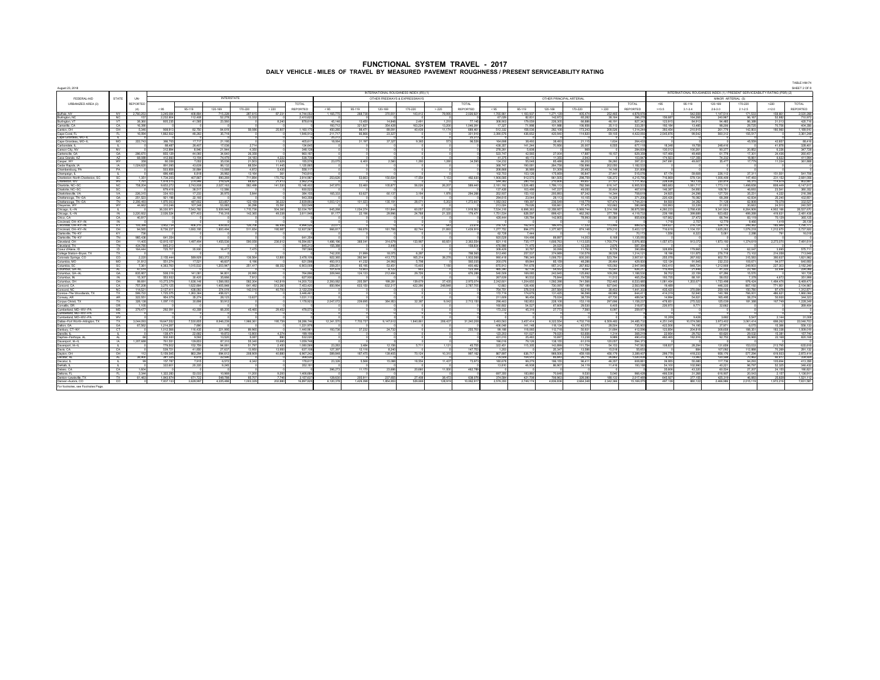August 23, 2018

TABLE HM-74

# FUNCTIONAL SYSTEM TRAVEL - 2017

## DAILY VEHICLE - MILES OF TRAVEL BY MEASURED PAVEMENT ROUGHNESS / PRESENT SERVICEABILITY RATING

| FEDERAL-AID URBANIZED AREA (2) | STATE | UN-REPORTED (4) | INTERNATIONAL ROUGHNESS INDEX (IRI) (1) | | | | | | | | | | | | | | | | | | INTERNATIONAL ROUGHNESS INDEX (1) / PRESENT SERVICEABILITY RATING (PSR) (2) | | | | | |
|---|---|---|---|---|---|---|---|---|---|---|---|---|---|---|---|---|---|---|---|---|---|---|---|---|---|---|
| | | | INTERSTATE | | | | | | OTHER FREEWAYS & EXPRESSWAYS | | | | | | OTHER PRINCIPAL ARTERIAL | | | | | | MINOR ARTERIAL (5) | | | | | |
| | | | < 95 | 95-119 | 120-169 | 170-220 | > 220 | TOTAL REPORTED | < 95 | 95-119 | 120-169 | 170-220 | > 220 | TOTAL REPORTED | < 95 | 95-119 | 120-169 | 170-220 | > 220 | TOTAL REPORTED | <95 / >=3.5 | 95-119 / 3.1-3.4 | 120-169 / 2.6-3.0 | 170-220 / 2.1-2.5 | >220 / <=2.0 | TOTAL REPORTED |
| Buffalo, NY | NY | 2,793,252 | 3,245,084 | 406,884 | 715,226 | 287,615 | 87,231 | 4,744,053 | 1,165,775 | 288,730 | 370,001 | 143,412 | 70,995 | 2,039,921 | 1,765,961 | 1,183,937 | 1,271,129 | 405,471 | 252,455 | 4,878,978 | 0 | 542,559 | 1,147,514 | 171,533 | 158,661 | 2,020,268 |
| Burlington, NC | NC | 157 | 2,232,604 | 112,408 | 52,278 | 13,332 | 0 | 2,410,622 | 0 | 0 | 0 | 0 | 0 | 0 | 67,029 | 82,831 | 142,972 | 65,262 | 38,184 | 396,278 | 158,687 | 164,298 | 240,967 | 96,167 | 52,882 | 712,972 |
| Burlington, VT | VT | 38,360 | 565,230 | 41,585 | 20,560 | 0 | 8,240 | 635,616 | 45,146 | 12,450 | 14,840 | 2,461 | 1,210 | 77,148 | 376,903 | 176,009 | 226,315 | 68,886 | 66,191 | 827,343 | 122,915 | 84,813 | 94,483 | 86,398 | 31,919 | 420,716 |
| Camarillo, CA | CA | 16,398 | 0 | 0 | 0 | 0 | 0 | 0 | 193,712 | 321,827 | 354,428 | 163,224 | 13,206 | 1,046,391 | 17,327 | 71,998 | 101,908 | 106,856 | 35,113 | 333,201 | 192,184 | 13,485 | 98,288 | 29,725 | 70,756 | 404,386 |
| Canton, OH | OH | 5,344 | 958,913 | 82,750 | 84,619 | 58,086 | 25,807 | 1,160,175 | 450,285 | 88,471 | 89,091 | 40,439 | 11,174 | 689,461 | 512,330 | 292,109 | 282,108 | 173,243 | 208,526 | 1,514,344 | 393,454 | 210,815 | 261,779 | 142,803 | 180,990 | 1,189,910 |
| Cape Coral, FL | FL | 16,094 | 1,862,562 | 48,263 | 35,718 | 0 | 0 | 1,946,913 | 211,717 | 66,866 | 23,327 | 0 | 0 | 301,910 | 3,396,579 | 436,652 | 425,940 | 114,620 | 59,105 | 4,432,050 | 2,545,876 | 99,542 | 560,012 | 195,517 | 0 | 3,391,248 |
| Cape Girardeau, MO--IL | IL | | | | | | | | | | | | | 25,272 | | | | | | | | | | | | |
| Cape Girardeau, MO--IL | MO | 222,743 | 366,700 | 17,717 | 21,195 | 0 | 0 | 405,617 | 18,004 | 31,197 | 37,327 | 9,365 | 573 | 96,526 | 164,666 | 38,403 | 38,493 | 21,115 | 1,634 | 264,432 | 0 | 0 | 0 | 45,559 | 42,857 | 88,416 |
| Carbondale, IL | IL | | 66,487 | 28,407 | 17,038 | 2,714 | 0 | 134,645 | 0 | 0 | 0 | 0 | 0 | 0 | 438,367 | 141,244 | 70,930 | 20,007 | 6,555 | 677,118 | 18,348 | 19,758 | 248,418 | 0 | 41,878 | 328,401 |
| Carson City, NV | NV | | 312,894 | 8,940 | 21,944 | 4,350 | 0 | 348,128 | 0 | 0 | 0 | 0 | 0 | 0 | 278,261 | 5,608 | 0 | 969 | 0 | 284,838 | 130,012 | 100,291 | 90,377 | 20,852 | 6,226 | 347,728 |
| Cartersville, GA | GA | 286,670 | 855,128 | 44,060 | 34,640 | 26,358 | 0 | 960,187 | 0 | 0 | 0 | 0 | 0 | 0 | 523,747 | 42,568 | 27,934 | 17,887 | 16,157 | 628,359 | 107,468 | 49,488 | 61,778 | 17,301 | 24,436 | 260,451 |
| Casa Grande, AZ | AZ | 68,098 | 412,609 | 13,194 | 74,476 | 34,183 | 4,222 | 538,739 | 0 | 0 | 0 | 0 | 0 | 0 | 41,375 | 48,173 | 11,253 | 2,943 | 0 | 103,847 | 174,523 | 137,396 | 74,233 | 18,861 | 6,622 | 411,994 |
| Casper, WY | WY | 309 | 66,098 | 7,652 | 30,038 | 21,953 | 11,829 | 155,579 | 23,075 | 8,400 | 2,560 | 1,280 | 1,280 | 34,595 | 134,233 | 33,048 | 65,468 | 66,203 | 56,280 | 297,331 | 247,691 | 49,667 | 35,477 | 17,779 | 11,334 | 361,888 |
| Cedar Rapids, IA | IA | 1,024,620 | 891,095 | 43,628 | 86,132 | 88,554 | 11,445 | 1,120,885 | 0 | 0 | 0 | 0 | 0 | 0 | 368,747 | 190,001 | 264,758 | 156,896 | 202,550 | 1,182,530 | 0 | 0 | 0 | 0 | 0 | 0 |
| Chambersburg, PA | PA | | 543,898 | 28,884 | 13,069 | 4,872 | 5,433 | 596,117 | 0 | 0 | 0 | 0 | 0 | 0 | 306,868 | 30,989 | 51,309 | 28,493 | 14,149 | 431,808 | 0 | 0 | 0 | 0 | 0 | 0 |
| Champaign, IL | IL | | 686,485 | 6,618 | 26,982 | 13,164 | 261 | 743,810 | 0 | 0 | 0 | 0 | 0 | 0 | 102,753 | 103,126 | 175,959 | 95,847 | 37,441 | 515,076 | 67,174 | 58,608 | 226,112 | 37,311 | 151,501 | 541,706 |
| Charleston--North Charleston, SC | SC | 1,351 | 1,734,295 | 407,697 | 890,266 | 711,894 | 170,752 | 3,914,987 | 253,628 | 53,903 | 150,634 | 17,254 | 7,153 | 482,630 | 1,906,585 | 912,575 | 961,305 | 298,759 | 136,373 | 4,215,760 | 716,868 | 579,136 | 1,036,409 | 147,463 | 231,152 | 2,681,058 |
| Charleston, WV | WV | 7,761 | 1,918,515 | 274,948 | 318,524 | 68,827 | 21,413 | 2,562,218 | 0 | 0 | 0 | 0 | 0 | 0 | 544,362 | 280,133 | 219,938 | 49,857 | 27,121 | 1,111,402 | 228,638 | 143,125 | 230,814 | 95,270 | 114,679 | 802,581 |
| Charlotte, NC--SC | NC | 758,334 | 9,603,272 | 2,743,928 | 2,037,163 | 582,498 | 141,533 | 15,148,402 | 347,878 | 53,400 | 105,877 | 56,036 | 26,207 | 589,440 | 2,181,192 | 1,320,485 | 1,799,173 | 782,566 | 616,147 | 6,905,003 | 985,603 | 1,051,717 | 1,773,133 | 1,498,658 | 838,449 | 6,147,577 |
| Charlotte, NC--SC | SC | | 879,416 | 38,517 | 12,589 | 0 | 0 | 930,522 | 0 | 0 | 0 | 0 | 0 | 0 | 137,438 | 103,496 | 147,237 | 49,050 | 30,408 | 467,619 | 146,387 | 54,950 | 100,781 | 46,660 | 23,541 | 380,302 |
| Charlottesville, VA | VA | 226,315 | 334,103 | 17,233 | 26,915 | 5,944 | 0 | 384,195 | 165,323 | 63,627 | 66,137 | 3,164 | 1,976 | 294,290 | 352,507 | 155,102 | 205,893 | 97,342 | 14,444 | 705,016 | 34,925 | 24,236 | 127,723 | 35,231 | 4,222 | 216,386 |
| Chattanooga, TN--GA | GA | 251,523 | 921,186 | 22,163 | 0 | 0 | 0 | 943,358 | 0 | 0 | 0 | 0 | 0 | 0 | 294,615 | 23,044 | 29,113 | 10,105 | 14,329 | 371,206 | 220,426 | 76,082 | 68,268 | 42,834 | 25,240 | 432,851 |
| Chattanooga, TN--GA | TN | 2,260,403 | 1,976,032 | 487,032 | 323,057 | 122,750 | 39,222 | 2,839,083 | 1,003,121 | 101,623 | 135,191 | 28,071 | 5,202 | 1,272,657 | 1,082,002 | 185,357 | 238,549 | 118,779 | 107,474 | 1,746,201 | 84,500 | 34,282 | 71,128 | 42,908 | 76,370 | 232,527 |
| Cheyenne, WY | WY | 44,962 | 310,246 | 107,348 | 53,083 | 35,298 | 15,591 | 522,549 | 0 | 0 | 0 | 0 | 0 | 0 | 212,024 | 79,029 | 108,891 | 77,470 | 102,666 | 580,080 | 100,993 | 23,234 | 51,653 | 30,663 | 24,511 | 240,250 |
| Chicago, IL--IN | IL | | 36,330,971 | 7,543,782 | 5,509,948 | 1,715,730 | 504,360 | 52,024,787 | 645,368 | 1,034,274 | 151,844 | 60,057 | 27,029 | 1,918,562 | 7,534,316 | 6,886,363 | 12,388,467 | 6,960,744 | 5,319,198 | 38,859,580 | 4,263,333 | 3,768,438 | 9,341,504 | 8,264,908 | 4,902,166 | 30,537,670 |
| Chicago, IL--IN | IN | 3,220,922 | 2,026,524 | 677,403 | 776,316 | 142,360 | 49,338 | 3,671,949 | 81,177 | 22,190 | 28,990 | 24,768 | 21,338 | 179,471 | 1,751,534 | 628,597 | 859,427 | 482,393 | 277,768 | 4,119,720 | 234,190 | 358,689 | 623,043 | 446,358 | 476,621 | 2,491,427 |
| Chico, CA | CA | 40,877 | 0 | 0 | 0 | 0 | 0 | 0 | 0 | 0 | 0 | 0 | 0 | 0 | 420,444 | 126,784 | 142,805 | 78,993 | 80,082 | 855,008 | 107,562 | 37,472 | 66,744 | 63,115 | 70,120 | 362,125 |
| Cincinnati, OH--KY--IN | IN | | 6,714 | 0 | 0 | 0 | 0 | 6,714 | | | | | | | | | | | | | 12,714 | 0 | 8,186 | 9,466 | 14,074 | |
| Cincinnati, OH--KY--IN | KY | 105,399 | 3,652,734 | 406,275 | 438,923 | 120,108 | 66,480 | 4,684,539 | 23,071 | 0 | 0 | 0 | 543 | 23,614 | 316,131 | 162,975 | 160,415 | 17,537 | 113,468 | 689,027 | 334,637 | 218,734 | 324,119 | 240,202 | 183,485 | 1,196,177 |
| Cincinnati, OH--KY--IN | OH | 94,565 | 8,736,237 | 1,693,195 | 1,800,494 | 511,954 | 195,687 | 12,637,567 | 866,617 | 186,076 | 181,780 | 82,744 | 21,393 | 1,438,610 | 1,377,752 | 894,070 | 1,377,937 | 874,149 | 912,229 | 5,433,137 | 716,610 | 1,104,151 | 1,625,263 | 1,076,316 | 1,212,970 | 5,737,503 |
| Clarksville, TN--KY | KY | 736 | 0 | 0 | 0 | 0 | 0 | 0 | 0 | 0 | 0 | 0 | 0 | 0 | 62,728 | 7,444 | 0 | 0 | 0 | 70,172 | 1,556 | 6,323 | 5,061 | 2,288 | 791 | 16,018 |
| Clarksville, TN--KY | TN | 985,438 | 641,354 | 0 | 0 | 0 | 0 | 641,354 | 0 | 0 | 0 | 0 | 0 | 0 | 820,528 | 154,498 | 89,887 | 14,003 | 6,168 | 1,135,082 | 0 | 0 | 0 | 0 | 0 | 0 |
| Cleveland, OH | OH | 11,405 | 12,615,137 | 1,497,494 | 1,455,538 | 590,058 | 236,612 | 16,594,857 | 1,486,166 | 368,041 | 314,076 | 133,987 | 60,651 | 2,362,354 | 821,116 | 735,177 | 1,669,763 | 1,113,025 | 1,700,774 | 5,976,855 | 1,027,673 | 913,073 | 1,873,180 | 1,374,619 | 2,273,070 | 7,491,614 |
| Cleveland, TN | TN | 434,780 | 845,213 | 0 | 0 | 0 | 0 | 845,213 | 155,388 | 0 | 3,446 | 0 | 0 | 158,834 | 476,860 | 71,475 | 34,620 | 12,226 | 2,678 | 587,394 | 0 | 0 | 0 | 0 | 0 | 0 |
| Coeur d'Alene, ID | ID | 164,444 | 725,707 | 35,550 | 16,477 | 7,475 | 0 | 787,569 | 0 | 0 | 0 | 0 | 0 | 0 | 308,429 | 30,767 | 30,999 | 11,793 | 8,776 | 390,058 | 328,856 | 179,963 | 1,148 | 62,047 | 3,685 | 575,711 |
| College Station--Bryan, TX | TX | | 0 | 0 | 0 | 0 | 0 | 0 | 742,205 | 21,999 | 18,070 | 6,287 | 0 | 788,565 | 512,490 | 257,537 | 374,969 | 130,578 | 28,528 | 1,314,121 | 18,190 | 151,876 | 276,718 | 73,102 | 214,058 | 713,949 |
| Colorado Springs, CO | CO | 2,220 | 2,156,444 | 589,929 | 583,372 | 136,564 | 12,800 | 3,476,109 | 622,365 | 282,941 | 413,770 | 165,214 | 39,276 | 1,523,568 | 990,418 | 786,349 | 1,006,751 | 600,300 | 523,784 | 3,907,611 | 255,078 | 267,502 | 602,751 | 315,983 | 386,637 | 1,827,982 |
| Columbia, MO | MO | 31,812 | 551,274 | 17,321 | 46,607 | 6,786 | 0 | 621,988 | 493,913 | 41,232 | 24,992 | 5,768 | 0 | 565,535 | 200,076 | 69,844 | 85,159 | 48,286 | 26,464 | 429,828 | 122,124 | 91,845 | 232,233 | 100,671 | 94,077 | 640,950 |
| Columbia, SC | SC | 7,361 | 4,383,760 | 1,015,532 | 1,203,947 | 251,417 | 68,352 | 6,903,009 | 259,251 | 65,195 | 53,451 | 15,455 | 7,180 | 400,482 | 875,913 | 741,678 | 987,312 | 267,852 | 105,062 | 2,947,949 | 643,410 | 848,724 | 1,212,908 | 249,903 | 227,303 | 3,182,249 |
| Columbus, GA--AL | AL | 47,514 | 0 | 0 | 0 | 0 | 0 | 0 | 101,676 | 12,603 | 8,122 | 963 | 0 | 123,365 | 465,390 | 82,136 | 54,552 | 8,991 | 15,041 | 626,271 | 113,409 | 21,466 | 41,335 | 22,168 | 32,648 | 234,565 |
| Columbus, GA--AL | GA | 825,957 | 508,019 | 141,061 | 94,801 | 20,995 | 0 | 764,896 | 309,946 | 124,133 | 212,484 | 29,726 | 0 | 676,289 | 540,509 | 169,055 | 243,945 | 125,692 | 109,298 | 1,188,520 | 59,702 | 22,159 | 67,266 | 15,570 | 0 | 161,728 |
| Columbus, IN | IN | 15,307 | 553,932 | 30,420 | 35,668 | 7,912 | 0 | 627,933 | 0 | 0 | 0 | 0 | 0 | 0 | 207,639 | 90,532 | 75,894 | 19,728 | 11,512 | 405,254 | 193,735 | 68,181 | 58,052 | 7,378 | 4,872 | 351,999 |
| Columbus, OH | OH | 84,691 | 10,273,376 | 1,636,146 | 1,590,603 | 562,304 | 142,679 | 14,200,732 | 2,283,062 | 205,397 | 166,281 | 139,079 | 37,435 | 2,975,074 | 2,342,601 | 1,294,655 | 1,592,268 | 741,566 | 752,465 | 6,533,655 | 1,061,494 | 1,203,671 | 1,722,498 | 976,424 | 1,494,476 | 6,469,473 |
| Concord, CA | CA | 757,208 | 3,270,129 | 1,622,694 | 1,405,848 | 641,492 | 513,260 | 7,453,423 | 850,994 | 633,150 | 632,317 | 422,396 | 248,848 | 2,787,705 | 12,663 | 126,408 | 730,997 | 767,189 | 927,040 | 2,563,996 | 19,499 | 0 | 446,325 | 867,192 | 771,951 | 2,104,967 |
| Concord, NC | NC | 114,521 | 2,127,411 | 438,093 | 374,019 | 142,516 | 40,700 | 3,122,239 | 0 | 0 | 0 | 0 | 0 | 0 | 754,751 | 376,518 | 207,564 | 62,016 | 26,453 | 1,441,302 | 435,420 | 370,084 | 259,026 | 150,764 | 97,479 | 1,312,871 |
| Conroe--The Woodlands, TX | TX | 599,720 | 1,725,070 | 1,263,364 | 458,021 | 0 | 0 | 3,446,461 | 0 | 0 | 0 | 0 | 0 | 0 | 172,774 | 174,678 | 131,425 | 98,298 | 68,989 | 644,411 | 414,319 | 52,840 | 140,769 | 786,007 | 466,821 | 1,860,088 |
| Conway, AR | AR | 322,551 | 964,079 | 38,274 | 28,123 | 13,637 | 0 | 1,031,112 | 0 | 0 | 0 | 0 | 0 | 0 | 211,608 | 96,458 | 75,024 | 38,729 | 67,730 | 489,547 | 14,994 | 54,681 | 165,495 | 68,274 | 50,880 | 344,523 |
| Corpus Christi, TX | TX | 328,108 | 1,097,115 | 30,896 | 50,912 | 0 | 0 | 1,178,923 | 2,047,072 | 239,995 | 384,953 | 32,387 | 9,542 | 2,713,199 | 299,463 | 182,853 | 228,108 | 152,119 | 297,696 | 1,158,237 | 478,651 | 275,522 | 125,036 | 181,388 | 167,749 | 1,228,344 |
| Corvallis, OR | OR | 1,105 | 0 | 0 | 0 | 0 | 0 | 0 | 0 | 0 | 0 | 0 | 0 | 0 | 160,602 | 54,527 | 67,609 | 29,530 | 6,455 | 318,673 | 228,970 | 9,771 | 32,662 | 0 | 0 | 269,404 |
| Cumberland, MD--WV--PA | MD | 379,477 | 282,091 | 43,358 | 98,205 | 45,468 | 29,452 | 478,572 | 0 | 0 | 0 | 0 | 0 | 0 | 173,232 | 45,316 | 27,773 | 7,560 | 6,097 | 259,977 | 0 | 0 | 0 | 0 | 0 | 0 |
| Cumberland, MD--WV--PA | PA | | | | | | | | | | | | | | | | | | | | | | | | | |
| Cumberland, MD--WV--PA | WV | | | | | | | | | | | | | | | | | | | | 10,299 | 9,438 | 3,682 | 5,547 | 2,144 | 31,008 |
| Dallas--Fort Worth--Arlington, TX | TX | 3,044,093 | 19,647,552 | 7,530,855 | 8,946,239 | 1,966,361 | 195,739 | 38,286,746 | 12,341,570 | 7,703,727 | 9,147,613 | 1,840,661 | 206,437 | 31,240,208 | 3,493,563 | 3,457,414 | 6,322,554 | 4,702,719 | 6,509,483 | 24,485,732 | 4,251,045 | 10,074,589 | 3,973,402 | 3,061,414 | 688,262 | 22,048,703 |
| Dalton, GA | GA | 67,562 | 1,214,287 | 7,590 | 0 | 0 | 0 | 1,221,976 | 0 | 0 | 0 | 0 | 0 | 0 | 406,048 | 141,148 | 118,124 | 42,070 | 28,558 | 735,903 | 422,506 | 74,195 | 37,971 | 6,076 | 15,386 | 556,133 |
| Danbury, CT--NY | CT | | 1,012,566 | 116,435 | 221,995 | 89,905 | 0 | 1,440,961 | 193,736 | 37,232 | 24,732 | 0 | 0 | 255,700 | 99,188 | 118,055 | 112,718 | 50,931 | 31,664 | 412,556 | 123,854 | 204,818 | 308,658 | 188,351 | 183,338 | 1,009,019 |
| Danville, IL | IL | | 138,471 | 22,082 | 16,072 | 13,800 | 4,274 | 186,199 | 0 | 0 | 0 | 0 | 0 | 0 | 123,203 | 107,027 | 79,620 | 63,656 | 1,314 | 368,219 | 33,954 | 29,753 | 60,623 | 29,032 | 15,381 | 157,743 |
| Daphne--Fairhope, AL | AL | 66 | 502,930 | 9,592 | 13,520 | 5,087 | 890 | 532,030 | 0 | 0 | 0 | 0 | 0 | 0 | 431,010 | 25,463 | 10,697 | 13,238 | 9,989 | 490,416 | 482,465 | 182,976 | 92,753 | 39,965 | 22,168 | 820,168 |
| Davenport, IA--IL | IA | 1,207,608 | 761,551 | 139,853 | 87,310 | 55,340 | 15,695 | 1,059,748 | 0 | 0 | 0 | 0 | 0 | 0 | 196,016 | 79,128 | 138,155 | 61,019 | 120,057 | 594,375 | 0 | 0 | 0 | 0 | 0 | 0 |
| Davenport, IA--IL | IL | | 776,932 | 152,759 | 94,061 | 51,797 | 2,450 | 1,080,509 | 23,263 | 3,484 | 12,156 | 5,711 | 1,121 | 45,755 | 322,451 | 115,305 | 143,899 | 111,754 | 54,153 | 747,562 | 108,837 | 28,294 | 131,609 | 153,033 | 213,785 | 635,618 |
| Davis, CA | CA | | 539,721 | 41,050 | 27,637 | 12,950 | 13,950 | 637,108 | 127,397 | 12,116 | 8,240 | 0 | 0 | 147,753 | 1,253 | 0 | 25,347 | 13,536 | 15,516 | 55,652 | 0 | 894 | 107,062 | 112,888 | 70,288 | 291,132 |
| Dayton, OH | OH | 712 | 5,159,545 | 863,294 | 694,612 | 208,909 | 40,890 | 6,967,242 | 589,048 | 187,475 | 139,405 | 70,124 | 10,310 | 997,192 | 867,887 | 636,717 | 988,506 | 458,108 | 458,179 | 3,389,407 | 299,778 | 418,233 | 958,178 | 577,294 | 619,933 | 2,873,414 |
| Decatur, AL | AL | 36,905 | 381,323 | 4,615 | 22,049 | 0 | 0 | 408,020 | 0 | 0 | 0 | 0 | 0 | 0 | 776,044 | 105,913 | 93,949 | 28,718 | 26,662 | 1,020,426 | 8,762 | 73,960 | 120,589 | 10,962 | 60,477 | 334,920 |
| Decatur, IL | IL | 169 | 157,761 | 7,915 | 6,572 | 6,342 | 0 | 178,617 | 23,326 | 3,568 | 15,080 | 10,054 | 11,431 | 73,972 | 180,679 | 99,279 | 186,155 | 98,411 | 46,357 | 609,881 | 29,955 | 55,680 | 117,736 | 54,050 | 155,664 | 412,385 |
| DeKalb, IL | IL | | 322,601 | 20,235 | 9,345 | 0 | 0 | 352,181 | 0 | 0 | 0 | 0 | 0 | 0 | 13,810 | 66,908 | 86,907 | 34,119 | 11,416 | 193,168 | 54,100 | 102,990 | 40,221 | 96,787 | 52,325 | 346,432 |
| Delano, CA | CA | 1,604 | 0 | 0 | 0 | 0 | 0 | 0 | 396,273 | 11,570 | 23,690 | 20,680 | 11,806 | 462,788 | 0 | 0 | 0 | 0 | 0 | 0 | 35,900 | 43,320 | 60,524 | 27,207 | 24,153 | 196,421 |
| Deltona, FL | FL | 3,344 | 1,322,280 | 53,033 | 10,969 | 11,200 | 6,200 | 1,406,684 | 0 | 0 | 0 | 0 | 0 | 0 | 697,355 | 183,866 | 70,646 | 9,230 | 5,040 | 966,426 | 466,536 | 31,268 | 616,907 | 20,943 | 2,157 | 1,136,911 |
| Denton--Lewisville, TX | TX | 61,463 | 1,940,674 | 671,722 | 548,788 | 85,707 | 7,745 | 3,157,637 | 128,030 | 266,911 | 237,655 | 27,468 | 26,472 | 638,076 | 374,584 | 421,708 | 706,903 | 326,080 | 188,133 | 2,017,408 | 643,527 | 377,135 | 425,315 | 48,853 | 25,838 | 1,521,112 |
| Denver--Aurora, CO | CO | | 7,637,133 | 3,628,067 | 4,225,468 | 1,003,325 | 202,880 | 16,697,623 | 6,130,376 | 1,429,098 | 1,854,053 | 529,689 | 128,915 | 10,062,917 | 2,576,353 | 2,749,174 | 4,635,836 | 2,664,248 | 2,492,365 | 15,116,175 | 497,139 | 800,723 | 2,460,983 | 2,015,115 | 1,672,276 | 7,621,581 |

For footnotes, see Footnotes Page.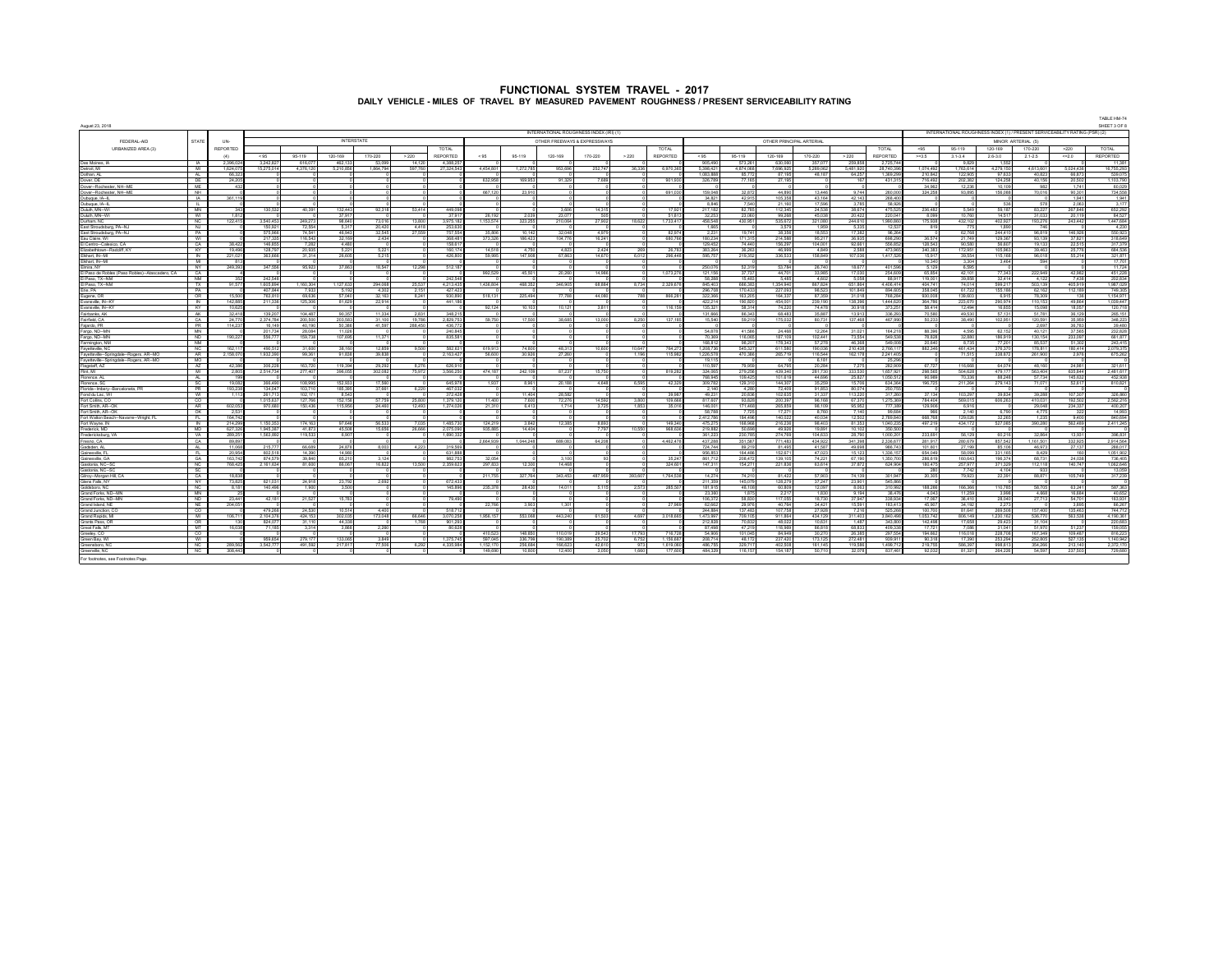# FUNCTIONAL SYSTEM TRAVEL - 2017

## DAILY VEHICLE - MILES OF TRAVEL BY MEASURED PAVEMENT ROUGHNESS / PRESENT SERVICEABILITY RATING

August 23, 2018

TABLE HM-74
SHEET 3 OF 8

| FEDERAL-AID URBANIZED AREA (3) | STATE | UN-REPORTED (4) | INTERNATIONAL ROUGHNESS INDEX (IRI) (1) — INTERSTATE | | | | | | INTERNATIONAL ROUGHNESS INDEX (IRI) (1) — OTHER FREEWAYS & EXPRESSWAYS | | | | | | INTERNATIONAL ROUGHNESS INDEX (IRI) (1) — OTHER PRINCIPAL ARTERIAL | | | | | | INTERNATIONAL ROUGHNESS INDEX (1) / PRESENT SERVICEABILITY RATING (PSR) (2) — MINOR ARTERIAL (5) | | | | | |
|---|---|---|---|---|---|---|---|---|---|---|---|---|---|---|---|---|---|---|---|---|---|---|---|---|---|---|
| | | | < 95 | 95-119 | 120-169 | 170-220 | > 220 | TOTAL REPORTED | < 95 | 95-119 | 120-169 | 170-220 | > 220 | TOTAL REPORTED | < 95 | 95-119 | 120-169 | 170-220 | > 220 | TOTAL REPORTED | <95 / >=3.5 | 95-119 / 3.1-3.4 | 120-169 / 2.6-3.0 | 170-220 / 2.1-2.5 | >220 / <=2.0 | TOTAL REPORTED |
| Des Moines | IA | 2,396,024 | 3,242,827 | 171,077 | 462,133 | 53,099 | 14,120 | 4,388,257 | 0 | 0 | 0 | 0 | 0 | 0 | 905,490 | 573,261 | 630,080 | 357,077 | 259,858 | 2,725,744 | 0 | 9,829 | 1,552 | 0 | 0 | 11,381 |
| Detroit | MI | 1,624,075 | 15,275,014 | 4,276,120 | 5,210,858 | 1,984,794 | 597,760 | 27,324,544 | 4,454,801 | 1,272,785 | 953,696 | 252,747 | 36,338 | 6,970,365 | 5,396,621 | 4,874,066 | 7,096,925 | 5,289,062 | 5,461,920 | 25,743,396 | 1,074,492 | 1,763,614 | 4,278,155 | 4,613,601 | 5,024,436 | 16,755,293 |
| Dothan | AL | 66,323 | 0 | 0 | 0 | 0 | 0 | 0 | 0 | 0 | 0 | 0 | 0 | 0 | 1,003,888 | 85,772 | 87,195 | 48,187 | 64,257 | 1,389,299 | 210,842 | 122,905 | 97,833 | 40,823 | 66,873 | 539,075 |
| Dover | DE | 24,203 | 0 | 0 | 0 | 0 | 0 | 0 | 632,958 | 169,953 | 91,329 | 7,689 | 0 | 901,930 | 326,789 | 77,165 | 27,195 | 0 | 167 | 431,315 | 716,482 | 202,362 | 124,258 | 40,159 | 20,500 | 1,103,760 |
| Dover--Rochester, NH--ME | ME | 432 | 0 | 0 | 0 | 0 | 0 | 0 | 0 | 0 | 0 | 0 | 0 | 0 | 0 | 0 | 0 | 0 | 0 | 0 | 34,962 | 12,236 | 10,109 | 982 | 1,741 | 60,029 |
| Dover--Rochester, NH--ME | NH | 0 | 0 | 0 | 0 | 0 | 0 | 0 | 867,120 | 23,910 | 0 | 0 | 0 | 891,030 | 159,048 | 32,672 | 44,890 | 13,446 | 9,744 | 260,000 | 334,258 | 93,995 | 156,068 | 70,016 | 80,301 | 734,558 |
| Dubuque, IA--IL | IA | 361,119 | 0 | 0 | 0 | 0 | 0 | 0 | 0 | 0 | 0 | 0 | 0 | 0 | 34,821 | 42,915 | 105,358 | 43,164 | 42,143 | 268,400 | 0 | 0 | 0 | 0 | 1,941 | 1,941 |
| Dubuque, IA--IL | IL | 0 | 0 | 0 | 0 | 0 | 0 | 0 | 0 | 0 | 0 | 0 | 0 | 0 | 6,646 | 7,540 | 21,160 | 17,596 | 3,785 | 56,926 | 0 | 0 | 536 | 578 | 2,063 | 3,177 |
| Duluth, MN--WI | MN | 343 | 130,532 | 40,391 | 132,443 | 92,318 | 53,414 | 449,098 | 0 | 0 | 3,606 | 14,315 | 0 | 17,921 | 217,182 | 82,785 | 112,345 | 24,538 | 38,674 | 475,525 | 236,482 | 5,549 | 59,187 | 83,227 | 267,846 | 652,292 |
| Duluth, MN--WI | WI | 1,812 | 0 | 0 | 37,917 | 0 | 0 | 37,917 | 26,182 | 2,039 | 23,077 | 505 | 0 | 51,813 | 32,253 | 23,960 | 99,268 | 45,038 | 20,422 | 220,941 | 8,099 | 10,760 | 14,517 | 31,033 | 20,119 | 84,527 |
| Durham | NC | 122,415 | 3,540,453 | 249,273 | 98,640 | 73,016 | 13,800 | 3,975,182 | 1,153,574 | 323,255 | 210,094 | 27,502 | 18,622 | 1,733,417 | 458,548 | 430,561 | 535,872 | 321,080 | 244,610 | 1,990,660 | 175,938 | 432,102 | 402,927 | 193,276 | 243,442 | 1,447,684 |
| East Stroudsburg, PA--NJ | NJ | 0 | 150,921 | 72,554 | 5,317 | 20,420 | 4,418 | 253,630 | 0 | 0 | 0 | 0 | 0 | 0 | 1,905 | 0 | 3,579 | 1,959 | 5,335 | 12,521 | 919 | 775 | 1,800 | 746 | 0 | 4,230 |
| East Stroudsburg, PA--NJ | PA | 0 | 575,966 | 74,541 | 46,940 | 32,545 | 27,559 | 757,554 | 35,908 | 10,142 | 32,048 | 4,976 | 0 | 82,974 | 2,331 | 19,741 | 38,356 | 18,553 | 17,382 | 96,364 | 0 | 62,768 | 244,410 | 98,819 | 149,926 | 550,923 |
| Eau Claire | WI | 0 | 217,326 | 116,540 | 32,169 | 2,434 | 0 | 368,481 | 373,326 | 186,423 | 104,776 | 16,241 | 0 | 680,766 | 180,234 | 171,313 | 214,588 | 95,217 | 30,933 | 692,285 | 36,374 | 21,749 | 129,367 | 93,129 | 37,831 | 318,649 |
| El Centro--Calexico | CA | 38,422 | 146,855 | 7,282 | 4,480 | 0 | 0 | 158,617 | 0 | 0 | 0 | 0 | 0 | 0 | 129,452 | 74,460 | 156,297 | 104,001 | 92,661 | 556,852 | 128,543 | 90,580 | 56,607 | 19,133 | 22,515 | 317,379 |
| Elizabethtown--Radcliff | KY | 19,496 | 128,797 | 20,935 | 5,221 | 5,221 | 0 | 160,174 | 14,519 | 4,750 | 4,923 | 2,424 | 269 | 26,763 | 383,264 | 36,263 | 46,999 | 4,849 | 2,588 | 473,963 | 340,363 | 172,951 | 105,963 | 39,463 | 25,776 | 684,536 |
| Elkhart, IN--MI | IN | 221,021 | 363,666 | 31,314 | 26,605 | 5,215 | 0 | 426,800 | 59,995 | 147,508 | 67,863 | 14,870 | 6,012 | 296,448 | 595,757 | 219,352 | 336,533 | 158,849 | 107,036 | 1,417,526 | 15,917 | 39,554 | 115,166 | 96,018 | 55,214 | 321,871 |
| Elkhart, IN--MI | MI | 813 | 0 | 0 | 0 | 0 | 0 | 0 | 0 | 0 | 0 | 0 | 0 | 0 | 0 | 0 | 0 | 0 | 0 | 0 | 10,340 | 3,304 | 3,464 | 594 | 0 | 17,701 |
| Elmira | NY | 249,393 | 347,556 | 95,923 | 37,863 | 18,547 | 12,298 | 512,187 | 0 | 0 | 0 | 0 | 0 | 0 | 250,076 | 52,319 | 53,784 | 26,740 | 18,677 | 401,596 | 5,129 | 6,595 | 0 | 0 | 0 | 11,724 |
| El Paso de Robles (Paso Robles)--Atascadero | CA | 0 | 0 | 0 | 0 | 0 | 0 | 0 | 992,529 | 45,561 | 20,260 | 14,866 | 0 | 1,073,216 | 121,150 | 37,727 | 44,701 | 33,965 | 17,030 | 254,609 | 65,854 | 42,101 | 77,343 | 222,949 | 42,982 | 451,226 |
| El Paso, TX--NM | NM | 352 | 242,548 | 0 | 0 | 0 | 0 | 242,548 | 0 | 0 | 0 | 0 | 0 | 0 | 58,268 | 15,483 | 5,485 | 4,602 | 5,558 | 88,917 | 119,931 | 39,858 | 32,414 | 4,122 | 7,438 | 202,834 |
| El Paso, TX--NM | TX | 91,577 | 1,605,694 | 1,160,304 | 1,127,833 | 294,068 | 25,537 | 4,213,435 | 1,436,804 | 468,352 | 346,903 | 68,884 | 8,734 | 2,329,676 | 845,403 | 628,383 | 1,354,940 | 867,924 | 651,954 | 4,406,414 | 404,741 | 74,014 | 599,217 | 503,129 | 405,916 | 1,987,029 |
| Erie | PA | 0 | 407,944 | 7,933 | 5,193 | 4,302 | 2,151 | 427,423 | 0 | 0 | 0 | 0 | 0 | 0 | 296,708 | 170,430 | 227,093 | 98,523 | 101,849 | 894,605 | 358,045 | 61,722 | 155,166 | 62,162 | 112,169 | 749,305 |
| Eugene | OR | 15,500 | 763,610 | 69,636 | 57,040 | 32,763 | 8,241 | 930,890 | 516,131 | 225,494 | 77,768 | 44,080 | 788 | 866,261 | 322,966 | 163,205 | 164,337 | 87,329 | 31,018 | 768,854 | 930,008 | 139,603 | 8,915 | 76,309 | 136 | 1,154,971 |
| Evansville, IN--KY | IN | 142,885 | 211,336 | 125,306 | 81,629 | 22,914 | 0 | 441,186 | 0 | 0 | 0 | 0 | 0 | 0 | 422,214 | 190,820 | 454,001 | 239,190 | 138,396 | 1,444,620 | 364,780 | 223,670 | 290,974 | 110,153 | 49,864 | 1,039,441 |
| Evansville, IN--KY | KY | 10,625 | 0 | 0 | 0 | 0 | 0 | 0 | 92,124 | 10,153 | 10,121 | 3,811 | 0 | 116,159 | 135,327 | 58,314 | 74,220 | 74,478 | 30,918 | 373,251 | 58,414 | 12,494 | 16,655 | 15,098 | 18,057 | 120,716 |
| Fairbanks | AK | 32,418 | 129,207 | 104,487 | 90,357 | 11,334 | 2,831 | 348,215 | 0 | 0 | 0 | 0 | 0 | 0 | 131,606 | 86,343 | 68,483 | 35,887 | 13,913 | 336,293 | 70,580 | 49,530 | 57,131 | 51,781 | 36,129 | 265,151 |
| Fairfield | CA | 24,770 | 2,374,784 | 200,590 | 203,083 | 31,160 | 19,786 | 2,829,733 | 59,750 | 17,500 | 38,685 | 13,000 | 8,250 | 137,185 | 15,540 | 55,219 | 175,032 | 60,731 | 137,468 | 467,990 | 50,233 | 38,490 | 102,951 | 120,591 | 35,969 | 348,233 |
| Fajardo | PR | 114,237 | 16,149 | 40,190 | 50,386 | 41,597 | 288,450 | 436,772 | 0 | 0 | 0 | 0 | 0 | 0 | 54,878 | 41,568 | 24,468 | 12,264 | 31,021 | 164,219 | 0 | 0 | 0 | 2,697 | 36,783 | 39,480 |
| Fargo, ND--MN | MN | 0 | 201,734 | 28,084 | 11,026 | 0 | 0 | 240,845 | 0 | 0 | 0 | 0 | 0 | 0 | 0 | 0 | 0 | 0 | 0 | 0 | 88,396 | 4,595 | 62,152 | 40,121 | 37,565 | 232,828 |
| Fargo, ND--MN | ND | 190,227 | 556,777 | 159,738 | 107,695 | 11,371 | 0 | 835,581 | 0 | 0 | 0 | 0 | 0 | 0 | 70,369 | 116,085 | 187,109 | 102,441 | 73,554 | 549,538 | 78,826 | 32,880 | 186,919 | 130,154 | 233,097 | 661,877 |
| Farmington | NM | 0 | 0 | 0 | 0 | 0 | 0 | 0 | 0 | 0 | 0 | 0 | 0 | 0 | 168,812 | 98,207 | 178,343 | 57,278 | 46,368 | 549,006 | 20,640 | 8,735 | 77,201 | 85,537 | 51,302 | 243,415 |
| Fayetteville | NC | 162,117 | 466,512 | 31,600 | 38,160 | 12,659 | 9,500 | 582,631 | 619,913 | 74,800 | 48,313 | 10,600 | 10,647 | 764,273 | 1,208,736 | 545,327 | 611,580 | 190,036 | 210,438 | 2,766,117 | 882,346 | 461,434 | 376,375 | 176,811 | 180,414 | 2,079,375 |
| Fayetteville--Springdale--Rogers, AR--MO | AR | 2,156,070 | 1,932,390 | 99,361 | 91,838 | 39,838 | 0 | 2,163,427 | 56,600 | 30,926 | 27,260 | 0 | 1,196 | 115,982 | 1,226,578 | 470,386 | 265,719 | 116,544 | 162,178 | 2,241,405 | 0 | 71,515 | 338,873 | 261,900 | 2,976 | 675,262 |
| Fayetteville--Springdale--Rogers, AR--MO | MO | 0 | 0 | 0 | 0 | 0 | 0 | 0 | 0 | 0 | 0 | 0 | 0 | 0 | 19,115 | 0 | 0 | 6,161 | 0 | 25,296 | 0 | 0 | 0 | 0 | 0 | 0 |
| Flagstaff | AZ | 42,388 | 306,228 | 163,720 | 119,394 | 29,292 | 8,276 | 626,910 | 0 | 0 | 0 | 0 | 0 | 0 | 110,597 | 79,959 | 64,765 | 20,284 | 7,275 | 282,909 | 67,727 | 116,668 | 64,074 | 48,160 | 24,981 | 321,611 |
| Flint | MI | 2,805 | 2,514,734 | 277,407 | 396,055 | 302,092 | 75,972 | 3,566,259 | 474,187 | 242,109 | 87,237 | 15,750 | 0 | 819,282 | 324,905 | 279,256 | 439,340 | 281,730 | 333,530 | 1,657,921 | 298,065 | 504,628 | 479,177 | 563,404 | 635,844 | 2,481,617 |
| Florence | AL | 199 | 0 | 0 | 0 | 0 | 0 | 0 | 0 | 0 | 0 | 0 | 0 | 0 | 768,945 | 109,425 | 101,619 | 44,696 | 25,827 | 1,050,512 | 90,989 | 70,336 | 88,248 | 57,734 | 145,632 | 452,938 |
| Florence | SC | 19,082 | 308,490 | 108,995 | 153,933 | 17,580 | 0 | 645,978 | 1,937 | 8,861 | 25,188 | 4,648 | 6,595 | 42,329 | 309,792 | 129,310 | 144,307 | 35,259 | 15,706 | 634,364 | 196,723 | 211,264 | 279,143 | 71,071 | 52,617 | 810,821 |
| Florida--Imbery--Barceloneta | PR | 193,238 | 134,047 | 103,710 | 185,395 | 37,661 | 6,220 | 467,032 | 0 | 0 | 0 | 0 | 0 | 0 | 2,140 | 4,280 | 72,409 | 91,953 | 80,974 | 250,755 | 0 | 0 | 0 | 0 | 0 | 0 |
| Fond du Lac | WI | 1,113 | 261,713 | 102,171 | 8,542 | 0 | 0 | 372,426 | 0 | 11,404 | 28,582 | 0 | 0 | 39,987 | 46,231 | 20,836 | 102,635 | 31,337 | 113,220 | 317,260 | 37,134 | 103,297 | 39,834 | 39,288 | 107,307 | 326,860 |
| Fort Collins | CO | 0 | 1,515,637 | 127,766 | 152,138 | 57,759 | 25,800 | 1,379,120 | 11,400 | 7,600 | 72,276 | 14,592 | 3,800 | 109,668 | 817,937 | 93,828 | 200,397 | 96,168 | 67,370 | 1,275,369 | 784,404 | 569,015 | 608,263 | 410,031 | 192,502 | 2,562,216 |
| Fort Smith, AR--OK | AR | 602,053 | 970,680 | 150,436 | 115,956 | 24,460 | 12,493 | 1,274,030 | 21,310 | 6,413 | 1,714 | 3,725 | 1,853 | 35,016 | 146,351 | 171,468 | 265,859 | 98,109 | 95,952 | 777,389 | 129,806 | 6,916 | 0 | 29,048 | 234,321 | 400,207 |
| Fort Smith, AR--OK | OK | 2,537 | 0 | 0 | 0 | 0 | 0 | 0 | 0 | 0 | 0 | 0 | 0 | 0 | 58,788 | 7,725 | 17,271 | 8,760 | 7,140 | 99,684 | 966 | 2,740 | 6,760 | 4,775 | 322 | 14,993 |
| Fort Walton Beach--Navarre--Wright | FL | 164,742 | 0 | 0 | 0 | 0 | 0 | 0 | 0 | 0 | 0 | 0 | 0 | 0 | 2,412,766 | 184,496 | 140,022 | 40,034 | 12,522 | 2,789,840 | 668,768 | 129,026 | 32,265 | 1,235 | 9,400 | 840,694 |
| Fort Wayne | IN | 214,299 | 1,150,353 | 174,153 | 97,046 | 56,533 | 7,035 | 1,485,730 | 124,219 | 3,842 | 12,385 | 8,893 | 0 | 149,340 | 475,275 | 168,066 | 219,236 | 96,403 | 81,253 | 1,040,235 | 497,219 | 434,772 | 527,065 | 390,280 | 562,489 | 2,411,245 |
| Frederick | MD | 627,126 | 1,945,387 | 41,873 | 45,508 | 15,656 | 26,666 | 2,075,090 | 935,985 | 14,404 | 0 | 7,797 | 10,550 | 968,636 | 219,882 | 50,698 | 49,926 | 19,891 | 10,102 | 350,500 | 0 | 0 | 0 | 0 | 0 | 0 |
| Fredericksburg | VA | 289,251 | 1,303,882 | 119,533 | 6,907 | 0 | 0 | 1,490,322 | 0 | 0 | 0 | 0 | 0 | 0 | 361,233 | 230,785 | 274,769 | 104,633 | 28,780 | 1,000,201 | 233,691 | 56,129 | 60,216 | 32,864 | 13,931 | 396,831 |
| Fresno | CA | 89,897 | 0 | 0 | 0 | 0 | 0 | 0 | 2,664,939 | 1,044,248 | 689,053 | 64,208 | 0 | 4,462,478 | 437,208 | 351,587 | 771,483 | 434,922 | 341,398 | 2,336,677 | 281,917 | 260,679 | 857,542 | 1,161,501 | 332,925 | 2,914,564 |
| Gadsden | AL | 11,068 | 215,777 | 66,689 | 24,878 | 8,023 | 4,223 | 319,590 | 0 | 0 | 0 | 0 | 0 | 0 | 724,744 | 89,219 | 81,495 | 41,587 | 49,698 | 986,743 | 101,801 | 27,199 | 85,106 | 46,973 | 27,137 | 288,017 |
| Gainesville | FL | 20,954 | 602,518 | 14,390 | 14,980 | 0 | 0 | 631,888 | 0 | 0 | 0 | 0 | 0 | 0 | 906,853 | 164,486 | 152,671 | 47,023 | 15,123 | 1,336,157 | 654,049 | 58,099 | 331,165 | 8,429 | 160 | 1,051,902 |
| Gainesville | GA | 163,742 | 874,579 | 39,840 | 65,210 | 3,124 | 0 | 982,753 | 32,054 | 0 | 3,100 | 93 | 0 | 35,247 | 861,712 | 208,472 | 139,103 | 74,221 | 67,190 | 1,350,700 | 286,619 | 160,643 | 196,374 | 68,731 | 24,038 | 736,405 |
| Gastonia, NC--SC | NC | 768,425 | 2,161,624 | 81,600 | 86,067 | 16,823 | 13,500 | 2,359,623 | 297,833 | 12,300 | 14,468 | 0 | 0 | 324,601 | 147,311 | 154,271 | 221,836 | 63,614 | 37,872 | 624,904 | 180,475 | 257,977 | 371,329 | 112,118 | 140,747 | 1,062,646 |
| Gastonia, NC--SC | SC | 0 | 0 | 0 | 0 | 0 | 0 | 0 | 0 | 0 | 0 | 0 | 0 | 0 | 0 | 0 | 0 | 0 | 0 | 0 | 280 | 7,742 | 4,104 | 933 | 0 | 13,059 |
| Gilroy--Morgan Hill | CA | 18,838 | 0 | 0 | 0 | 0 | 0 | 0 | 211,755 | 327,764 | 343,453 | 487,959 | 393,607 | 1,764,538 | 14,374 | 74,210 | 81,422 | 57,903 | 74,139 | 301,947 | 20,355 | 79,923 | 22,391 | 88,877 | 105,749 | 317,299 |
| Glens Falls | NY | 73,629 | 621,031 | 24,918 | 23,792 | 2,692 | 0 | 672,433 | 0 | 0 | 0 | 0 | 0 | 0 | 211,359 | 145,076 | 128,279 | 37,247 | 23,901 | 545,866 | 0 | 0 | 0 | 0 | 0 | 0 |
| Goldsboro | NC | 8,181 | 140,496 | 1,900 | 3,500 | 0 | 0 | 145,896 | 235,378 | 28,430 | 14,011 | 5,115 | 2,573 | 285,507 | 181,915 | 46,108 | 60,809 | 12,097 | 8,063 | 310,992 | 188,286 | 166,366 | 110,785 | 58,705 | 63,241 | 587,363 |
| Grand Forks, ND--MN | MN | 25 | 0 | 0 | 0 | 0 | 0 | 0 | 0 | 0 | 0 | 0 | 0 | 0 | 23,380 | 1,875 | 2,217 | 1,830 | 9,164 | 38,466 | 4,043 | 11,259 | 3,998 | 4,668 | 16,684 | 40,652 |
| Grand Forks, ND--MN | ND | 23,441 | 42,181 | 21,527 | 15,783 | 0 | 0 | 79,490 | 0 | 0 | 0 | 0 | 0 | 0 | 108,372 | 58,830 | 117,035 | 18,730 | 37,947 | 338,934 | 17,097 | 36,410 | 26,045 | 27,713 | 54,701 | 163,901 |
| Grand Island | NE | 204,051 | 0 | 0 | 0 | 0 | 0 | 0 | 22,766 | 3,903 | 1,301 | 0 | 0 | 27,969 | 62,663 | 29,976 | 40,764 | 34,421 | 15,591 | 183,415 | 45,907 | 34,192 | 2,273 | 0 | 3,895 | 86,267 |
| Grand Junction | CO | 0 | 479,268 | 24,530 | 10,514 | 4,400 | 0 | 518,712 | 0 | 0 | 0 | 0 | 0 | 0 | 244,884 | 137,483 | 107,756 | 27,929 | 7,216 | 525,268 | 100,700 | 81,641 | 269,508 | 157,400 | 135,463 | 744,712 |
| Grand Rapids | MI | 106,771 | 2,104,376 | 424,153 | 302,035 | 173,048 | 66,646 | 3,070,258 | 1,856,157 | 553,088 | 443,240 | 61,503 | 4,697 | 3,018,685 | 1,473,997 | 709,105 | 911,864 | 434,129 | 311,403 | 3,940,498 | 1,053,742 | 806,149 | 1,230,162 | 536,770 | 563,538 | 4,190,361 |
| Grants Pass | OR | 130 | 824,077 | 31,110 | 44,338 | 0 | 1,768 | 901,293 | 0 | 0 | 0 | 0 | 0 | 0 | 212,828 | 70,632 | 48,022 | 10,631 | 1,487 | 343,600 | 142,498 | 17,658 | 29,423 | 31,104 | 0 | 220,683 |
| Great Falls | MT | 16,039 | 71,185 | 3,314 | 3,868 | 2,260 | 0 | 80,626 | 0 | 0 | 0 | 0 | 0 | 0 | 87,498 | 47,319 | 118,988 | 86,810 | 68,833 | 409,338 | 17,731 | 7,086 | 31,641 | 51,970 | 51,237 | 159,055 |
| Greeley | CO | 0 | 0 | 0 | 0 | 0 | 0 | 0 | 410,523 | 148,850 | 110,019 | 29,543 | 17,793 | 716,728 | 54,906 | 101,045 | 84,949 | 30,270 | 26,385 | 297,554 | 194,882 | 116,018 | 228,706 | 167,349 | 109,487 | 816,223 |
| Green Bay | WI | 0 | 959,654 | 279,177 | 133,065 | 3,849 | 0 | 1,375,745 | 587,065 | 336,798 | 190,389 | 25,702 | 6,732 | 1,156,683 | 208,714 | 46,172 | 237,420 | 173,125 | 272,481 | 939,911 | 90,318 | 17,390 | 253,294 | 252,803 | 527,135 | 1,140,942 |
| Greensboro | NC | 289,562 | 3,542,777 | 491,592 | 217,617 | 77,506 | 6,292 | 4,335,984 | 1,152,170 | 256,684 | 166,623 | 42,610 | 973 | 1,619,060 | 486,795 | 329,717 | 402,508 | 161,145 | 119,586 | 1,496,712 | 216,755 | 586,397 | 998,613 | 354,266 | 213,140 | 2,372,170 |
| Greenville | NC | 308,443 | 0 | 0 | 0 | 0 | 0 | 0 | 149,690 | 10,800 | 12,400 | 3,050 | 1,660 | 177,600 | 484,329 | 116,157 | 154,187 | 50,710 | 32,078 | 837,461 | 92,032 | 81,321 | 264,226 | 54,597 | 237,503 | 729,680 |

For footnotes, see Footnotes Page.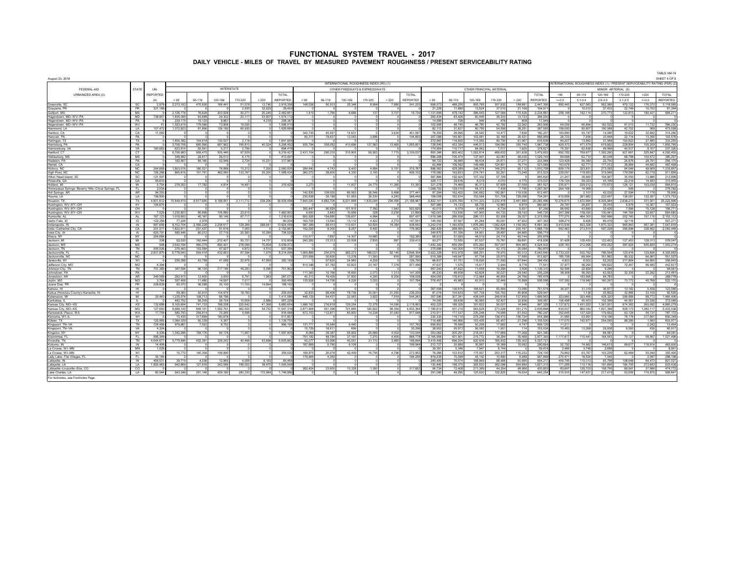# FUNCTIONAL SYSTEM TRAVEL - 2017

## DAILY VEHICLE - MILES OF TRAVEL BY MEASURED PAVEMENT ROUGHNESS / PRESENT SERVICEABILITY RATING

TABLE HM-74

August 23, 2018

SHEET 4 OF 8

| FEDERAL-AID URBANIZED AREA (3) | STATE | UN-REPORTED (4) | INTERNATIONAL ROUGHNESS INDEX (IRI) (1) | | | | | | | | | | | | | | | | | | INTERNATIONAL ROUGHNESS INDEX (1) / PRESENT SERVICEABILITY RATING (PSR) (2) | | | | | |
|---|---|---|---|---|---|---|---|---|---|---|---|---|---|---|---|---|---|---|---|---|---|---|---|---|---|---|
| | | | INTERSTATE | | | | | | OTHER FREEWAYS & EXPRESSWAYS | | | | | | OTHER PRINCIPAL ARTERIAL | | | | | | MINOR ARTERIAL (5) | | | | | |
| | | | < 95 | 95-119 | 120-169 | 170-220 | > 220 | TOTAL REPORTED | < 95 | 95-119 | 120-169 | 170-220 | > 220 | TOTAL REPORTED | < 95 | 95-119 | 120-169 | 170-220 | > 220 | TOTAL REPORTED | <95 >=3.5 | 95-119 3.1-3.4 | 120-169 2.6-3.0 | 170-220 2.1-2.5 | >220 <=2.0 | TOTAL REPORTED |
| Greenville, SC | SC | 2,979 | 2,213,163 | 470,935 | 166,441 | 51,078 | 13,740 | 2,915,356 | 148,038 | 50,913 | 25,348 | 8,954 | 7,980 | 241,233 | 656,573 | 488,255 | 805,765 | 307,832 | 188,881 | 2,447,306 | 892,445 | 627,563 | 952,065 | 470,122 | 176,370 | 3,118,565 |
| Guayama, PR | PR | 321,188 | 0 | 0 | 0 | 0 | 0 | 0 | 0 | 0 | 0 | 0 | 0 | 0 | 21,329 | 11,880 | 13,524 | 37,010 | 21,168 | 104,911 | 0 | 10,512 | 37,433 | 22,749 | 10,700 | 81,394 |
| Gulfport, MS | MS | 0 | 2,126,778 | 78,629 | 203,928 | 50,271 | 25,246 | 2,482,851 | 1,419 | 1,790 | 8,686 | 137 | 3,707 | 15,739 | 1,131,696 | 478,742 | 386,443 | 127,564 | 110,436 | 2,234,881 | 258,148 | 162,114 | 270,775 | 122,813 | 180,421 | 994,271 |
| Hagerstown, MD–WV–PA | MD | 736,847 | 1,404,099 | 63,688 | 29,302 | 23,117 | 53,907 | 1,574,112 | 0 | 0 | 0 | 0 | 0 | 0 | 200,434 | 83,426 | 60,445 | 36,203 | 13,723 | 394,230 | 0 | 0 | 0 | 0 | 0 | 0 |
| Hagerstown, MD–WV–PA | PA | 0 | 229,175 | 15,133 | 9,861 | 0 | 4,218 | 258,387 | 0 | 0 | 0 | 0 | 0 | 0 | 14,589 | 726 | 949 | 476 | 809 | 17,549 | 0 | 0 | 0 | 0 | 0 | 0 |
| Hagerstown, MD–WV–PA | WV | 41 | 1,323,619 | 179,560 | 73,806 | 19,025 | 0 | 1,596,010 | 0 | 0 | 0 | 0 | 0 | 0 | 102,958 | 48,745 | 46,760 | 42,782 | 22,262 | 263,506 | 64,059 | 66,894 | 162,522 | 61,013 | 11,732 | 366,220 |
| Hammond, LA | LA | 107,472 | 1,372,923 | 61,856 | 126,180 | 65,930 | 0 | 1,626,889 | 0 | 0 | 0 | 0 | 0 | 0 | 82,113 | 31,837 | 80,795 | 54,598 | 38,251 | 287,593 | 159,093 | 80,807 | 190,568 | 42,702 | 369 | 473,539 |
| Hanford, CA | CA | 11,060 | 0 | 0 | 0 | 0 | 0 | 0 | 342,745 | 40,591 | 14,631 | 0 | 3,630 | 401,597 | 76,355 | 26,995 | 34,542 | 14,477 | 7,838 | 160,207 | 183,990 | 63,747 | 14,080 | 19,622 | 32,842 | 314,280 |
| Hanover, PA | PA | 0 | 0 | 0 | 0 | 0 | 0 | 0 | 50,317 | 78,637 | 12,043 | 3,696 | 0 | 144,693 | 357,088 | 140,801 | 102,481 | 30,169 | 26,421 | 656,959 | 26,723 | 7,936 | 33,448 | 22,114 | 13,356 | 103,576 |
| Harlingen, TX | TX | 0 | 1,404,392 | 104,618 | 130,527 | 2,116 | 0 | 1,641,654 | 0 | 0 | 0 | 0 | 0 | 0 | 272,987 | 119,830 | 113,055 | 49,700 | 61,067 | 616,639 | 60,207 | 13,992 | 37,988 | 193,623 | 27,485 | 333,255 |
| Harrisburg, PA | PA | 0 | 3,708,708 | 665,990 | 687,962 | 195,810 | 40,024 | 5,298,492 | 935,794 | 358,082 | 410,698 | 137,563 | 13,465 | 1,855,601 | 728,540 | 433,354 | 446,013 | 194,090 | 165,740 | 1,967,738 | 429,372 | 471,579 | 619,802 | 229,804 | 105,209 | 1,855,765 |
| Harrisonburg, VA | VA | 160,683 | 623,914 | 62,561 | 5,217 | 2,784 | 0 | 694,476 | 0 | 0 | 0 | 0 | 0 | 0 | 174,904 | 110,717 | 84,062 | 7,017 | 1,920 | 378,621 | 75,391 | 62,636 | 49,069 | 40,517 | 9,707 | 237,320 |
| Hartford, CT | CT | 0 | 6,708,983 | 909,475 | 505,440 | 97,529 | 0 | 8,219,427 | 2,431,154 | 295,310 | 315,905 | 58,953 | 7,715 | 3,109,037 | 800,366 | 805,402 | 1,052,614 | 469,632 | 351,838 | 3,479,852 | 692,782 | 759,877 | 1,392,290 | 921,661 | 525,847 | 4,292,455 |
| Hattiesburg, MS | MS | 0 | 348,992 | 29,817 | 26,513 | 8,175 | 0 | 413,497 | 0 | 0 | 0 | 0 | 0 | 0 | 696,208 | 105,474 | 137,941 | 42,087 | 48,035 | 1,029,745 | 64,088 | 62,710 | 80,008 | 68,799 | 104,672 | 380,257 |
| Hazleton, PA | PA | 0 | 182,907 | 69,160 | 52,948 | 2,724 | 10,231 | 317,967 | 0 | 0 | 0 | 0 | 0 | 0 | 94,722 | 36,885 | 49,434 | 25,671 | 27,271 | 233,984 | 123,428 | 56,380 | 22,700 | 24,876 | 28,791 | 256,175 |
| Hemet, CA | CA | 0 | 0 | 0 | 0 | 0 | 0 | 0 | 0 | 0 | 0 | 0 | 0 | 0 | 83,466 | 106,582 | 149,486 | 124,801 | 76,774 | 521,089 | 163,079 | 62,771 | 177,012 | 39,964 | 44,582 | 487,408 |
| Hickory, NC | NC | 244,668 | 1,803,016 | 180,521 | 76,886 | 13,312 | 7,200 | 2,080,935 | 294,840 | 4,742 | 8,400 | 4,684 | 5,101 | 315,767 | 896,563 | 429,389 | 348,374 | 146,270 | 90,112 | 1,910,708 | 609,179 | 323,631 | 273,093 | 64,046 | 49,909 | 1,319,857 |
| High Point, NC | NC | 155,288 | 865,616 | 101,791 | 462,060 | 133,767 | 25,200 | 1,588,434 | 360,072 | 38,600 | 4,330 | 3,100 | 0 | 406,102 | 178,580 | 193,623 | 274,781 | 92,291 | 73,248 | 812,523 | 229,591 | 119,953 | 319,946 | 179,590 | 62,779 | 911,859 |
| Hilton Head Island, SC | SC | 121,597 | 0 | 0 | 0 | 0 | 0 | 0 | 0 | 0 | 0 | 0 | 0 | 0 | 587,866 | 192,924 | 107,332 | 57,709 | 0 | 945,830 | 21,247 | 38,660 | 104,957 | 35,050 | 13,986 | 213,899 |
| Hinesville, GA | GA | 55,610 | 0 | 0 | 0 | 0 | 0 | 0 | 0 | 0 | 0 | 0 | 0 | 0 | 329,117 | 29,618 | 8,019 | 4,010 | 4,775 | 375,537 | 176,724 | 59,323 | 43,199 | 22,216 | 14,493 | 315,955 |
| Holland, MI | MI | 5,754 | 278,352 | 17,782 | 4,814 | 14,481 | 0 | 315,429 | 3,273 | 0 | 11,937 | 24,775 | 11,365 | 51,350 | 321,278 | 74,468 | 90,313 | 57,909 | 37,559 | 581,527 | 235,971 | 229,012 | 170,672 | 126,121 | 103,039 | 864,815 |
| Homosassa Springs–Beverly Hills–Citrus Springs, FL | FL | 2,534 | 0 | 0 | 0 | 0 | 0 | 0 | 0 | 0 | 0 | 0 | 0 | 0 | 1,088,752 | 129,010 | 54,372 | 7,438 | 7,795 | 1,287,367 | 264,168 | 14,068 | 0 | 546 | 0 | 278,782 |
| Hot Springs, AR | AR | 94,293 | 0 | 0 | 0 | 0 | 0 | 0 | 140,830 | 108,005 | 86,563 | 36,546 | 5,498 | 377,441 | 97,294 | 162,422 | 240,692 | 192,961 | 119,038 | 812,407 | 0 | 2,101 | 42,032 | 27,594 | 7,176 | 78,906 |
| Houma, LA | LA | 158,900 | 0 | 0 | 0 | 0 | 0 | 0 | 230,835 | 35,188 | 61,953 | 36,230 | 4,240 | 368,449 | 158,058 | 162,814 | 152,584 | 101,708 | 129,096 | 704,261 | 610,856 | 281,962 | 222,497 | 136,081 | 122,357 | 1,373,753 |
| Houston, TX | TX | 4,831,612 | 15,849,419 | 8,817,600 | 9,188,561 | 2,111,712 | 538,206 | 36,505,498 | 7,845,020 | 4,682,706 | 6,531,668 | 1,835,084 | 294,490 | 21,188,967 | 5,822,101 | 3,005,760 | 4,741,333 | 3,232,418 | 3,461,884 | 20,263,496 | 12,276,675 | 1,672,994 | 8,305,984 | 2,636,213 | 331,001 | 25,222,866 |
| Huntington, WV–KY–OH | KY | 104,670 | 0 | 0 | 0 | 0 | 0 | 0 | 0 | 0 | 0 | 0 | 0 | 0 | 507,980 | 74,133 | 58,735 | 12,965 | 6,879 | 660,691 | 29,787 | 26,837 | 35,016 | 5,976 | 10,307 | 107,923 |
| Huntington, WV–KY–OH | OH | 0 | 0 | 0 | 0 | 0 | 0 | 0 | 300,447 | 90,929 | 101,915 | 7,392 | 1,942 | 502,625 | 42,015 | 6,079 | 6,498 | 6,734 | 5,931 | 67,256 | 56,542 | 43,680 | 33,426 | 7,995 | 15,128 | 156,771 |
| Huntington, WV–KY–OH | WV | 7,529 | 1,235,803 | 95,695 | 105,880 | 23,615 | 0 | 1,460,993 | 4,650 | 3,642 | 10,839 | 328 | 2,230 | 21,690 | 162,003 | 133,936 | 147,900 | 64,723 | 38,163 | 546,725 | 247,268 | 109,330 | 130,461 | 144,764 | 52,837 | 684,680 |
| Huntsville, AL | AL | 167,123 | 1,018,600 | 40,167 | 90,146 | 67,717 | 0 | 1,216,630 | 600,926 | 154,880 | 136,637 | 4,994 | 0 | 897,437 | 1,619,366 | 286,938 | 286,121 | 83,306 | 39,327 | 2,315,059 | 777,270 | 464,300 | 500,686 | 252,740 | 157,116 | 2,152,112 |
| Idaho Falls, ID | ID | 122,358 | 77,226 | 2,978 | 0 | 0 | 0 | 80,204 | 163,705 | 13,540 | 13,112 | 4,422 | 2,772 | 197,551 | 145,550 | 87,667 | 81,264 | 45,091 | 47,922 | 407,393 | 399,274 | 6,406 | 69,476 | 32,116 | 0 | 507,271 |
| Indianapolis, IN | IN | 887,656 | 8,102,704 | 2,585,228 | 2,238,617 | 729,266 | 268,641 | 13,924,456 | 587,389 | 68,413 | 110,631 | 53,825 | 18,384 | 838,642 | 3,242,016 | 1,340,879 | 1,876,260 | 1,062,826 | 1,159,382 | 8,681,363 | 3,410,936 | 833,326 | 1,870,333 | 965,843 | 567,381 | 7,647,819 |
| Indio–Cathedral City, CA | CA | 201,517 | 1,822,811 | 231,437 | 91,619 | 7,000 | 0 | 2,152,867 | 152,025 | 8,300 | 8,257 | 8,400 | 0 | 176,982 | 260,429 | 268,565 | 423,713 | 700,860 | 235,167 | 1,888,735 | 542,463 | 213,910 | 597,228 | 390,896 | 338,952 | 2,083,448 |
| Iowa City, IA | IA | 620,791 | 585,446 | 80,012 | 37,719 | 20,581 | 10,289 | 734,029 | 0 | 0 | 0 | 0 | 0 | 0 | 345,870 | 51,334 | 54,961 | 39,897 | 64,665 | 556,719 | 0 | 0 | 0 | 0 | 0 | 0 |
| Ithaca, NY | NY | 258,684 | 0 | 0 | 0 | 0 | 0 | 0 | 110,517 | 7,897 | 14,307 | 19,660 | 0 | 152,380 | 66,512 | 31,093 | 44,019 | 24,110 | 40,144 | 205,878 | 0 | 0 | 0 | 0 | 0 | 0 |
| Jackson, MI | MI | 208 | 52,530 | 182,444 | 212,407 | 50,721 | 14,707 | 512,809 | 240,262 | 72,313 | 23,008 | 2,835 | 997 | 339,415 | 93,271 | 72,555 | 87,537 | 75,781 | 89,691 | 418,836 | 91,408 | 105,420 | 123,453 | 127,453 | 128,313 | 576,047 |
| Jackson, MS | MS | 948 | 3,542,164 | 460,075 | 690,431 | 276,099 | 70,604 | 5,039,372 | 0 | 0 | 0 | 0 | 0 | 0 | 1,442,392 | 650,290 | 970,260 | 557,007 | 904,983 | 4,524,932 | 226,183 | 212,096 | 459,252 | 387,934 | 645,820 | 1,933,274 |
| Jackson, TN | TN | 505,006 | 378,463 | 103,584 | 47,927 | 4,872 | 4,510 | 537,356 | 0 | 0 | 0 | 0 | 0 | 0 | 375,688 | 140,300 | 177,634 | 42,172 | 25,084 | 760,875 | 0 | 0 | 0 | 0 | 0 | 0 |
| Jacksonville, FL | FL | 2,937,870 | 6,778,043 | 934,418 | 432,663 | 67,394 | 1,579 | 8,214,096 | 1,909,886 | 254,979 | 285,273 | 186,021 | 62,145 | 2,698,304 | 3,922,329 | 612,978 | 368,251 | 79,970 | 60,312 | 5,043,840 | 2,733,325 | 532,762 | 786,554 | 123,416 | 129,626 | 4,305,683 |
| Jacksonville, NC | NC | 0 | 0 | 0 | 0 | 0 | 0 | 0 | 231,656 | 30,600 | 13,218 | 11,300 | 816 | 287,590 | 519,388 | 148,547 | 97,734 | 29,573 | 17,585 | 812,827 | 185,708 | 69,564 | 151,662 | 80,332 | 64,061 | 551,527 |
| Janesville, WI | WI | 0 | 226,385 | 43,758 | 41,088 | 22,976 | 47,959 | 382,169 | 0 | 97,620 | 24,965 | 4,205 | 0 | 126,790 | 66,837 | 51,751 | 116,626 | 71,593 | 87,644 | 394,450 | 4,823 | 8,002 | 63,202 | 217,864 | 64,955 | 356,845 |
| Jefferson City, MO | MO | 4,394 | 0 | 0 | 0 | 0 | 0 | 0 | 815,346 | 67,782 | 63,823 | 23,167 | 7,378 | 977,496 | 47,637 | 1,575 | 15,617 | 2,944 | 9,778 | 77,551 | 37,977 | 56,290 | 189,622 | 72,447 | 86,485 | 442,821 |
| Johnson City, TN | TN | 701,385 | 347,594 | 86,135 | 217,185 | 45,293 | 5,595 | 701,802 | 0 | 0 | 0 | 0 | 0 | 0 | 957,240 | 87,822 | 71,456 | 19,284 | 3,508 | 1,139,310 | 52,506 | 22,829 | 9,246 | 0 | 0 | 84,581 |
| Johnstown, PA | PA | 0 | 0 | 0 | 0 | 0 | 0 | 0 | 111,363 | 10,766 | 15,893 | 2,073 | 1,313 | 141,208 | 85,230 | 48,609 | 62,828 | 30,021 | 28,540 | 255,228 | 38,908 | 56,393 | 63,563 | 32,335 | 22,262 | 213,461 |
| Jonesboro, AR | AR | 249,569 | 262,915 | 12,400 | 3,000 | 6,791 | 1,963 | 287,070 | 40,313 | 19,426 | 37,800 | 4,200 | 6,300 | 108,039 | 404,055 | 176,612 | 112,984 | 46,859 | 24,768 | 765,478 | 0 | 183,995 | 84,783 | 0 | 0 | 268,778 |
| Joplin, MO | MO | 3,764 | 357,408 | 11,480 | 14,597 | 7,017 | 0 | 390,499 | 135,828 | 14,706 | 4,226 | 3,023 | 0 | 157,784 | 378,457 | 45,883 | 63,910 | 32,449 | 15,899 | 536,598 | 107,392 | 119,942 | 180,297 | 73,772 | 40,768 | 522,170 |
| Juana Díaz, PR | PR | 228,629 | 90,370 | 36,298 | 35,100 | 11,700 | 14,694 | 188,162 | 0 | 0 | 0 | 0 | 0 | 0 | 0 | 0 | 0 | 0 | 0 | 0 | 0 | 0 | 0 | 0 | 0 | 0 |
| Kahului, HI | HI | 0 | 0 | 0 | 0 | 0 | 0 | 0 | 0 | 0 | 0 | 0 | 0 | 0 | 387,558 | 136,815 | 168,621 | 65,484 | 13,096 | 771,574 | 36,301 | 31,319 | 36,877 | 13,142 | 5,426 | 123,066 |
| Kailua (Honolulu County)–Kaneohe, HI | HI | 0 | 59,360 | 42,915 | 104,970 | 18,760 | 0 | 226,005 | 32,833 | 68,406 | 78,736 | 35,001 | 21,255 | 236,230 | 81,019 | 104,633 | 197,704 | 100,783 | 45,808 | 529,947 | 0 | 1,138 | 25,802 | 32,485 | 33,100 | 92,525 |
| Kalamazoo, MI | MI | 25,443 | 1,235,574 | 108,713 | 66,798 | 0 | 0 | 1,411,086 | 446,129 | 64,431 | 22,563 | 3,622 | 7,519 | 544,263 | 357,590 | 307,341 | 438,545 | 248,618 | 137,859 | 1,489,953 | 323,960 | 323,468 | 428,320 | 295,888 | 88,772 | 1,460,408 |
| Kankakee, IL | IL | 0 | 482,752 | 58,209 | 28,724 | 10,658 | 2,886 | 581,229 | 0 | 0 | 0 | 0 | 0 | 0 | 74,092 | 68,638 | 80,995 | 52,427 | 32,936 | 309,087 | 106,498 | 45,403 | 152,399 | 44,561 | 23,226 | 372,088 |
| Kansas City, MO–KS | KS | 132,686 | 5,105,654 | 741,733 | 766,258 | 225,642 | 41,388 | 6,880,654 | 1,686,162 | 216,918 | 129,254 | 72,379 | 14,090 | 2,118,803 | 452,225 | 188,329 | 191,822 | 50,007 | 14,946 | 897,329 | 1,137,872 | 1,431,022 | 1,361,931 | 674,362 | 260,092 | 4,865,279 |
| Kansas City, MO–KS | MO | 127,650 | 8,688,120 | 849,101 | 1,092,791 | 362,555 | 54,752 | 11,047,319 | 2,871,608 | 561,396 | 721,885 | 190,922 | 56,354 | 4,402,364 | 1,190,614 | 431,214 | 583,626 | 273,226 | 161,215 | 2,639,898 | 634,507 | 962,342 | 1,827,398 | 929,173 | 1,080,117 | 5,433,538 |
| Kennewick–Pasco, WA | WA | 17,759 | 580,793 | 259,814 | 70,285 | 5,596 | 0 | 916,489 | 673,103 | 112,871 | 85,800 | 14,234 | 31,040 | 917,048 | 210,911 | 177,537 | 235,248 | 74,999 | 61,552 | 760,247 | 352,645 | 137,020 | 179,652 | 63,124 | 54,731 | 787,172 |
| Kenosha, WI–IL | WI | 0 | 13,435 | 317,694 | 180,678 | 0 | 0 | 511,807 | 0 | 0 | 0 | 0 | 0 | 0 | 230,335 | 119,710 | 275,206 | 136,413 | 156,724 | 918,388 | 31,985 | 53,991 | 119,196 | 78,176 | 317,001 | 600,349 |
| Killeen, TX | TX | 125,885 | 1,084,029 | 50,339 | 5,387 | 0 | 0 | 1,139,755 | 0 | 0 | 0 | 0 | 0 | 0 | 718,480 | 146,866 | 153,429 | 65,457 | 21,298 | 1,105,530 | 117,070 | 142,971 | 254,085 | 88,285 | 1,560 | 603,971 |
| Kingsport, TN–VA | TN | 724,499 | 979,861 | 7,553 | 8,752 | 0 | 0 | 996,166 | 131,777 | 16,546 | 9,440 | 0 | 0 | 157,762 | 659,853 | 76,549 | 50,299 | 17,682 | 4,747 | 809,129 | 11,211 | 0 | 0 | 0 | 2,242 | 13,454 |
| Kingsport, TN–VA | VA | 4,324 | 0 | 0 | 0 | 0 | 0 | 0 | 15,729 | 18,911 | 656 | 0 | 0 | 35,296 | 38,953 | 55,973 | 56,092 | 1,901 | 114 | 153,034 | 10,483 | 13,266 | 29,938 | 6,593 | 636 | 60,917 |
| Kingston, NY | NY | 5,436 | 1,342,298 | 159,176 | 84,176 | 11,957 | 0 | 1,597,605 | 8,064 | 39,387 | 55,902 | 25,689 | 4,002 | 133,044 | 203,082 | 205,291 | 218,051 | 117,669 | 77,268 | 821,346 | 0 | 64,081 | 0 | 0 | 0 | 64,081 |
| Kissimmee, FL | FL | 995,349 | 0 | 0 | 0 | 0 | 0 | 0 | 791,182 | 48,790 | 37,197 | 7,210 | 4,400 | 888,778 | 2,185,958 | 421,901 | 215,772 | 38,294 | 35,468 | 2,877,393 | 1,117,817 | 110,441 | 164,543 | 70,127 | 58,567 | 1,521,496 |
| Knoxville, TN | TN | 4,044,677 | 5,779,846 | 432,391 | 339,242 | 40,486 | 43,698 | 6,635,662 | 50,077 | 63,996 | 40,051 | 31,110 | 3,460 | 188,694 | 3,419,446 | 696,204 | 620,838 | 165,932 | 125,302 | 5,027,721 | 0 | 0 | 0 | 0 | 0 | 0 |
| Kokomo, IN | IN | 14,406 | 0 | 0 | 0 | 0 | 0 | 0 | 187,699 | 5,760 | 6,106 | 0 | 0 | 199,564 | 212,727 | 20,890 | 30,567 | 16,388 | 10,082 | 290,654 | 52,792 | 74,662 | 146,615 | 69,817 | 118,914 | 462,800 |
| La Crosse, WI–MN | MN | 1,528 | 0 | 0 | 0 | 0 | 0 | 0 | 0 | 0 | 0 | 0 | 0 | 0 | 39,381 | 5,346 | 7,947 | 6,744 | 0 | 59,418 | 2,466 | 3,748 | 2,688 | 0 | 0 | 8,901 |
| La Crosse, WI–MN | WI | 0 | 15,772 | 140,358 | 199,890 | 0 | 0 | 356,020 | 189,875 | 20,076 | 42,409 | 16,795 | 4,796 | 273,952 | 76,266 | 103,812 | 175,507 | 253,317 | 115,232 | 724,135 | 70,882 | 63,767 | 103,239 | 62,469 | 55,049 | 355,405 |
| Lady Lake–The Villages, FL | FL | 35,184 | 0 | 0 | 0 | 0 | 0 | 0 | 179,906 | 4,350 | 0 | 0 | 0 | 184,256 | 819,239 | 75,599 | 43,142 | 10,890 | 8,989 | 957,859 | 270,471 | 18,524 | 7,045 | 0 | 2,097 | 298,136 |
| Lafayette, IN | IN | 458,531 | 39,719 | 4,538 | 12,965 | 4,056 | 8,193 | 69,468 | 0 | 0 | 0 | 0 | 0 | 0 | 245,400 | 70,574 | 188,869 | 88,488 | 60,885 | 654,217 | 459,795 | 110,313 | 83,798 | 108,648 | 64,473 | 827,027 |
| Lafayette, LA | LA | 1,925,483 | 942,669 | 121,816 | 243,588 | 199,002 | 38,475 | 1,545,548 | 0 | 0 | 0 | 0 | 0 | 0 | 130,440 | 198,375 | 355,520 | 382,096 | 554,884 | 1,621,315 | 171,285 | 112,116 | 191,695 | 184,700 | 273,643 | 933,439 |
| Lafayette–Louisville–Erie, CO | CO | 0 | 0 | 0 | 0 | 0 | 0 | 0 | 282,424 | 23,600 | 10,328 | 1,300 | 0 | 317,652 | 56,734 | 72,408 | 211,389 | 44,354 | 48,968 | 433,853 | 83,667 | 125,703 | 158,795 | 69,541 | 37,066 | 474,772 |
| Lake Charles, LA | LA | 80,544 | 543,346 | 291,146 | 459,180 | 280,330 | 172,984 | 1,746,986 | 0 | 0 | 0 | 0 | 0 | 0 | 291,090 | 49,295 | 125,520 | 102,825 | 76,524 | 645,254 | 315,915 | 147,631 | 217,419 | 53,000 | 174,875 | 908,841 |

For footnotes, see Footnotes Page.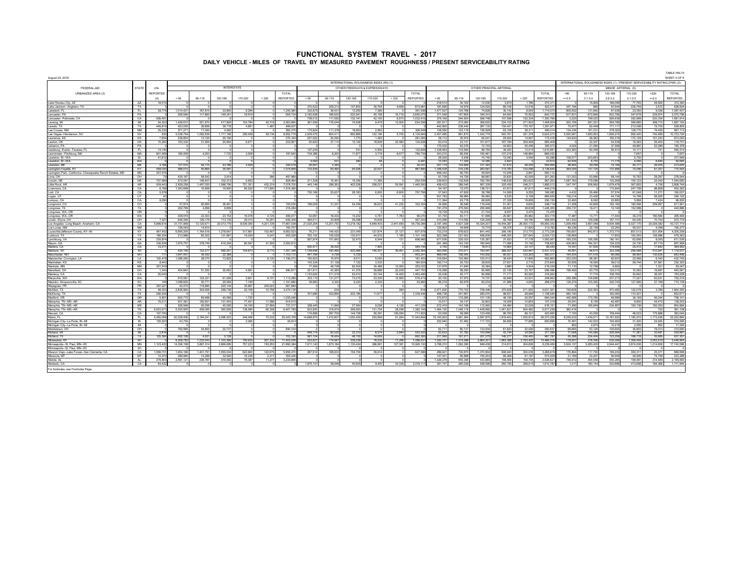# FUNCTIONAL SYSTEM TRAVEL - 2017

## DAILY VEHICLE - MILES OF TRAVEL BY MEASURED PAVEMENT ROUGHNESS / PRESENT SERVICEABILITY RATING

August 23, 2018

TABLE HM-74
SHEET 5 OF 6

| FEDERAL-AID URBANIZED AREA (3) | STATE | UN-REPORTED (4) | INTERNATIONAL ROUGHNESS INDEX (IRI) (1) | | | | | | | | | | | | | | | | | | INTERNATIONAL ROUGHNESS INDEX (1) / PRESENT SERVICEABILITY RATING (PSR) (2) | | | | | |
|---|---|---|---|---|---|---|---|---|---|---|---|---|---|---|---|---|---|---|---|---|---|---|---|---|---|---|
| | | | INTERSTATE | | | | | | OTHER FREEWAYS & EXPRESSWAYS | | | | | | OTHER PRINCIPAL ARTERIAL | | | | | | MINOR ARTERIAL (5) | | | | | |
| | | | < 95 | 95-119 | 120-169 | 170-220 | > 220 | TOTAL REPORTED | < 95 | 95-119 | 120-169 | 170-220 | > 220 | TOTAL REPORTED | < 95 | 95-119 | 120-169 | 170-220 | > 220 | TOTAL REPORTED | <95 >=3.5 | 95-119 3.1-3.4 | 120-169 2.6-3.0 | 170-220 2.1-2.5 | >220 <=2.0 | TOTAL REPORTED |
| Lake Havasu City, AZ | AZ | 18,515 | 0 | 0 | 0 | 0 | 0 | 0 | 0 | 0 | 0 | 0 | 0 | 0 | 218,514 | 34,162 | 12,030 | 3,819 | 1,786 | 270,311 | 0 | 15,906 | 189,099 | 77,793 | 29,562 | 312,360 |
| Lake Jackson--Angleton, TX | TX | 0 | 0 | 0 | 0 | 0 | 0 | 0 | 270,522 | 209,213 | 147,803 | 36,764 | 9,658 | 673,961 | 181,695 | 34,678 | 124,022 | 69,106 | 12,516 | 422,017 | 357,194 | 885 | 40,544 | 226,749 | 3,572 | 628,924 |
| Lakeland, FL | FL | 28,776 | 1,014,421 | 187,815 | 33,850 | 9,294 | 0 | 1,245,380 | 332,875 | 38,431 | 13,250 | 7,380 | 0 | 391,936 | 1,477,527 | 124,768 | 74,628 | 30,142 | 8,004 | 1,715,070 | 805,552 | 131,842 | 97,936 | 23,050 | 9,026 | 1,067,407 |
| Lancaster, PA | PA | 0 | 0 | 0 | 0 | 0 | 0 | 0 | 2,182,628 | 186,630 | 223,941 | 45,159 | 16,716 | 2,655,075 | 371,549 | 147,855 | 194,315 | 64,509 | 75,553 | 843,772 | 517,501 | 672,846 | 502,796 | 347,678 | 229,974 | 2,270,796 |
| Lancaster--Palmdale, CA | CA | 938,491 | 0 | 0 | 0 | 0 | 0 | 0 | 738,012 | 111,592 | 132,141 | 42,100 | 8,570 | 1,032,415 | 379,165 | 244,924 | 366,748 | 157,596 | 152,334 | 1,300,768 | 3,220 | 199,023 | 926,638 | 352,609 | 200,334 | 1,681,914 |
| Lansing, MI | MI | 54,523 | 1,426,810 | 521,970 | 417,809 | 154,784 | 42,318 | 2,563,690 | 361,596 | 176,044 | 74,938 | 9,479 | 12,500 | 634,556 | 281,817 | 272,060 | 358,622 | 224,102 | 271,902 | 1,408,504 | 200,756 | 281,251 | 559,786 | 366,685 | 458,715 | 1,867,193 |
| Laredo, TX | TX | 448,814 | 423,055 | 29,856 | 39,718 | 4,891 | 1,487 | 499,007 | 0 | 0 | 0 | 0 | 0 | 0 | 442,800 | 236,442 | 287,130 | 150,431 | 175,167 | 1,291,971 | 75,477 | 62,448 | 171,117 | 212,058 | 15,705 | 536,805 |
| Las Cruces, NM | NM | 25,232 | 571,271 | 17,042 | 4,062 | 0 | 0 | 592,375 | 175,824 | 111,378 | 18,683 | 2,663 | 0 | 308,548 | 108,550 | 103,118 | 156,928 | 83,108 | 38,311 | 490,014 | 134,334 | 151,231 | 378,322 | 128,770 | 74,455 | 867,113 |
| Las Vegas--Henderson, NV | NV | 830 | 5,536,764 | 1,082,838 | 1,717,166 | 259,458 | 56,734 | 8,652,778 | 2,509,475 | 604,411 | 892,868 | 122,194 | 5,700 | 4,134,646 | 2,457,485 | 961,870 | 1,342,779 | 540,761 | 321,378 | 5,624,273 | 5,050,587 | 1,983,953 | 1,958,274 | 992,420 | 740,489 | 10,723,724 |
| Lawrence, KS | KS | 7,854 | 236,854 | 13,126 | 20,190 | 0 | 0 | 270,164 | 257,522 | 20,290 | 1,770 | 1,483 | 0 | 281,065 | 38,112 | 30,919 | 62,047 | 29,500 | 14,847 | 175,418 | 124,930 | 28,382 | 195,318 | 172,129 | 151,243 | 672,000 |
| Lawton, OK | OK | 15,283 | 163,332 | 31,900 | 20,954 | 6,671 | 0 | 222,857 | 50,920 | 27,110 | 15,192 | 18,826 | 22,560 | 134,628 | 83,416 | 23,131 | 101,617 | 167,784 | 309,459 | 685,408 | 0 | 22,307 | 24,538 | 16,393 | 55,463 | 118,701 |
| Lebanon, PA | PA | 0 | 0 | 0 | 0 | 0 | 0 | 0 | 0 | 0 | 0 | 0 | 0 | 0 | 170,032 | 63,276 | 72,155 | 44,653 | 45,456 | 395,572 | 4,024 | 21,590 | 37,596 | 49,681 | 52,286 | 165,378 |
| Leesburg--Eustis--Tavares, FL | FL | 14,140 | 0 | 0 | 0 | 0 | 0 | 0 | 127,245 | 0 | 531 | 4,830 | 0 | 132,606 | 1,338,563 | 133,594 | 89,790 | 36,420 | 12,514 | 1,610,881 | 333,393 | 82,456 | 59,513 | 14,111 | 741 | 490,214 |
| Leominster--Fitchburg, MA | MA | 801,956 | 182,459 | 4,253 | 7,722 | 3,508 | 0 | 197,942 | 734,366 | 8,200 | 11,877 | 3,719 | 8,577 | 766,739 | 343,215 | 85,256 | 150,461 | 137,216 | 149,884 | 866,032 | 0 | 0 | 0 | 7,657 | 0 | 7,657 |
| Lewiston, ID--WA | ID | 41,812 | 0 | 0 | 0 | 0 | 0 | 0 | 0 | 0 | 0 | 0 | 0 | 0 | 26,525 | 5,438 | 15,740 | 12,040 | 3,545 | 63,288 | 108,577 | 203,653 | 0 | 5,720 | 0 | 317,949 |
| Lewiston, ID--WA | WA | 0 | 0 | 0 | 0 | 0 | 0 | 0 | 5,592 | 531 | 280 | 84 | 0 | 6,487 | 15,263 | 11,329 | 14,390 | 2,823 | 0 | 43,814 | 62,939 | 6,753 | 11,776 | 4,556 | 6,640 | 92,665 |
| Lewiston, ME | ME | 4,168 | 137,510 | 54,715 | 43,786 | 4,509 | 0 | 240,519 | 26,691 | 3,340 | 0 | 0 | 0 | 30,031 | 207,119 | 124,606 | 121,393 | 57,672 | 49,205 | 559,995 | 98,665 | 29,048 | 74,184 | 44,777 | 26,916 | 273,600 |
| Lexington-Fayette, KY | KY | 458,030 | 998,515 | 40,864 | 35,581 | 0 | 0 | 1,074,959 | 733,936 | 65,460 | 65,928 | 22,527 | 0 | 887,886 | 1,348,439 | 276,239 | 263,587 | 115,763 | 132,596 | 2,136,644 | 364,059 | 137,125 | 131,998 | 70,056 | 67,307 | 770,544 |
| Lexington Park--California--Chesapeake Ranch Estates, MD | MD | 257,575 | 0 | 0 | 0 | 0 | 0 | 0 | 0 | 0 | 0 | 0 | 0 | 0 | 468,342 | 60,750 | 49,924 | 10,249 | 2,847 | 592,112 | 0 | 0 | 0 | 0 | 0 | 0 |
| Lima, OH | OH | 79 | 435,167 | 58,542 | 3,914 | 0 | 366 | 497,989 | 0 | 0 | 0 | 0 | 0 | 0 | 91,709 | 44,726 | 88,987 | 33,830 | 42,009 | 301,260 | 121,353 | 53,966 | 58,144 | 15,783 | 29,297 | 278,544 |
| Lincoln, NE | NE | 707,689 | 572,091 | 148,407 | 102,313 | 5,652 | 0 | 828,464 | 211,328 | 15,491 | 16,356 | 11,365 | 0 | 254,539 | 239,603 | 132,639 | 182,760 | 148,638 | 283,623 | 987,263 | 1,087,163 | 179,086 | 103,269 | 150,123 | 25,040 | 1,544,680 |
| Little Rock, AR | AR | 939,443 | 2,839,258 | 1,497,020 | 1,588,795 | 721,361 | 432,274 | 7,078,705 | 443,746 | 286,263 | 402,528 | 258,031 | 55,591 | 1,445,559 | 456,422 | 286,040 | 567,339 | 325,439 | 248,271 | 1,883,512 | 247,747 | 508,960 | 1,679,478 | 367,853 | 4,706 | 2,808,744 |
| Livermore, CA | CA | 6,169 | 1,243,689 | 16,656 | 18,900 | 65,520 | 171,600 | 1,516,365 | 0 | 0 | 0 | 0 | 0 | 0 | 54,197 | 72,070 | 138,721 | 91,613 | 87,617 | 444,218 | 0 | 0 | 113,644 | 247,759 | 88,858 | 450,262 |
| Lodi, CA | CA | 5,578 | 0 | 0 | 0 | 0 | 0 | 0 | 730,168 | 25,637 | 28,183 | 6,905 | 6,905 | 797,798 | 57,943 | 47,826 | 36,789 | 14,269 | 9,255 | 166,082 | 4,432 | 55,496 | 57,574 | 61,248 | 11,271 | 190,021 |
| Logan, UT | UT | 63 | 0 | 0 | 0 | 0 | 0 | 0 | 0 | 0 | 0 | 0 | 0 | 0 | 531,793 | 66,966 | 56,083 | 8,535 | 6,158 | 669,555 | 106,214 | 23,426 | 44,736 | 14,799 | 56,925 | 246,102 |
| Lompoc, CA | CA | 8,290 | 0 | 0 | 0 | 0 | 0 | 0 | 0 | 0 | 0 | 0 | 0 | 0 | 111,364 | 63,778 | 68,826 | 27,328 | 18,855 | 290,150 | 22,493 | 8,062 | 22,883 | 5,968 | 7,424 | 66,830 |
| Longmont, CO | CO | 0 | 57,974 | 60,600 | 36,461 | 0 | 0 | 155,035 | 169,006 | 31,237 | 54,256 | 36,623 | 41,232 | 332,354 | 34,826 | 36,546 | 116,446 | 51,361 | 9,600 | 248,719 | 21,258 | 42,890 | 163,162 | 180,594 | 209,997 | 617,901 |
| Longview, TX | TX | 0 | 202,769 | 4,656 | 8,859 | 0 | 0 | 216,284 | 0 | 0 | 0 | 0 | 0 | 0 | 791,279 | 275,593 | 256,568 | 66,847 | 38,638 | 1,428,355 | 258,737 | 19,411 | 12,149 | 152,589 | 0 | 440,886 |
| Longview, WA--OR | OR | 0 | 0 | 0 | 0 | 0 | 0 | 0 | 0 | 0 | 0 | 0 | 0 | 0 | 19,729 | 18,016 | 21,704 | 8,557 | 5,470 | 73,476 | 0 | 0 | 0 | 0 | 0 | 0 |
| Longview, WA--OR | WA | 0 | 429,919 | 22,303 | 23,152 | 16,478 | 4,725 | 496,577 | 52,891 | 16,432 | 14,202 | 4,761 | 7,783 | 96,070 | 61,745 | 83,111 | 51,999 | 20,961 | 85,962 | 303,778 | 17,487 | 13,771 | 17,444 | 36,219 | 180,564 | 265,484 |
| Lorain--Elyria, OH | OH | 7,327 | 648,394 | 129,179 | 113,135 | 29,310 | 16,291 | 936,309 | 464,611 | 30,908 | 26,088 | 15,636 | 0 | 537,243 | 210,096 | 114,062 | 125,208 | 59,768 | 59,790 | 568,955 | 541,530 | 129,298 | 167,701 | 64,036 | 70,154 | 972,719 |
| Los Angeles--Long Beach--Anaheim, CA | CA | 5,896,614 | 31,731,969 | 13,120,671 | 20,073,779 | 8,539,390 | 4,201,728 | 77,667,538 | 21,025,294 | 13,201,752 | 13,218,182 | 4,849,403 | 2,441,655 | 54,736,286 | 2,197,348 | 4,927,339 | 16,324,207 | 18,444,287 | 28,000,172 | 69,893,342 | 1,299,480 | 3,567,066 | 9,504,598 | 9,327,170 | 20,029,382 | 43,727,714 |
| Los Lunas, NM | NM | 0 | 136,093 | 14,614 | 0 | 0 | 0 | 150,707 | 0 | 0 | 0 | 0 | 0 | 0 | 125,803 | 34,908 | 72,775 | 58,375 | 21,920 | 313,782 | 88,236 | 22,158 | 22,254 | 55,531 | 4,099 | 190,277 |
| Louisville/Jefferson County, KY--IN | KY | 847,452 | 6,990,205 | 1,164,518 | 1,278,667 | 317,667 | 102,467 | 9,853,523 | 76,211 | 145,420 | 231,045 | 127,874 | 27,127 | 607,678 | 733,219 | 678,623 | 841,443 | 306,180 | 213,770 | 2,773,236 | 750,657 | 842,813 | 1,372,770 | 807,013 | 531,954 | 4,305,208 |
| Lubbock, TX | TX | 185,354 | 213,989 | 85,302 | 131,667 | 19,024 | 5,047 | 455,028 | 763,102 | 155,028 | 130,917 | 44,915 | 7,185 | 1,101,148 | 522,398 | 227,552 | 498,839 | 448,300 | 327,643 | 2,024,732 | 138,969 | 0 | 17,853 | 193,545 | 126,996 | 478,363 |
| Lynchburg, VA | VA | 235,874 | 0 | 0 | 0 | 0 | 0 | 0 | 557,974 | 101,843 | 32,473 | 6,544 | 131 | 698,965 | 677,636 | 225,033 | 135,387 | 37,833 | 17,178 | 1,093,067 | 165,235 | 195,395 | 180,161 | 62,656 | 8,093 | 611,539 |
| Macon, GA | GA | 336,509 | 1,675,757 | 378,749 | 416,254 | 80,597 | 41,555 | 2,592,912 | 0 | 0 | 0 | 0 | 0 | 0 | 281,348 | 143,100 | 160,945 | 71,086 | 72,192 | 708,652 | 438,963 | 184,321 | 124,225 | 24,730 | 87,719 | 857,959 |
| Madera, CA | CA | 12,211 | 0 | 0 | 0 | 0 | 0 | 0 | 500,471 | 36,523 | 0 | 7,800 | 0 | 544,794 | 2,150 | 11,936 | 18,013 | 10,800 | 23,141 | 66,040 | 74,357 | 67,935 | 179,406 | 25,412 | 17,842 | 364,952 |
| Madison, WI | WI | 0 | 420,186 | 132,277 | 590,351 | 104,673 | 9,710 | 1,257,346 | 1,148,648 | 430,466 | 830,488 | 146,301 | 36,461 | 2,592,364 | 360,006 | 370,571 | 763,541 | 389,307 | 533,947 | 2,437,372 | 45,081 | 94,613 | 333,306 | 295,588 | 410,941 | 1,179,531 |
| Manchester, NH | NH | 11 | 1,641,451 | 39,352 | 22,369 | 0 | 0 | 1,703,172 | 441,784 | 5,729 | 5,729 | 0 | 0 | 453,241 | 488,046 | 156,345 | 143,932 | 80,551 | 123,203 | 992,077 | 164,305 | 151,516 | 98,065 | 96,954 | 130,835 | 642,498 |
| Mandeville--Covington, LA | LA | 100,478 | 1,066,260 | 28,070 | 73,622 | 0 | 8,120 | 1,196,272 | 150,922 | 15,970 | 9,511 | 5,050 | 0 | 181,453 | 316,664 | 102,560 | 102,412 | 39,424 | 31,800 | 592,860 | 223,030 | 98,381 | 82,923 | 22,068 | 6,343 | 432,745 |
| Manhattan, KS | KS | 8,443 | 0 | 0 | 0 | 0 | 0 | 0 | 143,334 | 31,138 | 7,122 | 3,330 | 0 | 184,924 | 183,714 | 20,753 | 38,635 | 27,631 | 2,710 | 273,642 | 55,506 | 18,060 | 39,012 | 59,744 | 57,981 | 230,303 |
| Mankato, MN | MN | 251,919 | 0 | 0 | 0 | 0 | 0 | 0 | 77,266 | 46,706 | 62,500 | 34,486 | 12,062 | 233,022 | 137,876 | 41,845 | 32,384 | 2,880 | 4,554 | 219,339 | 71,110 | 12,796 | 6,820 | 0 | 1,321 | 92,047 |
| Mansfield, OH | OH | 1,340 | 404,840 | 51,252 | 30,063 | 4,661 | 0 | 490,817 | 301,911 | 43,365 | 41,376 | 38,889 | 22,209 | 447,750 | 118,289 | 58,290 | 65,066 | 22,156 | 23,767 | 286,496 | 199,492 | 93,776 | 122,013 | 10,383 | 19,897 | 445,561 |
| Manteca, CA | CA | 25,042 | 0 | 0 | 0 | 0 | 0 | 0 | 1,123,822 | 211,319 | 93,410 | 20,744 | 14,400 | 1,463,495 | 25,436 | 45,177 | 90,958 | 71,171 | 83,520 | 316,262 | 0 | 17,774 | 108,760 | 30,642 | 36,051 | 193,228 |
| Marysville, WA | WA | 0 | 915,581 | 124,321 | 61,059 | 2,601 | 9,727 | 1,113,289 | 333,110 | 131,277 | 73,215 | 23,305 | 15,565 | 576,473 | 20,100 | 57,975 | 74,737 | 42,849 | 53,001 | 248,662 | 229,386 | 124,699 | 237,273 | 77,227 | 83,631 | 752,216 |
| Mauldin--Simpsonville, SC | SC | 149 | 1,098,820 | 50,771 | 25,094 | 7,195 | 0 | 1,181,880 | 39,982 | 2,330 | 9,320 | 2,330 | 0 | 53,962 | 85,216 | 82,979 | 83,234 | 41,996 | 4,650 | 298,074 | 126,276 | 103,362 | 325,745 | 127,566 | 27,189 | 710,139 |
| Mayagüez, PR | PR | 397,227 | 42,470 | 118,880 | 225,144 | 35,867 | 245,523 | 667,884 | 0 | 0 | 0 | 0 | 0 | 0 | 0 | 0 | 0 | 0 | 0 | 0 | 0 | 0 | 0 | 0 | 0 | 0 |
| McAllen, TX | TX | 48,353 | 2,836,560 | 304,926 | 299,738 | 22,158 | 10,758 | 3,474,139 | 0 | 234 | 0 | 0 | 384 | 618 | 2,571,620 | 770,742 | 706,446 | 370,623 | 211,925 | 4,631,361 | 745,608 | 222,393 | 570,482 | 122,078 | 3,788 | 1,664,350 |
| McKinney, TX | TX | 292,425 | 0 | 0 | 0 | 0 | 0 | 0 | 701,689 | 423,898 | 202,186 | 11,677 | 0 | 1,339,449 | 498,738 | 241,957 | 280,070 | 98,931 | 28,849 | 1,148,545 | 560,190 | 0 | 162,060 | 110,421 | 0 | 832,671 |
| Medford, OR | OR | 5,851 | 902,772 | 89,988 | 40,556 | 1,720 | 0 | 1,035,046 | 0 | 0 | 0 | 0 | 0 | 0 | 373,872 | 115,285 | 131,135 | 48,195 | 25,557 | 694,044 | 442,996 | 173,765 | 48,989 | 36,148 | 54,244 | 756,141 |
| Memphis, TN--MS--AR | AR | 76,211 | 501,381 | 192,651 | 131,443 | 77,451 | 11,586 | 914,513 | 0 | 0 | 0 | 0 | 0 | 0 | 10,517 | 34,137 | 32,802 | 19,009 | 10,853 | 107,318 | 35,241 | 8,155 | 42,487 | 8,900 | 44,470 | 139,253 |
| Memphis, TN--MS--AR | MS | 0 | 539,946 | 93,056 | 45,055 | 34,165 | 27,994 | 737,217 | 358,445 | 11,840 | 27,564 | 9,058 | 4,126 | 411,033 | 572,419 | 143,166 | 112,560 | 54,490 | 33,526 | 916,161 | 71,990 | 165,849 | 234,857 | 190,139 | 192,050 | 854,884 |
| Memphis, TN--MS--AR | TN | 6,053,973 | 5,350,905 | 458,065 | 393,926 | 138,585 | 66,308 | 6,407,789 | 503,820 | 318,974 | 399,550 | 131,704 | 28,098 | 1,382,146 | 1,464,125 | 1,048,118 | 1,408,892 | 1,041,621 | 934,482 | 5,917,238 | 360,416 | 0 | 0 | 0 | 722 | 361,138 |
| Merced, CA | CA | 107,793 | 0 | 0 | 0 | 0 | 0 | 0 | 116,899 | 267,705 | 144,738 | 56,391 | 126,090 | 711,823 | 53,009 | 58,598 | 123,459 | 99,763 | 89,121 | 423,950 | 7,150 | 43,538 | 108,444 | 48,023 | 175,888 | 383,044 |
| Miami, FL | FL | 5,450,068 | 20,329,406 | 2,194,041 | 2,096,523 | 348,406 | 75,333 | 25,043,708 | 14,688,875 | 1,412,607 | 1,050,439 | 230,669 | 61,264 | 17,443,854 | 15,145,903 | 5,961,264 | 5,587,876 | 1,819,403 | 1,055,813 | 29,570,259 | 8,235,032 | 1,439,571 | 10,181,920 | 1,190,610 | 1,173,426 | 22,220,860 |
| Michigan City--La Porte, IN--MI | IN | 155,503 | 43,754 | 0 | 0 | 2,060 | 0 | 45,814 | 0 | 0 | 0 | 0 | 0 | 0 | 222,940 | 97,462 | 117,723 | 84,656 | 77,895 | 600,696 | 70,491 | 142,523 | 105,462 | 31,200 | 24,920 | 374,595 |
| Michigan City--La Porte, IN--MI | MI | 0 | 0 | 0 | 0 | 0 | 0 | 0 | 0 | 0 | 0 | 0 | 0 | 0 | 0 | 0 | 0 | 0 | 0 | 0 | 852 | 2,870 | 10,218 | 2,555 | 852 | 17,345 |
| Middletown, OH | OH | 0 | 782,586 | 34,800 | 22,737 | 0 | 0 | 840,104 | 0 | 0 | 0 | 0 | 0 | 0 | 92,717 | 80,137 | 133,934 | 61,823 | 22,026 | 390,637 | 99,965 | 53,126 | 106,695 | 36,893 | 19,013 | 315,690 |
| Midland, MI | MI | 2,816 | 0 | 0 | 0 | 0 | 0 | 0 | 449,174 | 60,520 | 32,310 | 8,574 | 2,944 | 553,522 | 93,833 | 51,782 | 153,946 | 43,744 | 34,090 | 377,399 | 77,068 | 145,588 | 206,564 | 77,281 | 33,481 | 539,981 |
| Midland, TX | TX | 125,360 | 692,126 | 4,937 | 5,126 | 0 | 0 | 702,189 | 581,104 | 18,454 | 48,150 | 14,655 | 0 | 662,363 | 317,580 | 191,271 | 207,279 | 145,277 | 106,400 | 967,787 | 55,288 | 224,404 | 133,256 | 188,718 | 35,685 | 637,351 |
| Milwaukee, WI | WI | 0 | 8,206,783 | 1,233,043 | 1,703,369 | 700,635 | 207,232 | 11,453,058 | 533,621 | 174,947 | 238,239 | 78,535 | 71,296 | 1,096,637 | 1,520,709 | 1,374,588 | 2,884,201 | 1,963,399 | 2,763,423 | 10,486,316 | 178,507 | 216,356 | 832,088 | 1,366,454 | 3,053,518 | 5,446,904 |
| Minneapolis--St. Paul, MN--WI | MN | 1,123,420 | 14,306,199 | 3,667,014 | 2,866,695 | 757,223 | 193,253 | 21,990,384 | 7,611,140 | 1,670,184 | 1,130,424 | 386,961 | 127,391 | 10,926,100 | 3,788,210 | 1,082,390 | 849,436 | 314,813 | 204,606 | 6,239,456 | 5,924,137 | 5,283,400 | 2,644,447 | 2,674,006 | 1,214,606 | 17,740,596 |
| Minneapolis--St. Paul, MN--WI | WI | 0 | 0 | 0 | 0 | 0 | 0 | 0 | 0 | 0 | 0 | 0 | 0 | 0 | 0 | 0 | 0 | 0 | 0 | 0 | 0 | 0 | 0 | 0 | 0 | 0 |
| Mission Viejo--Lake Forest--San Clemente, CA | CA | 1,599,751 | 1,954,166 | 1,401,791 | 1,555,034 | 622,800 | 122,879 | 5,656,470 | 267,914 | 168,003 | 154,754 | 36,914 | 0 | 627,586 | 289,921 | 700,875 | 1,370,904 | 606,943 | 300,035 | 3,268,678 | 176,864 | 117,793 | 199,230 | 350,311 | 25,371 | 869,569 |
| Missoula, MT | MT | 10,379 | 289,984 | 14,289 | 32,540 | 16,236 | 2,217 | 355,245 | 0 | 0 | 0 | 0 | 0 | 0 | 147,001 | 95,668 | 155,203 | 85,269 | 91,187 | 574,528 | 21,189 | 22,427 | 56,949 | 46,036 | 75,799 | 222,288 |
| Mobile, AL | AL | 276,883 | 2,591,121 | 236,787 | 316,093 | 79,387 | 11,277 | 3,234,665 | 0 | 0 | 0 | 0 | 0 | 0 | 1,329,279 | 455,346 | 433,885 | 198,406 | 109,705 | 2,526,621 | 748,912 | 454,546 | 550,265 | 199,461 | 214,489 | 2,165,693 |
| Modesto, CA | CA | 83,422 | 0 | 0 | 0 | 0 | 0 | 0 | 1,875,141 | 58,646 | 40,600 | 9,400 | 34,330 | 2,018,117 | 381,747 | 285,038 | 428,596 | 260,793 | 258,615 | 1,614,787 | 1,017 | 180,144 | 332,699 | 413,698 | 184,386 | 1,111,944 |

For footnotes, see Footnotes Page.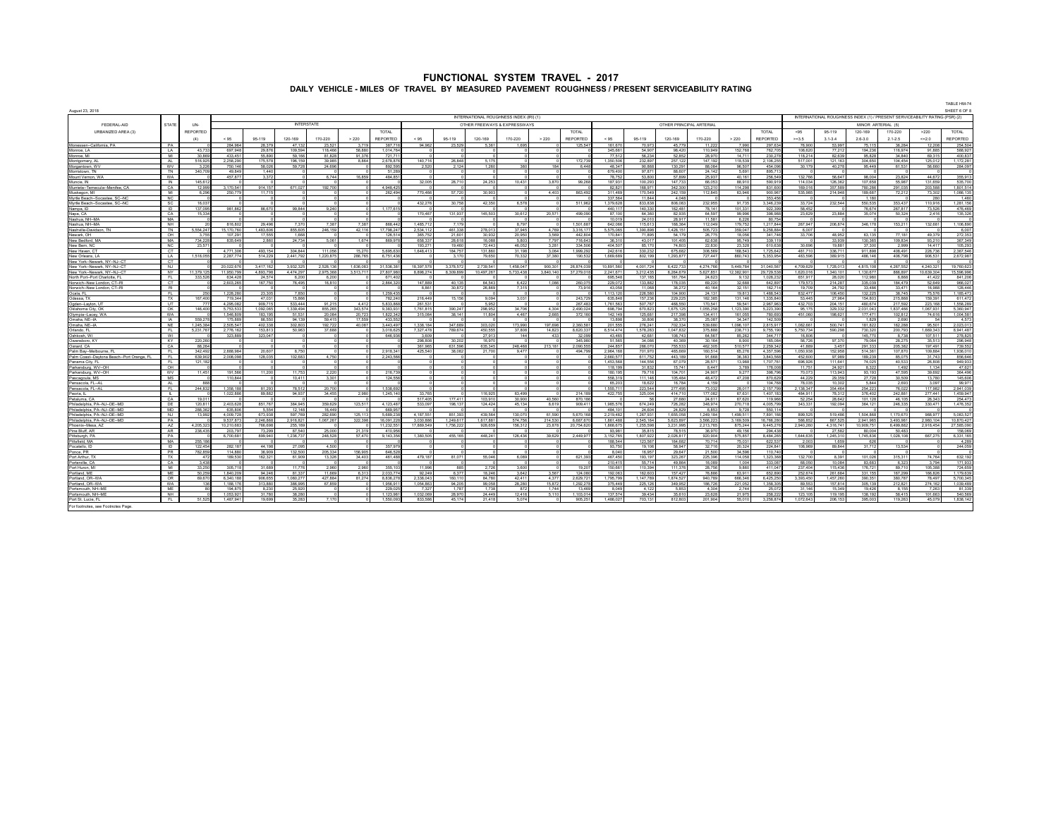# FUNCTIONAL SYSTEM TRAVEL - 2017

## DAILY VEHICLE - MILES OF TRAVEL BY MEASURED PAVEMENT ROUGHNESS / PRESENT SERVICEABILITY RATING

TABLE HM-74

August 23, 2018

SHEET 6 OF 8

| FEDERAL-AID URBANIZED AREA (3) | STATE | UN-REPORTED (4) | INTERNATIONAL ROUGHNESS INDEX (IRI) (1) | | | | | | | | | | | | | | | | | | INTERNATIONAL ROUGHNESS INDEX (1) / PRESENT SERVICEABILITY RATING (PSR) (2) | | | | | |
|---|---|---|---|---|---|---|---|---|---|---|---|---|---|---|---|---|---|---|---|---|---|---|---|---|---|---|
| | | | INTERSTATE | | | | | | OTHER FREEWAYS & EXPRESSWAYS | | | | | | OTHER PRINCIPAL ARTERIAL | | | | | | MINOR ARTERIAL (5) | | | | | |
| | | | < 95 | 95-119 | 120-169 | 170-220 | > 220 | TOTAL REPORTED | < 95 | 95-119 | 120-169 | 170-220 | > 220 | TOTAL REPORTED | < 95 | 95-119 | 120-169 | 170-220 | > 220 | TOTAL REPORTED | <95 >=3.5 | 95-119 3.1-3.4 | 120-169 2.6-3.0 | 170-220 2.1-2.5 | >220 <=2.0 | REPORTED |
| Monessen--California, PA | PA | | 284,964 | 28,379 | 47,132 | 23,521 | 3,719 | 387,715 | 94,962 | 23,529 | 5,361 | 1,695 | 0 | 125,547 | 161,670 | 70,973 | 45,779 | 11,222 | 7,990 | 297,634 | 76,900 | 53,997 | 75,115 | 38,284 | 12,208 | 254,504 |
| Monroe, LA | LA | 43,733 | 697,948 | 29,876 | 109,594 | 118,466 | 58,880 | 1,014,784 | 0 | 0 | 0 | 0 | 0 | 0 | 345,661 | 54,907 | 98,420 | 110,949 | 152,768 | 762,705 | 108,620 | 77,212 | 194,236 | 116,974 | 91,885 | 588,927 |
| Monroe, MI | MI | 30,869 | 433,451 | 55,890 | 59,166 | 81,628 | 91,376 | 721,711 | 0 | 0 | 0 | 0 | 0 | 0 | 77,512 | 56,234 | 52,852 | 26,970 | 14,711 | 230,278 | 118,214 | 82,639 | 95,828 | 34,840 | 69,315 | 400,837 |
| Montgomery, AL | AL | 516,925 | 2,258,290 | 175,578 | 198,159 | 39,985 | 8,864 | 2,678,876 | 140,716 | 26,848 | 5,175 | 0 | 0 | 172,739 | 1,350,506 | 232,897 | 257,122 | 147,192 | 118,539 | 2,106,255 | 517,001 | 121,163 | 304,650 | 104,454 | 125,012 | 1,172,281 |
| Morgantown, WV | WV | 3,226 | 750,146 | 58,026 | 59,728 | 24,696 | 0 | 892,595 | 2,520 | 2,124 | 1,260 | 360 | 184 | 6,448 | 48,347 | 86,868 | 130,291 | 88,064 | 96,507 | 454,096 | 30,179 | 40,278 | 95,449 | 61,531 | 56,660 | 284,097 |
| Morristown, TN | TN | 340,709 | 49,849 | 1,440 | 0 | 0 | 0 | 51,289 | 0 | 0 | 0 | 0 | 0 | 0 | 679,400 | 97,871 | 89,607 | 24,142 | 5,691 | 896,713 | 0 | 0 | 0 | 0 | 0 | 0 |
| Mount Vernon, WA | WA | 0 | 457,877 | 3,372 | 0 | 6,744 | 16,859 | 484,851 | 0 | 0 | 0 | 0 | 0 | 0 | 76,752 | 53,600 | 57,599 | 25,937 | 40,161 | 256,549 | 132,766 | 56,647 | 98,064 | 23,824 | 44,672 | 355,913 |
| Muncie, IN | IN | 145,612 | 0 | 0 | 0 | 0 | 0 | 0 | 32,005 | 28,710 | 24,253 | 10,431 | 3,870 | 99,269 | 187,931 | 100,293 | 147,733 | 66,053 | 88,910 | 590,919 | 114,034 | 126,362 | 107,658 | 55,987 | 131,659 | 535,700 |
| Murrieta--Temecula--Menifee, CA | CA | 12,999 | 3,170,541 | 914,157 | 671,027 | 192,700 | 0 | 4,948,425 | 0 | 0 | 0 | 0 | 0 | 0 | 82,821 | 168,971 | 342,300 | 123,210 | 114,298 | 831,600 | 169,016 | 357,589 | 780,266 | 291,335 | 203,588 | 1,801,514 |
| Muskegon, MI | MI | 6,296 | 250,779 | 11,715 | 0 | 0 | 0 | 262,494 | 770,489 | 57,720 | 30,903 | 0 | 4,403 | 863,492 | 311,469 | 170,549 | 242,159 | 112,845 | 83,946 | 900,967 | 535,985 | 214,948 | 189,687 | 72,212 | 73,302 | 1,086,135 |
| Myrtle Beach--Socastee, SC--NC | NC | 0 | 0 | 0 | 0 | 0 | 0 | 0 | 0 | 0 | 0 | 0 | 0 | 0 | 337,564 | 11,844 | 4,048 | 0 | 0 | 353,456 | 0 | 0 | 1,180 | 0 | 280 | 1,460 |
| Myrtle Beach--Socastee, SC--NC | SC | 16,037 | 0 | 0 | 0 | 0 | 0 | 0 | 432,276 | 30,758 | 42,350 | 6,578 | 0 | 511,962 | 1,379,628 | 833,838 | 808,063 | 232,955 | 91,735 | 3,346,239 | 33,724 | 232,544 | 550,535 | 353,437 | 110,918 | 1,281,158 |
| Nampa, ID | ID | 137,095 | 961,862 | 86,670 | 99,844 | 9,240 | 0 | 1,177,615 | 0 | 0 | 0 | 0 | 0 | 0 | 440,117 | 140,330 | 182,481 | 78,141 | 101,331 | 922,399 | 58,452 | 0 | 76,674 | 267,817 | 73,526 | 476,469 |
| Napa, CA | CA | 15,334 | 0 | 0 | 0 | 0 | 0 | 0 | 170,467 | 131,937 | 145,503 | 30,612 | 20,571 | 499,090 | 87,100 | 64,360 | 82,936 | 64,597 | 99,996 | 398,988 | 23,629 | 23,884 | 35,074 | 50,324 | 2,416 | 135,326 |
| Nashua, NH--MA | MA | 0 | 0 | 0 | 0 | 0 | 0 | 0 | 0 | 0 | 0 | 0 | 0 | 0 | 10,019 | 24,010 | 28,917 | 11,581 | 6,226 | 80,754 | 0 | 0 | 0 | 0 | 0 | 0 |
| Nashua, NH--MA | NH | 20 | 816,802 | 29,496 | 7,370 | 7,367 | 7,367 | 868,402 | 1,485,712 | 7,179 | 0 | 8,797 | 0 | 1,501,687 | 642,066 | 115,613 | 168,394 | 112,049 | 179,752 | 1,217,844 | 267,947 | 206,874 | 346,178 | 153,211 | 132,681 | 1,106,890 |
| Nashville-Davidson, TN | TN | 5,554,247 | 15,170,760 | 1,463,606 | 855,605 | 246,159 | 42,116 | 17,798,247 | 2,534,112 | 461,338 | 278,013 | 37,945 | 4,769 | 3,316,177 | 5,575,065 | 1,390,896 | 1,428,151 | 505,723 | 359,047 | 9,258,884 | 6,007 | 0 | 0 | 0 | 0 | 6,007 |
| Newark, OH | OH | 3,755 | 107,291 | 17,555 | 1,668 | 0 | 0 | 126,514 | 365,752 | 21,601 | 30,932 | 20,950 | 3,569 | 442,804 | 176,641 | 71,695 | 54,179 | 26,779 | 18,056 | 347,749 | 33,706 | 48,952 | 63,136 | 77,181 | 49,379 | 272,353 |
| New Bedford, MA | MA | 734,228 | 835,649 | 2,860 | 24,734 | 5,061 | 1,674 | 869,978 | 658,337 | 28,618 | 18,088 | 5,803 | 7,797 | 716,643 | 36,310 | 43,017 | 101,405 | 62,638 | 95,749 | 339,119 | 0 | 33,939 | 130,365 | 109,834 | 93,210 | 367,349 |
| New Bern, NC | NC | 25,571 | 0 | 0 | 0 | 0 | 0 | 0 | 193,271 | 19,460 | 72,443 | 46,052 | 3,281 | 334,506 | 404,507 | 85,170 | 74,603 | 22,830 | 23,329 | 610,638 | 30,696 | 19,881 | 37,300 | 2,999 | 14,417 | 105,293 |
| New Haven, CT | CT | 0 | 4,771,306 | 493,154 | 304,844 | 111,056 | 15,270 | 5,695,630 | 1,648,413 | 184,757 | 131,860 | 31,198 | 3,064 | 1,999,292 | 242,616 | 330,232 | 675,682 | 308,509 | 168,543 | 1,725,642 | 481,710 | 336,711 | 911,698 | 408,491 | 228,736 | 2,367,546 |
| New Orleans, LA | LA | 1,518,050 | 2,287,774 | 514,229 | 2,441,792 | 1,220,875 | 286,765 | 6,751,436 | 0 | 3,170 | 79,650 | 70,332 | 37,380 | 190,532 | 1,669,689 | 602,199 | 1,293,877 | 727,447 | 860,743 | 5,353,954 | 463,596 | 389,915 | 498,146 | 406,796 | 906,531 | 2,672,987 |
| New York--Newark, NY--NJ--CT | CT | 0 | 0 | 0 | 0 | 0 | 0 | 0 | 0 | 0 | 0 | 0 | 0 | 0 | 0 | 0 | 0 | 0 | 0 | 0 | 0 | 0 | 0 | 0 | 0 | 0 |
| New York--Newark, NY--NJ--CT | NJ | 0 | 20,022,676 | 3,417,162 | 3,932,325 | 2,528,136 | 1,636,083 | 31,536,381 | 18,397,578 | 3,378,572 | 2,739,541 | 1,458,047 | 900,301 | 26,874,039 | 10,891,560 | 4,001,724 | 6,422,733 | 4,274,766 | 5,449,784 | 31,040,567 | 4,709,629 | 1,728,013 | 4,815,106 | 4,267,552 | 4,240,321 | 19,760,623 |
| New York--Newark, NY--NJ--CT | NY | 11,379,125 | 11,950,799 | 4,893,798 | 4,474,297 | 2,975,368 | 3,513,717 | 27,807,980 | 8,898,274 | 8,359,699 | 10,497,267 | 5,733,438 | 3,840,140 | 37,279,018 | 2,241,671 | 3,212,435 | 6,264,679 | 5,627,851 | 12,382,901 | 29,729,538 | 1,620,018 | 1,340,191 | 1,130,677 | 866,697 | 10,639,304 | 15,596,966 |
| North Port--Port Charlotte, FL | FL | 333,526 | 634,428 | 24,574 | 6,200 | 6,200 | 0 | 671,402 | 0 | 0 | 0 | 0 | 0 | 0 | 695,548 | 137,165 | 161,764 | 24,623 | 9,132 | 1,028,232 | 651,917 | 28,020 | 112,980 | 6,868 | 41,422 | 841,206 |
| Norwich--New London, CT--RI | CT | 0 | 2,603,260 | 167,750 | 76,495 | 16,610 | 176 | 2,864,320 | 147,869 | 40,135 | 64,543 | 6,422 | 1,086 | 260,075 | 229,072 | 133,662 | 178,035 | 69,220 | 32,608 | 642,697 | 179,573 | 214,287 | 335,539 | 184,479 | 52,649 | 966,027 |
| Norwich--New London, CT--RI | RI | 0 | 0 | 0 | 0 | 0 | 0 | 0 | 8,861 | 30,872 | 26,869 | 7,315 | 0 | 73,916 | 43,058 | 11,068 | 38,272 | 40,164 | 32,151 | 162,714 | 19,709 | 24,792 | 33,486 | 33,471 | 16,988 | 128,446 |
| Ocala, FL | FL | 250 | 1,226,280 | 23,305 | 7,850 | 0 | 0 | 1,259,435 | 0 | 0 | 0 | 0 | 0 | 0 | 1,113,120 | 226,580 | 104,900 | 24,131 | 19,813 | 1,488,543 | 832,477 | 106,450 | 132,229 | 38,745 | 75,578 | 1,185,479 |
| Odessa, TX | TX | 167,400 | 719,344 | 47,031 | 15,866 | 0 | 0 | 782,240 | 216,449 | 15,156 | 9,094 | 3,031 | 0 | 243,729 | 635,848 | 157,236 | 229,225 | 182,385 | 131,146 | 1,335,840 | 53,445 | 27,964 | 154,803 | 215,868 | 159,391 | 611,472 |
| Ogden--Layton, UT | UT | 777 | 4,295,082 | 909,715 | 533,444 | 91,215 | 4,412 | 5,833,868 | 261,531 | 0 | 5,952 | 0 | 0 | 267,483 | 1,761,563 | 507,767 | 468,550 | 170,541 | 59,541 | 2,967,963 | 432,703 | 204,151 | 480,674 | 217,592 | 223,168 | 1,558,289 |
| Oklahoma City, OK | OK | 146,400 | 5,753,533 | 1,092,085 | 1,339,494 | 855,265 | 343,574 | 9,383,931 | 1,761,815 | 390,247 | 298,952 | 34,706 | 4,304 | 2,490,024 | 698,794 | 670,823 | 1,675,125 | 1,055,258 | 1,123,390 | 5,223,390 | 95,175 | 329,332 | 2,031,043 | 1,837,466 | 1,067,931 | 5,360,947 |
| Olympia--Lacey, WA | WA | 0 | 1,546,609 | 183,195 | 51,531 | 20,084 | 20,723 | 1,822,342 | 315,084 | 38,141 | 11,804 | 4,467 | 2,685 | 372,181 | 142,149 | 125,681 | 217,396 | 134,411 | 161,055 | 780,693 | 451,060 | 198,621 | 177,471 | 102,612 | 74,616 | 1,004,581 |
| Omaha, NE--IA | IA | 559,278 | 175,889 | 86,550 | 94,139 | 59,415 | 17,559 | 433,552 | 0 | 0 | 0 | 0 | 0 | 0 | 13,898 | 30,606 | 38,370 | 25,087 | 34,347 | 142,509 | 0 | 0 | 1,829 | 2,690 | 54 | 4,573 |
| Omaha, NE--IA | NE | 1,245,384 | 2,505,547 | 402,338 | 302,803 | 192,722 | 40,087 | 3,443,497 | 1,338,184 | 347,689 | 303,020 | 173,966 | 197,698 | 2,360,561 | 201,555 | 276,241 | 702,334 | 539,660 | 1,096,107 | 2,815,917 | 1,062,661 | 500,741 | 181,822 | 182,288 | 95,501 | 2,023,013 |
| Orlando, FL | FL | 5,231,767 | 2,776,162 | 153,813 | 50,963 | 37,688 | 0 | 3,018,625 | 7,327,478 | 769,674 | 450,555 | 37,808 | 14,823 | 8,620,337 | 6,514,474 | 1,576,283 | 1,047,832 | 375,888 | 238,713 | 9,755,190 | 5,750,734 | 590,298 | 730,320 | 200,793 | 1,669,343 | 8,941,487 |
| Oshkosh, WI | WI | 0 | 323,889 | 323,047 | 0 | 0 | 0 | 646,936 | 3,609 | 0 | 27,913 | 144 | 433 | 32,099 | 43,465 | 42,681 | 108,743 | 64,567 | 85,262 | 344,717 | 16,806 | 0 | 145,770 | 8,738 | 107,511 | 278,825 |
| Owensboro, KY | KY | 220,260 | 0 | 0 | 0 | 0 | 0 | 0 | 298,808 | 30,202 | 16,970 | 0 | 0 | 345,980 | 51,565 | 34,066 | 40,369 | 30,164 | 8,900 | 165,064 | 56,726 | 97,370 | 79,064 | 28,275 | 35,513 | 296,948 |
| Oxnard, CA | CA | 86,264 | 0 | 0 | 0 | 0 | 0 | 0 | 361,965 | 631,596 | 635,345 | 248,468 | 213,181 | 2,090,555 | 244,657 | 286,070 | 755,533 | 462,305 | 510,577 | 2,259,342 | 41,889 | 3,457 | 291,333 | 205,362 | 197,491 | 739,552 |
| Palm Bay--Melbourne, FL | FL | 342,492 | 2,888,964 | 20,607 | 8,750 | 0 | 0 | 2,918,341 | 425,540 | 38,082 | 21,700 | 9,477 | 0 | 494,799 | 2,964,168 | 701,970 | 465,669 | 160,514 | 65,276 | 4,357,596 | 1,050,938 | 152,958 | 514,361 | 107,870 | 109,884 | 1,936,010 |
| Palm Coast--Daytona Beach--Port Orange, FL | FL | 639,902 | 2,008,098 | 128,035 | 102,683 | 4,750 | 0 | 2,243,566 | 0 | 0 | 0 | 0 | 0 | 0 | 2,660,577 | 611,752 | 443,189 | 91,668 | 36,383 | 3,843,568 | 452,600 | 97,989 | 189,239 | 85,075 | 31,743 | 856,646 |
| Panama City, FL | FL | 121,182 | 0 | 0 | 0 | 0 | 0 | 0 | 0 | 0 | 0 | 0 | 0 | 0 | 1,453,568 | 144,556 | 67,079 | 28,571 | 13,988 | 1,707,761 | 696,926 | 111,641 | 74,025 | 40,533 | 26,808 | 949,933 |
| Parkersburg, WV--OH | OH | 0 | 0 | 0 | 0 | 0 | 0 | 0 | 0 | 0 | 0 | 0 | 0 | 0 | 118,199 | 31,832 | 15,741 | 8,447 | 3,789 | 178,008 | 11,751 | 24,921 | 8,322 | 1,492 | 1,134 | 47,621 |
| Parkersburg, WV--OH | WV | 11,451 | 191,566 | 11,200 | 11,753 | 2,220 | 0 | 216,739 | 0 | 0 | 0 | 0 | 0 | 0 | 180,195 | 79,716 | 104,701 | 24,907 | 9,277 | 398,796 | 70,073 | 113,943 | 93,193 | 47,595 | 39,692 | 364,496 |
| Pascagoula, MS | MS | 0 | 110,844 | 0 | 10,411 | 3,301 | 0 | 124,556 | 0 | 0 | 0 | 0 | 0 | 0 | 558,319 | 111,146 | 105,484 | 48,472 | 47,208 | 870,629 | 44,229 | 29,359 | 27,728 | 30,509 | 13,780 | 145,606 |
| Pensacola, FL--AL | AL | 888 | 0 | 0 | 0 | 0 | 0 | 0 | 0 | 0 | 0 | 0 | 0 | 0 | 65,203 | 18,622 | 16,784 | 4,159 | 0 | 104,768 | 78,035 | 10,302 | 5,844 | 2,693 | 3,097 | 99,971 |
| Pensacola, FL--AL | FL | 244,832 | 1,356,188 | 81,293 | 78,512 | 20,700 | 0 | 1,536,692 | 0 | 0 | 0 | 0 | 0 | 0 | 1,555,711 | 223,544 | 277,495 | 73,032 | 28,017 | 2,157,799 | 2,136,347 | 354,464 | 254,223 | 76,022 | 117,982 | 2,941,039 |
| Peoria, IL | IL | 0 | 1,022,886 | 89,882 | 94,937 | 34,455 | 2,980 | 1,245,140 | 33,765 | 0 | 116,925 | 63,499 | 0 | 214,189 | 422,755 | 325,004 | 414,710 | 177,062 | 67,631 | 1,407,163 | 484,911 | 78,312 | 376,402 | 242,881 | 277,441 | 1,459,947 |
| Petaluma, CA | CA | 19,011 | 0 | 0 | 0 | 0 | 0 | 0 | 517,405 | 177,411 | 103,910 | 39,900 | 40,560 | 870,186 | 0 | 56 | 27,680 | 24,611 | 67,620 | 119,966 | 32,254 | 28,642 | 101,128 | 46,105 | 26,343 | 254,473 |
| Philadelphia, PA--NJ--DE--MD | DE | 120,811 | 2,403,828 | 851,787 | 364,945 | 359,629 | 123,517 | 4,123,487 | 533,097 | 198,137 | 124,424 | 45,134 | 8,619 | 909,411 | 1,985,576 | 674,249 | 726,262 | 348,974 | 270,718 | 4,005,799 | 343,331 | 192,094 | 364,121 | 246,335 | 330,471 | 1,476,352 |
| Philadelphia, PA--NJ--DE--MD | MD | 288,362 | 635,806 | 5,554 | 12,148 | 16,449 | 0 | 669,957 | 0 | 0 | 0 | 0 | 0 | 0 | 484,101 | 24,604 | 24,829 | 6,853 | 9,728 | 550,114 | 0 | 0 | 0 | 0 | 0 | 0 |
| Philadelphia, PA--NJ--DE--MD | NJ | 13,992 | 4,009,728 | 873,638 | 597,769 | 282,690 | 125,113 | 5,688,238 | 4,187,551 | 851,393 | 439,564 | 130,070 | 61,590 | 5,670,168 | 2,219,462 | 1,267,931 | 1,655,058 | 1,249,184 | 1,499,511 | 7,891,166 | 899,525 | 519,466 | 1,504,866 | 1,170,670 | 988,977 | 5,083,527 |
| Philadelphia, PA--NJ--DE--MD | PA | 0 | 9,537,873 | 2,246,868 | 2,916,821 | 1,067,267 | 322,398 | 16,091,228 | 3,030,886 | 1,249,617 | 1,617,881 | 574,756 | 214,530 | 6,687,670 | 1,861,488 | 2,545,164 | 5,623,697 | 3,566,223 | 3,169,509 | 16,766,260 | 586,852 | 887,525 | 2,941,965 | 3,493,981 | 2,960,104 | 10,870,427 |
| Phoenix--Mesa, AZ | AZ | 4,205,323 | 10,210,663 | 766,698 | 255,169 | 0 | 0 | 11,232,551 | 17,869,549 | 1,756,222 | 928,659 | 156,312 | 23,878 | 20,754,620 | 1,868,675 | 1,255,598 | 3,231,995 | 2,213,765 | 875,244 | 9,445,276 | 2,940,260 | 4,316,741 | 10,909,751 | 6,499,862 | 2,918,454 | 27,585,066 |
| Pine Bluff, AR | AR | 238,435 | 203,797 | 73,299 | 87,540 | 25,000 | 21,319 | 410,956 | 0 | 0 | 0 | 0 | 0 | 0 | 93,981 | 35,815 | 78,515 | 36,970 | 49,156 | 294,436 | 0 | 27,562 | 80,004 | 50,463 | 0 | 158,069 |
| Pittsburgh, PA | PA | 0 | 6,700,681 | 899,940 | 1,236,737 | 248,528 | 57,470 | 9,143,356 | 1,380,505 | 455,165 | 448,241 | 126,436 | 39,629 | 2,449,977 | 3,152,765 | 1,607,922 | 2,026,817 | 920,904 | 575,857 | 8,484,265 | 1,644,635 | 1,245,310 | 1,745,836 | 1,028,108 | 667,275 | 6,331,165 |
| Pittsfield, MA | MA | 255,166 | 0 | 0 | 0 | 0 | 0 | 0 | 0 | 0 | 0 | 0 | 0 | 0 | 186,544 | 123,567 | 164,682 | 70,714 | 75,031 | 622,537 | 2,003 | 1,659 | 626 | 0 | 0 | 4,289 |
| Pocatello, ID | ID | 122,454 | 282,187 | 44,198 | 27,095 | 4,500 | 0 | 357,979 | 0 | 0 | 0 | 0 | 0 | 0 | 93,750 | 19,106 | 58,947 | 32,716 | 20,324 | 224,841 | 108,969 | 89,844 | 31,712 | 13,534 | 0 | 244,059 |
| Ponce, PR | PR | 792,659 | 114,886 | 36,909 | 132,500 | 205,334 | 156,905 | 646,526 | 0 | 0 | 0 | 0 | 0 | 0 | 6,040 | 16,957 | 29,647 | 21,500 | 34,596 | 110,740 | 0 | 0 | 0 | 0 | 0 | 0 |
| Port Arthur, TX | TX | 472 | 189,530 | 182,321 | 61,909 | 13,326 | 34,403 | 481,488 | 479,187 | 81,071 | 55,046 | 6,089 | 0 | 621,393 | 487,450 | 193,197 | 323,267 | 225,396 | 114,058 | 1,323,368 | 132,700 | 8,391 | 101,026 | 315,311 | 74,764 | 632,192 |
| Porterville, CA | CA | 3,438 | 0 | 0 | 0 | 0 | 0 | 0 | 0 | 0 | 0 | 0 | 0 | 0 | 210,415 | 55,714 | 49,864 | 16,089 | 1,004 | 333,087 | 68,050 | 10,084 | 83,683 | 8,323 | 3,794 | 171,933 |
| Port Huron, MI | MI | 33,250 | 305,718 | 31,689 | 11,776 | 2,960 | 2,960 | 355,103 | 11,996 | 885 | 2,726 | 3,600 | 0 | 19,207 | 150,661 | 110,394 | 111,376 | 28,756 | 9,860 | 411,047 | 237,404 | 115,436 | 176,721 | 89,710 | 105,388 | 724,659 |
| Portland, ME | ME | 50,259 | 1,840,209 | 94,246 | 81,337 | 11,669 | 6,313 | 2,033,774 | 92,249 | 6,377 | 18,246 | 3,842 | 3,567 | 124,080 | 192,063 | 182,603 | 157,427 | 76,866 | 83,911 | 652,890 | 252,674 | 261,684 | 331,155 | 167,299 | 166,826 | 1,179,639 |
| Portland, OR--WA | OR | 69,670 | 6,340,188 | 906,655 | 1,080,277 | 427,884 | 81,274 | 8,836,278 | 2,338,043 | 160,110 | 84,760 | 42,411 | 4,377 | 2,629,721 | 1,795,799 | 1,147,769 | 1,874,527 | 940,789 | 666,346 | 6,425,250 | 3,393,450 | 1,457,260 | 390,351 | 380,787 | 78,497 | 5,700,345 |
| Portland, OR--WA | WA | 136 | 1,188,176 | 313,880 | 386,995 | 67,859 | 0 | 1,956,911 | 1,054,663 | 94,205 | 99,058 | 26,280 | 15,872 | 1,292,278 | 375,449 | 225,126 | 349,952 | 186,726 | 221,052 | 1,358,305 | 89,553 | 157,814 | 305,139 | 212,821 | 274,162 | 1,039,489 |
| Portsmouth, NH--ME | ME | 80 | 194,875 | 8,230 | 25,920 | 0 | 0 | 229,025 | 7,327 | 1,787 | 1,738 | 872 | 1,744 | 13,469 | 8,049 | 4,122 | 5,853 | 4,304 | 2,744 | 25,072 | 31,146 | 15,349 | 19,429 | 6,155 | 7,263 | 81,339 |
| Portsmouth, NH--ME | NH | 0 | 1,053,921 | 31,780 | 38,280 | 0 | 0 | 1,123,981 | 1,032,069 | 26,970 | 24,449 | 12,416 | 5,110 | 1,103,014 | 137,574 | 39,434 | 35,610 | 23,628 | 21,975 | 258,222 | 123,105 | 119,195 | 138,192 | 58,415 | 101,663 | 540,569 |
| Port St. Lucie, FL | FL | 51,525 | 1,487,941 | 19,699 | 35,283 | 7,170 | 0 | 1,550,093 | 833,586 | 45,174 | 21,418 | 5,074 | 0 | 905,251 | 1,496,027 | 705,131 | 812,803 | 201,904 | 55,010 | 3,258,874 | 1,072,643 | 206,153 | 395,003 | 119,263 | 45,079 | 1,838,142 |

For footnotes, see Footnotes Page.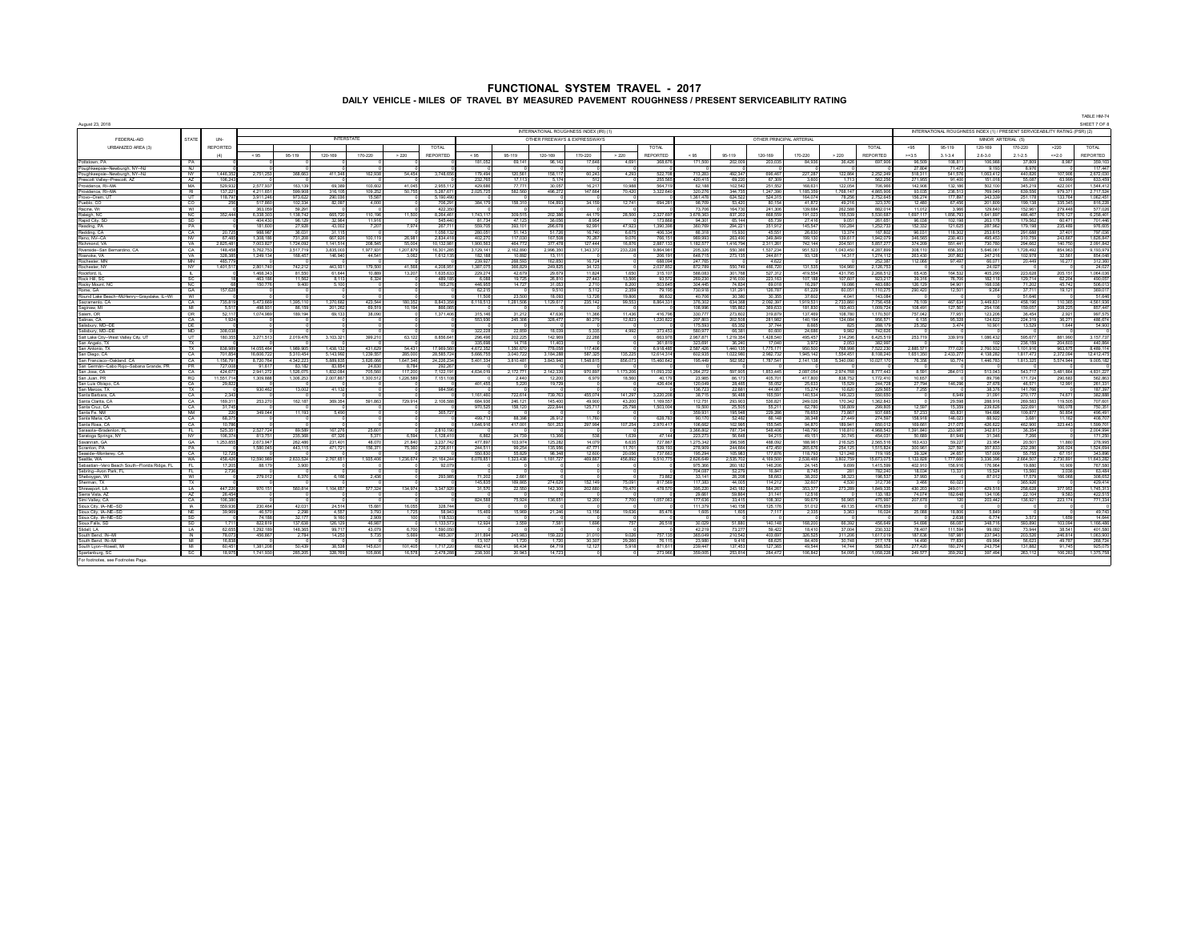# FUNCTIONAL SYSTEM TRAVEL - 2017

## DAILY VEHICLE - MILES OF TRAVEL BY MEASURED PAVEMENT ROUGHNESS / PRESENT SERVICEABILITY RATING

August 23, 2018

TABLE HM-74

SHEET 7 OF 9

| FEDERAL-AID URBANIZED AREA (3) | STATE | UN-REPORTED (4) | INTERSTATE < 95 | 95-119 | 120-169 | 170-220 | > 220 | TOTAL REPORTED | OTHER FREEWAYS & EXPRESSWAYS < 95 | 95-119 | 120-169 | 170-220 | > 220 | TOTAL REPORTED | OTHER PRINCIPAL ARTERIAL < 95 | 95-119 | 120-169 | 170-220 | > 220 | TOTAL REPORTED | MINOR ARTERIAL (5) >=3.5 | 3.1-3.4 | 2.6-3.0 | 2.1-2.5 | <=2.0 | TOTAL REPORTED |
|---|---|---|---|---|---|---|---|---|---|---|---|---|---|---|---|---|---|---|---|---|---|---|---|---|---|---|
| | | | INTERNATIONAL ROUGHNESS INDEX (IRI) (1) | | | | | | | | | | | | | | | | | | INTERNATIONAL ROUGHNESS INDEX (1) / PRESENT SERVICEABILITY RATING (PSR) (2) | | | | | |
| Pottstown, PA | PA | 0 | 0 | 0 | 0 | 0 | 0 | 0 | 181,053 | 69,141 | 98,143 | 17,648 | 4,091 | 369,676 | 171,500 | 202,009 | 253,035 | 84,936 | 36,426 | 697,906 | 98,509 | 108,811 | 108,988 | 37,809 | 8,987 | 359,103 |
| Poughkeepsie--Newburgh, NY--NJ | NJ | 0 | 0 | 0 | 0 | 0 | 0 | 0 | 0 | 0 | 0 | 0 | 0 | 0 | 0 | 0 | 0 | 0 | 0 | 0 | 27,804 | 71,473 | 9,193 | 8,976 | 0 | 117,447 |
| Poughkeepsie--Newburgh, NY--NJ | NY | 1,446,352 | 2,751,253 | 368,663 | 411,348 | 162,938 | 54,454 | 3,748,656 | 176,494 | 120,561 | 158,117 | 60,243 | 4,293 | 522,708 | 713,263 | 462,347 | 696,467 | 227,287 | 122,984 | 2,252,249 | 518,311 | 541,576 | 1,063,412 | 440,826 | 107,905 | 2,672,030 |
| Prescott Valley--Prescott, AZ | AZ | 106,243 | 0 | 0 | 0 | 0 | 0 | 0 | 232,765 | 17,113 | 5,174 | 513 | 0 | 255,565 | 420,416 | 69,220 | 67,309 | 3,609 | 1,711 | 562,265 | 271,955 | 91,400 | 151,016 | 55,087 | 63,999 | 633,459 |
| Providence, RI--MA | MA | 529,932 | 2,577,937 | 163,139 | 69,389 | 103,602 | 41,045 | 2,955,112 | 429,886 | 77,771 | 30,057 | 16,217 | 10,988 | 564,719 | 62,188 | 102,542 | 251,502 | 168,631 | 122,054 | 706,966 | 142,906 | 132,186 | 502,100 | 345,219 | 422,001 | 1,544,412 |
| Providence, RI--MA | RI | 137,221 | 4,211,651 | 590,908 | 316,105 | 109,252 | 50,755 | 5,287,671 | 2,025,725 | 582,560 | 496,272 | 147,664 | 70,420 | 3,322,640 | 320,276 | 344,733 | 1,247,390 | 1,185,359 | 1,768,147 | 4,865,906 | 93,035 | 236,513 | 769,049 | 639,556 | 979,371 | 2,717,524 |
| Provo--Orem, UT | UT | 116,791 | 3,911,249 | 973,622 | 290,026 | 15,587 | 0 | 5,190,484 | 0 | 0 | 0 | 0 | 0 | 0 | 1,361,476 | 624,522 | 524,315 | 164,074 | 78,259 | 2,752,645 | 158,274 | 177,897 | 343,339 | 251,178 | 133,764 | 1,062,451 |
| Pueblo, CO | CO | 256 | 517,660 | 102,334 | 82,097 | 4,000 | 0 | 706,291 | 0 | 0 | 0 | 0 | 0 | 0 | 96,709 | 33,420 | 80,154 | 41,872 | 49,216 | 323,370 | 12,460 | 87,456 | 201,806 | 199,138 | 335,345 | 616,228 |
| Racine, WI | WI | 0 | 363,059 | 59,291 | 0 | 0 | 0 | 422,350 | 0 | 0 | 0 | 0 | 0 | 0 | 73,706 | 164,730 | 241,306 | 139,684 | 262,588 | 882,014 | 11,012 | 3,966 | 129,640 | 152,961 | 279,449 | 577,026 |
| Raleigh, NC | NC | 352,444 | 6,338,303 | 1,138,743 | 665,720 | 110,196 | 11,500 | 8,264,467 | 1,743,117 | 309,515 | 202,366 | 44,179 | 28,500 | 2,327,697 | 3,678,363 | 837,202 | 668,559 | 191,023 | 155,539 | 5,530,687 | 1,697,117 | 1,856,793 | 1,641,697 | 486,467 | 576,127 | 6,258,401 |
| Rapid City, SD | SD | 0 | 404,430 | 96,126 | 32,964 | 11,916 | 0 | 545,440 | 81,734 | 47,123 | 36,056 | 8,954 | 0 | 173,868 | 94,301 | 65,144 | 63,739 | 27,416 | 9,051 | 261,651 | 96,038 | 102,198 | 263,178 | 179,562 | 60,471 | 701,446 |
| Reading, PA | PA | 0 | 181,600 | 27,928 | 43,002 | 7,207 | 7,974 | 267,711 | 559,705 | 393,101 | 296,078 | 92,991 | 47,923 | 1,390,366 | 360,769 | 294,221 | 351,912 | 145,547 | 100,284 | 1,252,733 | 182,332 | 121,625 | 287,962 | 179,198 | 235,486 | 976,605 |
| Redding, CA | CA | 20,735 | 988,987 | 36,031 | 31,115 | 0 | 0 | 1,056,132 | 280,051 | 51,143 | 51,726 | 16,740 | 6,675 | 406,334 | 66,316 | 15,930 | 45,551 | 26,636 | 13,374 | 167,802 | 96,031 | 118,302 | 253,615 | 291,688 | 37,401 | 797,036 |
| Reno, NV--CA | NV | 67,485 | 1,308,198 | 731,208 | 667,926 | 100,119 | 26,981 | 2,834,418 | 402,270 | 117,030 | 107,508 | 70,267 | 9,076 | 706,151 | 989,993 | 263,490 | 349,849 | 199,130 | 139,617 | 1,942,079 | 346,565 | 230,403 | 495,453 | 310,759 | 243,667 | 1,626,847 |
| Richmond, VA | VA | 2,825,461 | 7,003,827 | 1,724,092 | 1,141,514 | 208,545 | 55,004 | 10,132,981 | 1,900,563 | 464,772 | 377,478 | 127,444 | 16,876 | 2,887,133 | 1,182,577 | 1,416,756 | 2,311,261 | 742,144 | 204,501 | 5,857,277 | 374,209 | 551,441 | 730,760 | 294,682 | 140,750 | 2,091,842 |
| Riverside--San Bernardino, CA | CA | 146,459 | 5,762,753 | 3,517,719 | 3,835,005 | 1,977,931 | 1,207,879 | 16,301,289 | 3,129,141 | 2,162,890 | 2,996,350 | 1,343,372 | 233,228 | 9,864,981 | 205,326 | 550,366 | 1,537,234 | 951,523 | 1,043,450 | 4,287,899 | 308,110 | 656,353 | 5,646,061 | 1,728,492 | 854,963 | 9,193,979 |
| Roanoke, VA | VA | 328,385 | 1,249,134 | 168,457 | 146,940 | 44,541 | 3,062 | 1,612,135 | 182,188 | 10,892 | 13,111 | 0 | 0 | 206,191 | 645,715 | 273,135 | 244,877 | 93,128 | 14,317 | 1,274,173 | 263,430 | 207,862 | 247,218 | 102,978 | 32,561 | 854,048 |
| Rochester, MN | MN | 465,779 | 0 | 0 | 0 | 0 | 0 | 0 | 239,927 | 268,595 | 162,950 | 16,724 | 0 | 688,094 | 247,765 | 0 | 4,622 | 0 | 0 | 252,387 | 112,066 | 97,497 | 66,071 | 20,449 | 16,277 | 312,360 |
| Rochester, NY | NY | 1,401,517 | 2,801,740 | 742,219 | 443,931 | 179,500 | 41,568 | 4,208,958 | 1,387,075 | 369,829 | 249,825 | 34,123 | 0 | 2,037,852 | 672,799 | 550,749 | 466,730 | 131,535 | 104,960 | 2,126,753 | 0 | 0 | 0 | 24,027 | 0 | 24,027 |
| Rockford, IL | IL | 0 | 1,468,343 | 81,550 | 61,644 | 10,889 | 13,207 | 1,635,633 | 229,374 | 42,679 | 29,679 | 11,824 | 1,650 | 315,107 | 588,083 | 301,768 | 527,312 | 419,554 | 431,795 | 2,268,512 | 65,435 | 164,532 | 405,290 | 223,628 | 205,151 | 1,064,036 |
| Rock Hill, SC | SC | 18 | 463,186 | 11,562 | 8,113 | 6,324 | 0 | 489,185 | 6,088 | 16,725 | 26,810 | 27,443 | 13,506 | 93,572 | 269,230 | 216,030 | 220,163 | 107,188 | 107,609 | 923,221 | 39,316 | 76,706 | 182,118 | 125,714 | 62,204 | 466,057 |
| Rocky Mount, NC | NC | 68 | 150,776 | 9,400 | 5,100 | 0 | 0 | 165,276 | 446,955 | 14,727 | 31,651 | 2,710 | 8,200 | 503,645 | 304,446 | 74,834 | 69,018 | 16,297 | 19,086 | 483,680 | 126,129 | 94,901 | 169,038 | 71,202 | 45,742 | 506,013 |
| Rome, GA | GA | 157,639 | 0 | 0 | 0 | 0 | 0 | 0 | 62,210 | 0 | 9,510 | 5,112 | 2,359 | 79,195 | 730,918 | 131,291 | 126,787 | 61,229 | 60,051 | 1,110,275 | 290,420 | 12,501 | 9,264 | 37,711 | 19,121 | 369,017 |
| Round Lake Beach--McHenry--Grayslake, IL--WI | WI | 0 | 0 | 0 | 0 | 0 | 0 | 0 | 11,506 | 23,500 | 18,093 | 13,726 | 19,806 | 86,632 | 40,706 | 30,380 | 30,305 | 37,602 | 4,041 | 143,084 | 0 | 0 | 0 | 51,646 | 0 | 51,646 |
| Sacramento, CA | CA | 4,064 | 735,619 | 5,473,669 | 1,395,110 | 1,370,682 | 423,544 | 160,352 | 8,843,358 | 6,118,513 | 1,281,506 | 1,126,617 | 233,142 | 99,553 | 8,864,331 | 376,302 | 634,368 | 2,092,397 | 1,919,531 | 2,733,860 | 7,756,458 | 76,109 | 467,834 | 3,449,631 | 458,796 | 110,385 | 4,561,936 |
| Saginaw, MI | MI | 5,517 | 498,931 | 88,159 | 201,282 | 69,519 | 10,164 | 868,065 | 0 | 0 | 0 | 0 | 0 | 0 | 106,996 | 185,862 | 369,633 | 181,830 | 193,403 | 1,005,724 | 108,491 | 127,567 | 254,106 | 159,057 | 208,225 | 857,447 |
| Salem, OR | OR | 52,117 | 1,074,560 | 169,154 | 69,133 | 38,090 | 0 | 1,371,406 | 315,146 | 31,212 | 47,636 | 11,366 | 11,436 | 416,796 | 330,777 | 273,602 | 319,879 | 137,469 | 108,780 | 1,170,507 | 757,042 | 77,951 | 123,206 | 36,454 | 2,921 | 997,575 |
| Salinas, CA | CA | 1,924 | 0 | 0 | 0 | 0 | 0 | 0 | 553,936 | 245,308 | 328,477 | 80,279 | 12,823 | 1,220,822 | 207,803 | 202,508 | 281,802 | 148,194 | 124,664 | 966,377 | 6,155 | 95,328 | 124,622 | 224,319 | 36,250 | 486,674 |
| Salisbury, MD--DE | DE | 0 | 0 | 0 | 0 | 0 | 0 | 0 | 0 | 0 | 0 | 0 | 0 | 0 | 175,593 | 63,350 | 37,764 | 8,693 | 825 | 286,176 | 25,352 | 3,474 | 10,901 | 13,529 | 1,644 | 54,900 |
| Salisbury, MD--DE | MD | 306,036 | 0 | 0 | 0 | 0 | 0 | 0 | 322,228 | 22,859 | 18,034 | 5,335 | 4,992 | 373,453 | 560,977 | 95,381 | 60,630 | 24,686 | 9,662 | 142,626 | 0 | 0 | 0 | 0 | 0 | 0 |
| Salt Lake City--West Valley City, UT | UT | 180,355 | 3,271,513 | 2,019,476 | 3,103,321 | 399,210 | 63,122 | 8,856,641 | 296,486 | 202,225 | 142,969 | 22,288 | 0 | 663,978 | 2,967,871 | 1,219,354 | 1,428,540 | 495,457 | 314,296 | 6,425,519 | 253,719 | 339,919 | 1,086,432 | 595,677 | 881,990 | 3,157,737 |
| San Angelo, TX | TX | 0 | 0 | 0 | 0 | 0 | 0 | 0 | 335,898 | 14,718 | 11,403 | 0 | 0 | 361,819 | 323,691 | 36,240 | 17,402 | 2,972 | 2,053 | 382,997 | 0 | 0 | 102 | 236,159 | 204,603 | 440,864 |
| San Antonio, TX | TX | 638,989 | 14,053,464 | 1,989,905 | 1,438,132 | 431,629 | 54,431 | 17,969,560 | 4,672,352 | 1,350,670 | 778,058 | 117,408 | 0 | 6,918,488 | 2,587,426 | 1,440,135 | 1,775,171 | 950,505 | 768,996 | 7,522,230 | 2,885,571 | 777,020 | 2,760,932 | 1,101,916 | 963,675 | 8,489,114 |
| San Diego, CA | CA | 761,854 | 16,806,722 | 5,310,454 | 5,143,992 | 1,239,557 | 285,000 | 28,585,724 | 5,666,753 | 3,040,722 | 3,184,288 | 587,325 | 135,225 | 12,614,314 | 802,938 | 1,022,980 | 2,982,732 | 1,945,142 | 1,354,451 | 8,108,240 | 1,651,350 | 2,432,277 | 4,138,282 | 1,817,473 | 2,372,094 | 12,412,475 |
| San Francisco--Oakland, CA | CA | 1,156,791 | 8,720,764 | 4,342,223 | 5,889,838 | 3,626,066 | 1,647,346 | 24,226,236 | 5,401,334 | 3,810,481 | 3,843,946 | 1,548,815 | 856,073 | 15,460,642 | 195,446 | 562,952 | 1,787,541 | 2,141,138 | 5,340,090 | 10,027,170 | 76,356 | 93,774 | 1,446,763 | 1,813,325 | 5,574,944 | 9,005,162 |
| San Germán--Cabo Rojo--Sabana Grande, PR | PR | 727,009 | 91,617 | 83,182 | 83,854 | 24,830 | 8,784 | 292,267 | 0 | 0 | 0 | 0 | 0 | 0 | 0 | 0 | 0 | 0 | 0 | 0 | 0 | 0 | 0 | 0 | 0 | 0 |
| San Jose, CA | CA | 424,677 | 2,941,272 | 1,526,075 | 1,832,084 | 705,560 | 117,200 | 7,122,191 | 4,634,019 | 2,172,771 | 2,142,339 | 970,897 | 1,173,206 | 11,093,232 | 1,264,272 | 597,905 | 1,853,445 | 2,087,054 | 2,974,768 | 8,777,443 | 8,591 | 284,073 | 513,043 | 543,717 | 3,481,864 | 4,831,227 |
| San Juan, PR | PR | 11,551,714 | 1,309,888 | 1,308,253 | 2,007,867 | 1,300,512 | 1,226,589 | 7,151,108 | 0 | 2,440 | 12,200 | 6,979 | 18,560 | 40,179 | 23,985 | 86,173 | 405,701 | 417,800 | 838,752 | 1,772,410 | 10,657 | 0 | 89,798 | 171,724 | 290,683 | 562,863 |
| San Luis Obispo, CA | CA | 29,822 | 0 | 0 | 0 | 0 | 0 | 0 | 401,455 | 5,220 | 19,729 | 0 | 0 | 426,404 | 120,049 | 28,468 | 55,052 | 25,633 | 15,526 | 244,728 | 27,794 | 146,296 | 27,678 | 46,371 | 12,991 | 261,331 |
| San Marcos, TX | TX | 0 | 930,462 | 13,002 | 41,132 | 0 | 0 | 984,596 | 0 | 0 | 0 | 0 | 0 | 0 | 136,723 | 22,881 | 44,067 | 15,274 | 10,620 | 229,565 | 7,255 | 0 | 38,376 | 141,766 | 0 | 187,397 |
| Santa Barbara, CA | CA | 2,343 | 0 | 0 | 0 | 0 | 0 | 0 | 1,161,460 | 722,614 | 739,763 | 455,074 | 141,297 | 3,220,208 | 38,715 | 56,468 | 165,591 | 140,534 | 149,323 | 550,650 | 0 | 6,949 | 31,064 | 270,177 | 74,671 | 382,888 |
| Santa Clarita, CA | CA | 169,311 | 253,270 | 162,187 | 369,384 | 591,863 | 729,914 | 2,106,588 | 684,936 | 246,121 | 145,400 | 49,900 | 43,200 | 1,169,557 | 112,751 | 293,903 | 536,821 | 249,026 | 170,342 | 1,362,843 | 0 | 29,598 | 288,916 | 269,583 | 119,505 | 707,601 |
| Santa Cruz, CA | CA | 31,745 | 0 | 0 | 0 | 0 | 0 | 0 | 970,525 | 158,120 | 222,844 | 125,717 | 25,798 | 1,503,004 | 16,500 | 25,505 | 55,211 | 62,780 | 136,809 | 296,805 | 12,597 | 15,359 | 239,628 | 322,691 | 160,076 | 750,351 |
| Santa Fe, NM | NM | 220 | 349,044 | 11,193 | 5,490 | 0 | 0 | 365,727 | 0 | 0 | 0 | 0 | 0 | 0 | 359,931 | 193,948 | 229,286 | 76,653 | 73,867 | 937,685 | 57,233 | 83,831 | 194,686 | 109,877 | 50,854 | 496,491 |
| Santa Maria, CA | CA | 68,375 | 0 | 0 | 0 | 0 | 0 | 0 | 499,713 | 88,398 | 28,912 | 11,760 | 0 | 628,783 | 90,170 | 52,482 | 66,148 | 38,348 | 27,449 | 274,597 | 158,918 | 146,023 | 88,552 | 3,681 | 11,162 | 408,707 |
| Santa Rosa, CA | CA | 10,780 | 0 | 0 | 0 | 0 | 0 | 0 | 1,646,916 | 417,007 | 501,253 | 297,964 | 107,254 | 2,970,417 | 106,662 | 102,995 | 155,545 | 94,870 | 189,941 | 650,012 | 169,661 | 217,075 | 426,622 | 462,900 | 323,443 | 1,599,701 |
| Sarasota--Bradenton, FL | FL | 525,351 | 2,527,724 | 89,589 | 167,276 | 25,601 | 0 | 2,810,190 | 0 | 0 | 0 | 0 | 0 | 0 | 3,366,802 | 787,734 | 548,406 | 148,790 | 116,810 | 4,968,543 | 1,391,840 | 233,987 | 342,613 | 36,354 | 0 | 2,004,994 |
| Saratoga Springs, NY | NY | 106,374 | 813,751 | 235,366 | 67,329 | 5,371 | 6,594 | 1,128,410 | 6,862 | 34,739 | 13,366 | 538 | 1,639 | 47,144 | 223,273 | 56,648 | 94,215 | 48,151 | 30,745 | 454,031 | 50,689 | 61,949 | 31,346 | 7,266 | 0 | 171,250 |
| Savannah, GA | GA | 1,253,855 | 2,673,947 | 262,486 | 231,401 | 48,070 | 21,840 | 3,237,762 | 477,897 | 103,974 | 125,282 | 14,079 | 6,635 | 727,867 | 1,275,342 | 396,595 | 488,092 | 188,961 | 216,525 | 2,565,516 | 163,433 | 59,227 | 23,984 | 20,501 | 11,860 | 278,995 |
| Scranton, PA | PA | 0 | 1,580,045 | 443,115 | 471,721 | 156,371 | 75,360 | 2,726,611 | 244,511 | 99,254 | 135,956 | 47,771 | 11,701 | 539,193 | 276,909 | 244,664 | 472,450 | 265,876 | 254,125 | 1,515,824 | 300,961 | 327,597 | 357,833 | 232,280 | 306,024 | 1,524,694 |
| Seaside--Monterey, CA | CA | 12,725 | 0 | 0 | 0 | 0 | 0 | 0 | 550,830 | 55,829 | 98,348 | 12,600 | 20,056 | 737,663 | 195,294 | 105,983 | 177,876 | 118,793 | 121,248 | 719,195 | 39,324 | 24,687 | 107,069 | 55,755 | 67,151 | 343,896 |
| Seattle, WA | WA | 458,420 | 12,590,989 | 2,633,534 | 2,767,651 | 1,935,406 | 1,236,674 | 21,164,244 | 6,078,851 | 1,333,438 | 1,181,727 | 469,887 | 456,892 | 9,510,775 | 2,626,649 | 2,535,703 | 4,169,500 | 2,538,469 | 3,802,759 | 15,673,079 | 1,133,826 | 1,777,660 | 3,336,396 | 2,664,907 | 2,730,891 | 11,643,282 |
| Sebastian--Vero Beach South--Florida Ridge, FL | FL | 17,205 | 88,179 | 3,900 | 0 | 0 | 0 | 92,079 | 0 | 0 | 0 | 0 | 0 | 0 | 975,366 | 260,182 | 146,206 | 24,145 | 9,699 | 1,415,599 | 402,910 | 158,916 | 176,964 | 19,880 | 10,909 | 767,580 |
| Sebring--Avon Park, FL | FL | 2,736 | 0 | 0 | 0 | 0 | 0 | 0 | 0 | 0 | 0 | 0 | 0 | 0 | 704,087 | 52,279 | 16,847 | 8,745 | 281 | 782,240 | 18,034 | 15,331 | 15,524 | 13,300 | 3,036 | 63,484 |
| Sheboygan, WI | WI | 0 | 279,012 | 8,370 | 6,165 | 2,436 | 0 | 293,985 | 71,202 | 2,661 | 0 | 0 | 0 | 73,862 | 33,141 | 26,208 | 58,663 | 38,203 | 38,323 | 196,537 | 37,965 | 0 | 87,012 | 17,579 | 166,066 | 308,632 |
| Sherman, TX | TX | 0 | 0 | 0 | 0 | 0 | 0 | 0 | 145,835 | 169,965 | 274,629 | 152,149 | 75,091 | 817,569 | 117,389 | 44,005 | 114,212 | 32,607 | 4,525 | 312,738 | 1,466 | 60,023 | 0 | 365,926 | 0 | 429,414 |
| Shreveport, LA | LA | 447,220 | 970,151 | 560,814 | 1,104,657 | 577,324 | 134,974 | 3,347,920 | 31,570 | 22,550 | 142,300 | 202,680 | 79,470 | 478,570 | 395,230 | 243,182 | 584,267 | 353,377 | 273,289 | 1,849,335 | 430,203 | 249,011 | 429,518 | 258,038 | 377,953 | 1,745,313 |
| Sierra Vista, AZ | AZ | 26,454 | 0 | 0 | 0 | 0 | 0 | 0 | 0 | 0 | 0 | 0 | 0 | 0 | 29,661 | 59,864 | 31,141 | 12,516 | 0 | 133,183 | 74,074 | 182,648 | 134,106 | 22,164 | 9,583 | 422,515 |
| Simi Valley, CA | CA | 106,380 | 0 | 0 | 0 | 0 | 0 | 0 | 824,568 | 75,924 | 136,651 | 12,200 | 7,700 | 1,057,063 | 177,636 | 33,415 | 108,302 | 99,679 | 56,965 | 475,997 | 207,678 | 120 | 203,442 | 136,921 | 223,174 | 771,334 |
| Sioux City, IA--NE--SD | IA | 550,936 | 230,464 | 42,031 | 24,514 | 15,681 | 16,055 | 328,744 | 0 | 0 | 0 | 0 | 0 | 0 | 111,379 | 140,158 | 125,176 | 51,012 | 49,135 | 476,859 | 0 | 0 | 0 | 0 | 0 | 0 |
| Sioux City, IA--NE--SD | NE | 39,969 | 46,570 | 2,296 | 4,557 | 3,793 | 1,725 | 58,943 | 15,469 | 15,969 | 21,246 | 13,156 | 19,636 | 85,476 | 1,605 | 1,605 | 7,117 | 2,335 | 3,363 | 16,024 | 25,088 | 18,806 | 5,849 | 0 | 0 | 49,743 |
| Sioux City, IA--NE--SD | SD | 0 | 74,166 | 32,177 | 9,160 | 2,909 | 100 | 118,533 | 0 | 0 | 0 | 0 | 0 | 0 | 0 | 0 | 0 | 0 | 0 | 0 | 0 | 2,638 | 6,774 | 3,573 | 1,659 | 14,644 |
| Sioux Falls, SD | SD | 1,711 | 822,816 | 137,636 | 126,129 | 46,987 | 0 | 1,133,573 | 12,924 | 3,559 | 7,581 | 1,696 | 757 | 26,518 | 30,028 | 51,880 | 140,146 | 168,200 | 66,392 | 456,646 | 54,606 | 66,097 | 348,718 | 593,990 | 103,094 | 1,166,486 |
| Slidell, LA | LA | 62,655 | 1,292,169 | 148,365 | 99,717 | 43,079 | 6,700 | 1,590,050 | 0 | 0 | 0 | 0 | 0 | 0 | 42,219 | 73,277 | 59,422 | 18,410 | 37,004 | 230,332 | 78,407 | 111,594 | 99,992 | 73,944 | 38,541 | 401,580 |
| South Bend, IN--MI | IN | 78,073 | 456,667 | 2,794 | 14,253 | 5,735 | 5,669 | 485,307 | 311,894 | 245,983 | 159,223 | 31,010 | 9,026 | 757,135 | 365,049 | 210,542 | 403,997 | 326,525 | 311,206 | 1,617,019 | 187,636 | 187,981 | 237,943 | 203,526 | 246,814 | 1,063,900 |
| South Bend, IN--MI | MI | 16,838 | 0 | 0 | 0 | 0 | 0 | 0 | 13,157 | 1,720 | 1,720 | 30,307 | 29,260 | 76,115 | 23,980 | 9,416 | 68,625 | 84,409 | 30,748 | 217,178 | 14,490 | 77,830 | 69,984 | 56,623 | 49,787 | 268,724 |
| South Lyon--Howell, MI | MI | 60,451 | 1,381,206 | 50,439 | 38,538 | 145,631 | 101,405 | 1,717,220 | 692,412 | 96,434 | 64,719 | 12,127 | 5,918 | 871,611 | 239,447 | 137,453 | 127,365 | 49,544 | 14,744 | 568,552 | 277,420 | 180,274 | 243,754 | 131,882 | 91,745 | 925,075 |
| Spartanburg, SC | SC | 18,975 | 1,741,930 | 285,205 | 328,769 | 105,806 | 16,578 | 2,478,288 | 238,300 | 20,943 | 14,723 | 0 | 0 | 273,966 | 359,005 | 253,814 | 284,472 | 106,842 | 54,095 | 1,058,228 | 249,577 | 359,292 | 397,494 | 263,112 | 106,283 | 1,375,758 |

For footnotes, see Footnotes Page.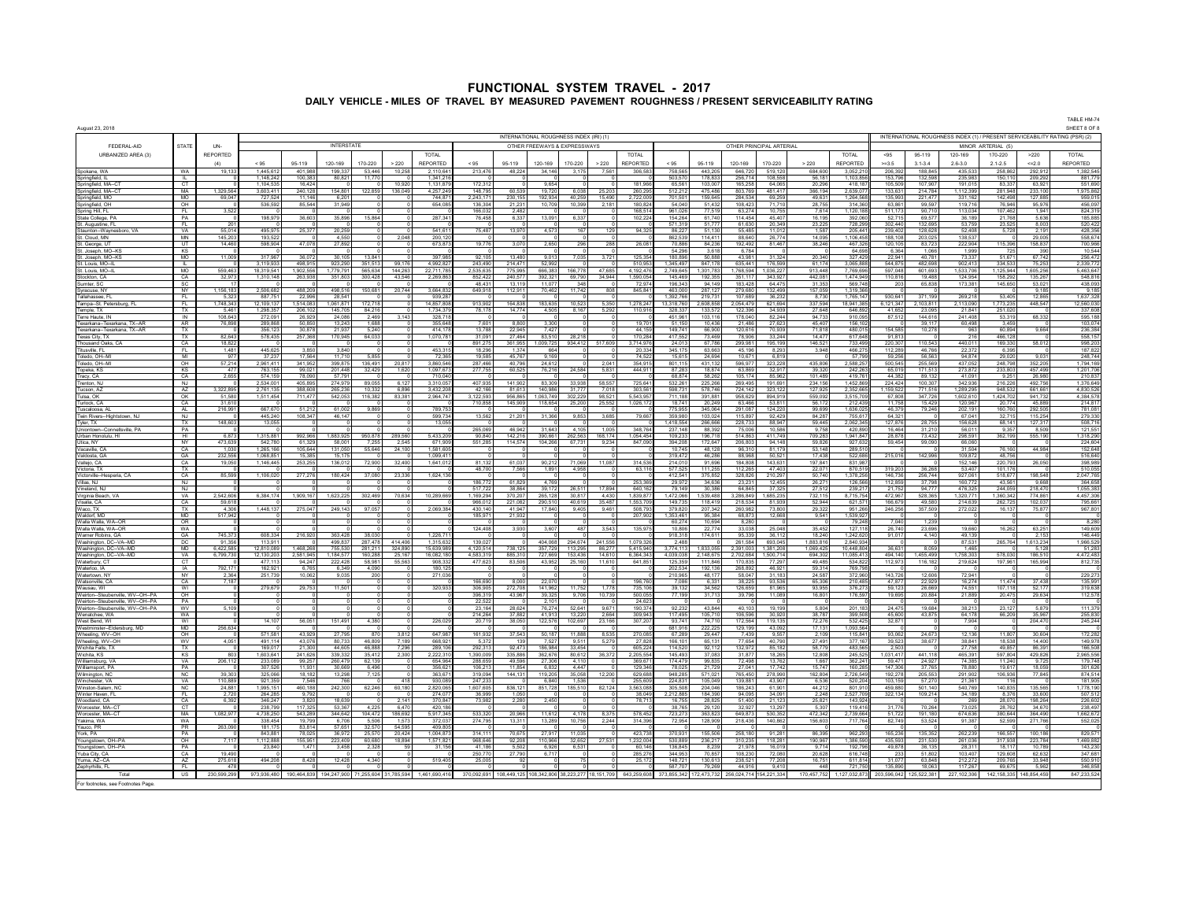# FUNCTIONAL SYSTEM TRAVEL - 2017

## DAILY VEHICLE - MILES OF TRAVEL BY MEASURED PAVEMENT ROUGHNESS / PRESENT SERVICEABILITY RATING

August 23, 2018

TABLE HM-74
SHEET 8 OF 8

| FEDERAL-AID URBANIZED AREA (3) | STATE | UN-REPORTED (4) | INTERSTATE | | | | | | INTERNATIONAL ROUGHNESS INDEX (IRI) (1) OTHER FREEWAYS & EXPRESSWAYS | | | | | | OTHER PRINCIPAL ARTERIAL | | | | | | INTERNATIONAL ROUGHNESS INDEX (1) / PRESENT SERVICEABILITY RATING (PSR) (2) MINOR ARTERIAL (5) | | | | | |
|---|---|---|---|---|---|---|---|---|---|---|---|---|---|---|---|---|---|---|---|---|---|---|---|---|---|---|
| | | | < 95 | 95-119 | 120-169 | 170-220 | > 220 | TOTAL REPORTED | < 95 | 95-119 | 120-169 | 170-220 | > 220 | TOTAL REPORTED | < 95 | 95-119 | 120-169 | 170-220 | > 220 | TOTAL REPORTED | <95 >=3.5 | 95-119 3.1-3.4 | 120-169 2.6-3.0 | 170-220 2.1-2.5 | >220 <=2.0 | TOTAL REPORTED |
| Spokane, WA | WA | 19,133 | 1,445,612 | 401,988 | 199,337 | 53,446 | 10,258 | 2,110,641 | 213,476 | 48,224 | 34,146 | 3,175 | 7,561 | 306,583 | 758,565 | 443,205 | 646,720 | 519,120 | 684,600 | 3,052,210 | 206,392 | 188,845 | 435,533 | 258,862 | 292,912 | 1,382,545 |
| Springfield, IL | IL | 0 | 1,148,242 | 100,383 | 80,821 | 11,770 | 0 | 1,341,216 | 172,312 | 0 | 9,654 | 0 | 0 | 181,966 | 503,570 | 178,833 | 256,714 | 108,558 | 56,181 | 1,103,856 | 153,796 | 132,598 | 235,983 | 150,110 | 209,292 | 881,779 |
| Springfield, MA--CT | CT | 0 | 1,104,535 | 16,424 | 0 | 0 | 10,920 | 1,131,879 | 0 | 0 | 0 | 0 | 0 | 0 | 65,561 | 103,017 | 165,258 | 64,065 | 20,296 | 418,187 | 105,509 | 107,907 | 191,015 | 83,337 | 63,921 | 551,690 |
| Springfield, MA--CT | MA | 1,329,564 | 3,603,411 | 240,128 | 154,601 | 122,859 | 136,049 | 4,257,249 | 148,795 | 60,539 | 19,720 | 6,038 | 25,203 | 260,295 | 512,212 | 475,486 | 803,769 | 481,417 | 366,194 | 2,639,077 | 133,631 | 214,784 | 1,112,399 | 281,948 | 233,100 | 1,975,862 |
| Springfield, MO | MO | 69,047 | 727,524 | 11,146 | 6,201 | 0 | 0 | 744,871 | 2,243,171 | 230,155 | 192,934 | 40,259 | 15,490 | 2,722,009 | 701,501 | 159,045 | 284,534 | 69,259 | 49,631 | 1,264,068 | 135,993 | 221,477 | 331,162 | 142,458 | 127,885 | 959,015 |
| Springfield, OH | OH | 0 | 536,592 | 85,544 | 31,949 | 0 | 0 | 654,085 | 136,304 | 21,231 | 10,709 | 10,399 | 2,181 | 180,824 | 54,040 | 51,432 | 108,423 | 71,710 | 28,755 | 314,360 | 63,861 | 99,597 | 119,716 | 76,946 | 95,976 | 456,097 |
| Spring Hill, FL | FL | 3,522 | 0 | 0 | 0 | 0 | 0 | 0 | 166,032 | 2,482 | 0 | 0 | 0 | 168,514 | 961,026 | 77,519 | 63,274 | 10,755 | 7,614 | 1,120,188 | 511,173 | 90,710 | 113,034 | 107,462 | 1,941 | 824,319 |
| State College, PA | PA | 0 | 198,979 | 36,603 | 35,898 | 15,864 | 0 | 287,341 | 76,458 | 6,337 | 13,091 | 6,337 | 0 | 102,224 | 154,264 | 61,740 | 114,454 | 45,407 | 16,190 | 392,060 | 52,715 | 69,577 | 36,189 | 21,768 | 5,636 | 185,885 |
| St. Augustine, FL | FL | 201 | 0 | 0 | 0 | 0 | 0 | 0 | 0 | 0 | 0 | 0 | 0 | 0 | 571,319 | 51,777 | 61,630 | 20,349 | 23,225 | 728,299 | 302,440 | 132,695 | 53,750 | 23,525 | 8,003 | 520,422 |
| Staunton--Waynesboro, VA | VA | 55,014 | 495,975 | 25,377 | 20,259 | 0 | 0 | 541,611 | 75,487 | 13,970 | 4,573 | 167 | 129 | 94,325 | 86,227 | 51,130 | 55,485 | 11,012 | 1,587 | 205,441 | 239,402 | 128,628 | 52,408 | 5,728 | 2,191 | 428,356 |
| St. Cloud, MN | MN | 145,203 | 193,522 | 0 | 4,550 | 0 | 2,048 | 200,120 | 0 | 0 | 0 | 0 | 0 | 0 | 862,539 | 114,411 | 88,640 | 26,774 | 14,095 | 1,106,458 | 188,108 | 203,025 | 138,537 | 0 | 29,005 | 558,674 |
| St. George, UT | UT | 14,460 | 598,904 | 47,078 | 27,892 | 0 | 0 | 673,873 | 19,776 | 3,070 | 2,650 | 296 | 288 | 26,081 | 70,886 | 84,236 | 192,492 | 81,467 | 38,246 | 467,326 | 120,105 | 83,723 | 222,904 | 115,396 | 158,837 | 700,966 |
| St. Joseph, MO--KS | KS | 0 | 0 | 0 | 0 | 0 | 0 | 0 | 0 | 0 | 0 | 0 | 0 | 0 | 54,296 | 3,618 | 6,784 | 0 | 0 | 64,698 | 6,364 | 1,066 | 1,999 | 725 | 390 | 10,544 |
| St. Joseph, MO--KS | MO | 11,009 | 317,967 | 36,072 | 30,105 | 13,841 | 0 | 397,985 | 92,105 | 13,480 | 9,013 | 7,035 | 3,721 | 125,354 | 180,896 | 50,888 | 43,981 | 31,324 | 20,340 | 327,429 | 22,941 | 40,781 | 73,337 | 51,671 | 67,742 | 256,472 |
| St. Louis, MO--IL | IL | 0 | 3,119,933 | 498,915 | 923,290 | 351,513 | 99,176 | 4,992,827 | 243,490 | 214,471 | 52,992 | 0 | 0 | 510,953 | 1,345,497 | 847,178 | 635,441 | 176,599 | 61,174 | 3,065,888 | 544,875 | 482,898 | 902,413 | 334,533 | 75,253 | 2,339,772 |
| St. Louis, MO--IL | MO | 559,463 | 18,319,541 | 1,902,556 | 1,779,791 | 565,634 | 144,263 | 22,711,785 | 2,535,635 | 775,995 | 666,383 | 166,776 | 47,685 | 4,192,476 | 2,749,645 | 1,301,783 | 1,768,594 | 1,036,227 | 913,448 | 7,769,696 | 597,048 | 601,693 | 1,533,706 | 1,125,944 | 1,605,256 | 5,463,647 |
| Stockton, CA | CA | 32,973 | 1,310,148 | 263,938 | 351,803 | 300,428 | 43,546 | 2,269,863 | 852,422 | 240,577 | 392,321 | 69,790 | 34,944 | 1,590,054 | 145,469 | 192,355 | 351,117 | 343,927 | 442,081 | 1,474,949 | 110,816 | 19,488 | 124,954 | 158,292 | 135,267 | 548,816 |
| Sumter, SC | SC | 17 | 0 | 0 | 0 | 0 | 0 | 0 | 48,431 | 13,119 | 11,077 | 348 | 0 | 72,974 | 196,343 | 94,149 | 183,428 | 64,475 | 31,353 | 569,748 | 203 | 65,838 | 173,381 | 145,650 | 53,021 | 438,093 |
| Syracuse, NY | NY | 1,156,183 | 2,508,682 | 488,209 | 498,516 | 150,681 | 20,744 | 3,664,832 | 649,918 | 112,911 | 70,462 | 11,742 | 808 | 845,841 | 463,000 | 287,127 | 279,680 | 132,499 | 157,059 | 1,319,366 | 0 | 0 | 0 | 0 | 9,185 | 9,185 |
| Tallahassee, FL | FL | 5,323 | 887,751 | 22,996 | 28,541 | 0 | 0 | 939,287 | 0 | 0 | 0 | 0 | 0 | 0 | 1,392,766 | 219,731 | 107,689 | 36,232 | 8,730 | 1,765,147 | 930,641 | 371,199 | 269,278 | 53,405 | 12,865 | 1,637,328 |
| Tampa--St. Petersburg, FL | FL | 1,748,343 | 12,109,137 | 1,514,083 | 1,061,871 | 172,718 | 0 | 14,857,808 | 913,902 | 164,838 | 183,635 | 10,523 | 5,350 | 1,278,247 | 13,318,760 | 2,608,858 | 2,054,479 | 621,694 | 337,594 | 18,941,385 | 6,121,347 | 2,103,811 | 2,113,090 | 1,773,235 | 448,547 | 12,560,030 |
| Temple, TX | TX | 5,461 | 1,298,357 | 206,102 | 145,705 | 84,216 | 0 | 1,734,379 | 78,178 | 14,774 | 4,505 | 8,167 | 5,292 | 110,916 | 328,337 | 133,572 | 122,398 | 34,939 | 27,648 | 646,892 | 41,652 | 23,095 | 21,841 | 251,020 | 0 | 337,608 |
| Terre Haute, IN | IN | 108,643 | 272,091 | 26,929 | 24,086 | 2,469 | 3,143 | 328,718 | 0 | 0 | 0 | 0 | 0 | 0 | 451,961 | 103,116 | 178,040 | 82,244 | 94,733 | 910,095 | 87,512 | 144,616 | 241,408 | 53,319 | 68,332 | 595,188 |
| Texarkana--Texarkana, TX--AR | AR | 76,898 | 289,868 | 50,850 | 13,243 | 1,688 | 0 | 355,648 | 7,601 | 8,800 | 3,300 | 0 | 0 | 19,701 | 51,150 | 10,436 | 21,486 | 27,623 | 45,407 | 156,102 | 0 | 39,717 | 60,498 | 3,459 | 0 | 103,674 |
| Texarkana--Texarkana, TX--AR | TX | 0 | 356,123 | 30,878 | 21,937 | 5,240 | 0 | 414,178 | 13,788 | 22,945 | 7,427 | 0 | 0 | 44,159 | 149,741 | 66,900 | 120,616 | 70,939 | 71,818 | 480,015 | 154,585 | 10,278 | 963 | 60,804 | 9,654 | 236,384 |
| Texas City, TX | TX | 82,643 | 578,435 | 257,368 | 170,945 | 64,033 | 0 | 1,070,781 | 31,091 | 27,464 | 83,510 | 28,218 | 0 | 170,284 | 417,552 | 73,489 | 78,906 | 33,244 | 14,477 | 617,648 | 91,813 | 0 | 216 | 466,128 | 0 | 558,157 |
| Thousand Oaks, CA | CA | 18,822 | 0 | 0 | 0 | 0 | 0 | 0 | 891,275 | 561,955 | 1,009,725 | 934,412 | 317,609 | 3,714,976 | 24,013 | 67,786 | 299,981 | 195,199 | 146,521 | 733,499 | 220,307 | 110,543 | 440,011 | 169,330 | 58,012 | 998,203 |
| Titusville, FL | FL | 1,481 | 445,625 | 3,850 | 3,840 | 0 | 0 | 453,315 | 18,296 | 1,374 | 664 | 0 | 0 | 20,334 | 345,175 | 63,663 | 45,196 | 6,293 | 3,948 | 466,275 | 112,289 | 46,766 | 22,372 | 6,395 | 0 | 187,822 |
| Toledo, OH--MI | MI | 977 | 37,237 | 17,564 | 11,710 | 5,855 | 0 | 72,365 | 19,585 | 45,787 | 9,169 | 0 | 0 | 74,522 | 15,615 | 24,694 | 10,671 | 6,819 | 0 | 57,799 | 59,256 | 58,563 | 94,874 | 29,020 | 9,031 | 248,744 |
| Toledo, OH--MI | OH | 57,214 | 2,961,411 | 341,952 | 399,875 | 136,491 | 20,817 | 3,860,546 | 287,466 | 40,795 | 24,612 | 0 | 2,041 | 354,915 | 801,115 | 431,132 | 596,577 | 323,228 | 435,806 | 2,588,257 | 500,545 | 255,569 | 437,052 | 248,708 | 352,205 | 1,794,180 |
| Topeka, KS | KS | 477 | 763,155 | 99,021 | 201,448 | 32,429 | 1,620 | 1,097,673 | 277,755 | 60,525 | 76,216 | 24,584 | 5,831 | 444,911 | 87,283 | 18,874 | 63,869 | 32,917 | 39,320 | 242,263 | 65,019 | 171,513 | 273,872 | 233,803 | 457,499 | 1,201,706 |
| Tracy, CA | CA | 2,655 | 574,159 | 78,090 | 57,791 | 0 | 0 | 710,040 | 0 | 0 | 0 | 0 | 0 | 0 | 68,874 | 58,262 | 105,174 | 85,962 | 101,489 | 419,761 | 44,382 | 89,132 | 41,091 | 9,251 | 26,980 | 210,837 |
| Trenton, NJ | NJ | 0 | 2,534,001 | 405,895 | 274,979 | 89,055 | 6,127 | 3,310,057 | 407,935 | 141,902 | 83,309 | 33,938 | 58,557 | 725,641 | 532,261 | 225,266 | 269,495 | 191,691 | 234,156 | 1,452,869 | 224,424 | 100,307 | 342,936 | 216,226 | 492,756 | 1,376,649 |
| Tucson, AZ | AZ | 3,322,695 | 2,761,135 | 388,608 | 265,236 | 10,332 | 6,896 | 3,432,208 | 42,166 | 81,613 | 140,988 | 31,777 | 7,018 | 303,561 | 598,731 | 578,746 | 724,142 | 323,122 | 127,925 | 2,352,665 | 1,150,522 | 771,516 | 1,289,295 | 948,532 | 661,661 | 4,830,526 |
| Tulsa, OK | OK | 51,580 | 1,511,454 | 711,477 | 542,053 | 116,382 | 83,381 | 2,964,747 | 3,122,593 | 956,865 | 1,063,749 | 302,229 | 98,521 | 5,543,957 | 711,188 | 391,861 | 958,629 | 894,919 | 559,092 | 3,515,769 | 67,808 | 347,726 | 1,602,610 | 1,424,702 | 941,732 | 4,384,578 |
| Turlock, CA | CA | 31,610 | 0 | 0 | 0 | 0 | 0 | 0 | 710,858 | 145,969 | 118,654 | 25,200 | 25,552 | 1,026,172 | 18,741 | 20,249 | 63,466 | 53,811 | 56,172 | 212,439 | 11,758 | 15,429 | 120,967 | 20,774 | 45,889 | 214,817 |
| Tuscaloosa, AL | AL | 216,991 | 667,670 | 51,212 | 61,002 | 9,869 | 0 | 789,753 | 0 | 0 | 0 | 0 | 0 | 0 | 775,955 | 345,064 | 291,087 | 124,220 | 99,699 | 1,636,025 | 46,379 | 79,246 | 202,191 | 160,760 | 292,505 | 781,081 |
| Twin Rivers--Hightstown, NJ | NJ | 0 | 445,240 | 108,347 | 46,147 | 0 | 0 | 599,734 | 13,562 | 21,201 | 31,369 | 9,853 | 3,685 | 79,667 | 359,980 | 103,024 | 115,897 | 92,429 | 84,287 | 755,617 | 64,321 | 0 | 67,041 | 32,715 | 115,254 | 279,330 |
| Tyler, TX | TX | 148,603 | 13,055 | 0 | 0 | 0 | 0 | 13,055 | 0 | 0 | 0 | 0 | 0 | 0 | 1,418,554 | 266,666 | 228,733 | 88,947 | 59,445 | 2,062,345 | 127,876 | 28,755 | 156,628 | 68,141 | 127,317 | 508,716 |
| Uniontown--Connellsville, PA | PA | 0 | 0 | 0 | 0 | 0 | 0 | 0 | 265,069 | 46,942 | 31,641 | 4,105 | 1,005 | 348,764 | 237,148 | 88,392 | 75,006 | 10,586 | 9,758 | 420,890 | 16,464 | 31,210 | 56,011 | 9,357 | 8,509 | 121,551 |
| Urban Honolulu, HI | HI | 6,873 | 1,315,881 | 992,966 | 1,883,925 | 950,878 | 289,560 | 5,433,209 | 90,840 | 142,216 | 390,661 | 262,563 | 168,174 | 1,054,454 | 109,233 | 196,718 | 514,863 | 411,749 | 709,283 | 1,941,847 | 28,878 | 73,432 | 298,591 | 362,199 | 555,190 | 1,318,290 |
| Utica, NY | NY | 473,639 | 542,780 | 61,329 | 58,001 | 7,255 | 2,545 | 671,909 | 551,285 | 114,574 | 104,266 | 67,731 | 9,234 | 847,090 | 394,208 | 172,647 | 206,803 | 94,148 | 59,826 | 927,632 | 59,454 | 99,090 | 66,060 | 0 | 0 | 224,604 |
| Vacaville, CA | CA | 1,030 | 1,265,166 | 105,644 | 131,050 | 55,646 | 24,100 | 1,581,605 | 0 | 0 | 0 | 0 | 0 | 0 | 17,745 | 48,126 | 96,310 | 81,179 | 53,148 | 289,510 | 0 | 0 | 31,504 | 76,160 | 44,984 | 152,648 |
| Valdosta, GA | GA | 232,558 | 1,068,851 | 15,385 | 15,175 | 0 | 0 | 1,099,411 | 0 | 0 | 0 | 0 | 0 | 0 | 319,472 | 46,286 | 88,988 | 50,521 | 17,438 | 522,689 | 215,016 | 142,996 | 109,872 | 48,756 | 0 | 516,640 |
| Vallejo, CA | CA | 19,050 | 1,146,445 | 253,255 | 136,012 | 72,900 | 32,400 | 1,641,012 | 81,132 | 61,037 | 90,212 | 71,069 | 11,087 | 314,536 | 214,010 | 91,696 | 184,808 | 143,631 | 197,841 | 831,987 | 0 | 0 | 152,146 | 220,793 | 26,050 | 398,989 |
| Victoria, TX | TX | 0 | 0 | 0 | 0 | 0 | 0 | 0 | 46,700 | 7,566 | 1,891 | 4,958 | 0 | 63,116 | 577,525 | 111,255 | 112,285 | 47,403 | 22,071 | 870,519 | 319,203 | 38,268 | 53,407 | 101,176 | 0 | 510,055 |
| Victorville--Hesperia, CA | CA | 85,599 | 1,106,020 | 277,276 | 180,424 | 37,080 | 23,336 | 1,624,136 | 0 | 0 | 0 | 0 | 0 | 0 | 412,541 | 375,852 | 328,926 | 210,297 | 50,740 | 1,378,256 | 146,736 | 256,744 | 927,061 | 518,671 | 198,548 | 2,047,785 |
| Villas, NJ | NJ | 0 | 0 | 0 | 0 | 0 | 0 | 0 | 186,772 | 61,829 | 4,769 | 0 | 0 | 253,369 | 29,972 | 34,836 | 23,231 | 12,455 | 26,271 | 126,565 | 112,859 | 37,798 | 160,772 | 43,561 | 9,668 | 364,658 |
| Vineland, NJ | NJ | 0 | 0 | 0 | 0 | 0 | 0 | 0 | 517,722 | 38,884 | 39,172 | 26,511 | 17,894 | 640,162 | 79,149 | 30,386 | 64,845 | 37,325 | 27,512 | 239,217 | 21,752 | 94,777 | 476,325 | 244,059 | 218,470 | 1,055,383 |
| Virginia Beach, VA | VA | 2,542,608 | 6,384,174 | 1,909,167 | 1,623,225 | 302,469 | 70,634 | 10,289,669 | 1,169,294 | 370,207 | 265,128 | 30,817 | 4,430 | 1,839,877 | 1,472,066 | 1,539,488 | 3,286,849 | 1,685,235 | 732,115 | 8,715,754 | 472,967 | 528,365 | 1,320,771 | 1,360,342 | 774,861 | 4,457,306 |
| Visalia, CA | CA | 59,618 | 0 | 0 | 0 | 0 | 0 | 0 | 968,012 | 221,082 | 290,510 | 40,619 | 35,487 | 1,553,709 | 149,735 | 118,419 | 218,534 | 81,939 | 52,944 | 621,571 | 166,679 | 49,580 | 214,639 | 262,725 | 102,037 | 795,661 |
| Waco, TX | TX | 4,306 | 1,448,137 | 275,047 | 249,143 | 97,057 | 0 | 2,069,384 | 430,140 | 41,947 | 17,840 | 9,405 | 9,461 | 508,793 | 379,820 | 207,342 | 260,982 | 73,800 | 29,322 | 951,266 | 246,256 | 357,509 | 272,022 | 16,137 | 75,877 | 967,801 |
| Waldorf, MD | MD | 517,942 | 0 | 0 | 0 | 0 | 0 | 0 | 185,971 | 21,932 | 0 | 0 | 0 | 207,903 | 1,353,461 | 95,384 | 68,873 | 12,668 | 9,541 | 1,539,927 | 0 | 0 | 0 | 0 | 0 | 0 |
| Walla Walla, WA--OR | OR | 0 | 0 | 0 | 0 | 0 | 0 | 0 | 0 | 0 | 0 | 0 | 0 | 0 | 60,274 | 10,694 | 8,280 | 0 | 0 | 79,248 | 7,040 | 1,239 | 0 | 0 | 0 | 8,280 |
| Walla Walla, WA--OR | WA | 0 | 0 | 0 | 0 | 0 | 0 | 0 | 124,408 | 3,930 | 3,607 | 487 | 3,543 | 135,975 | 16,806 | 22,774 | 33,038 | 25,046 | 35,452 | 127,118 | 26,740 | 23,696 | 19,660 | 16,262 | 63,251 | 149,609 |
| Warner Robins, GA | GA | 745,373 | 608,334 | 216,920 | 363,428 | 38,030 | 0 | 1,226,711 | 0 | 0 | 0 | 0 | 0 | 0 | 918,318 | 174,611 | 95,339 | 36,112 | 18,240 | 1,242,620 | 91,017 | 4,140 | 49,139 | 0 | 2,153 | 146,449 |
| Washington, DC--VA--MD | DC | 91,356 | 113,911 | 0 | 499,837 | 287,478 | 414,406 | 1,315,632 | 139,027 | 0 | 404,068 | 294,674 | 241,556 | 1,079,326 | 2,488 | 0 | 261,584 | 693,045 | 1,883,816 | 2,840,934 | 0 | 0 | 87,531 | 265,764 | 1,613,234 | 1,966,529 |
| Washington, DC--VA--MD | MD | 6,422,585 | 12,810,089 | 1,468,268 | 755,530 | 281,211 | 324,890 | 15,639,989 | 4,120,514 | 736,125 | 357,729 | 113,295 | 88,277 | 5,415,940 | 3,774,113 | 1,833,055 | 2,391,003 | 1,381,208 | 1,069,425 | 10,448,804 | 36,631 | 8,059 | 1,465 | 0 | 5,128 | 51,283 |
| Washington, DC--VA--MD | VA | 6,799,730 | 12,130,203 | 2,581,945 | 1,184,577 | 160,288 | 25,167 | 16,082,180 | 4,583,319 | 885,310 | 727,669 | 153,436 | 14,610 | 6,364,343 | 4,039,038 | 2,148,675 | 2,702,684 | 1,500,714 | 694,302 | 11,085,413 | 494,140 | 1,455,499 | 1,758,030 | 578,030 | 186,510 | 4,472,483 |
| Waterbury, CT | CT | 0 | 477,113 | 94,247 | 222,428 | 58,961 | 55,563 | 908,332 | 477,623 | 83,508 | 43,952 | 25,160 | 11,610 | 641,851 | 125,359 | 111,846 | 170,835 | 77,297 | 49,485 | 534,822 | 112,973 | 116,182 | 219,624 | 197,961 | 165,994 | 812,735 |
| Waterloo, IA | IA | 792,171 | 162,921 | 6,765 | 6,349 | 4,090 | 0 | 180,125 | 0 | 0 | 0 | 0 | 0 | 0 | 202,534 | 192,136 | 266,892 | 48,921 | 59,314 | 769,798 | 0 | 0 | 0 | 0 | 0 | 0 |
| Watertown, NY | NY | 2,364 | 251,739 | 10,062 | 9,035 | 200 | 0 | 271,036 | 0 | 0 | 0 | 0 | 0 | 0 | 210,965 | 48,177 | 58,047 | 31,183 | 24,587 | 372,960 | 143,726 | 12,606 | 72,941 | 0 | 0 | 229,273 |
| Watsonville, CA | CA | 7,187 | 0 | 0 | 0 | 0 | 0 | 0 | 166,690 | 8,000 | 22,070 | 0 | 0 | 196,760 | 7,086 | 6,331 | 38,225 | 93,536 | 65,306 | 210,485 | 47,877 | 22,929 | 16,274 | 11,474 | 37,438 | 135,991 |
| Wausau, WI | WI | 0 | 279,679 | 29,753 | 11,501 | 0 | 0 | 320,933 | 306,905 | 272,708 | 141,962 | 11,752 | 1,778 | 735,106 | 39,132 | 34,562 | 126,659 | 81,965 | 93,956 | 376,273 | 59,123 | 26,669 | 74,551 | 107,118 | 52,177 | 319,638 |
| Weirton--Steubenville, WV--OH--PA | OH | 0 | 0 | 0 | 0 | 0 | 0 | 0 | 396,319 | 43,967 | 39,325 | 9,706 | 10,739 | 500,055 | 77,199 | 31,713 | 39,756 | 11,089 | 16,801 | 176,597 | 19,695 | 20,884 | 21,889 | 20,475 | 29,634 | 112,578 |
| Weirton--Steubenville, WV--OH--PA | PA | 0 | 0 | 0 | 0 | 0 | 0 | 0 | 22,522 | 0 | 2,101 | 0 | 0 | 24,623 | 0 | 0 | 0 | 0 | 0 | 0 | 0 | 0 | 0 | 0 | 0 | 0 |
| Weirton--Steubenville, WV--OH--PA | WV | 5,109 | 0 | 0 | 0 | 0 | 0 | 0 | 23,164 | 28,624 | 76,274 | 52,641 | 9,671 | 190,374 | 92,232 | 43,844 | 40,103 | 19,199 | 5,804 | 201,183 | 24,475 | 19,684 | 38,213 | 23,127 | 5,879 | 111,379 |
| Wenatchee, WA | WA | 0 | 0 | 0 | 0 | 0 | 0 | 0 | 214,284 | 37,882 | 41,913 | 13,220 | 2,664 | 309,943 | 117,495 | 105,710 | 106,596 | 30,920 | 38,787 | 399,508 | 45,600 | 43,875 | 64,178 | 66,209 | 35,967 | 255,830 |
| West Bend, WI | WI | 0 | 14,107 | 56,051 | 151,491 | 4,380 | 0 | 226,029 | 20,719 | 38,050 | 122,576 | 102,697 | 23,166 | 307,207 | 93,741 | 74,710 | 172,564 | 119,135 | 72,276 | 532,425 | 32,871 | 0 | 7,904 | 0 | 204,470 | 245,244 |
| Westminster--Eldersburg, MD | MD | 256,634 | 0 | 0 | 0 | 0 | 0 | 0 | 0 | 0 | 0 | 0 | 0 | 0 | 681,918 | 222,225 | 129,199 | 43,092 | 17,131 | 1,093,564 | 0 | 0 | 0 | 0 | 0 | 0 |
| Wheeling, WV--OH | OH | 0 | 571,581 | 43,929 | 27,795 | 870 | 3,812 | 647,987 | 161,932 | 37,543 | 50,187 | 11,888 | 8,535 | 270,085 | 67,289 | 29,447 | 7,439 | 9,557 | 2,109 | 115,841 | 93,082 | 24,673 | 12,136 | 11,807 | 30,604 | 172,282 |
| Wheeling, WV--OH | WV | 4,051 | 491,114 | 43,076 | 80,733 | 46,809 | 7,189 | 668,921 | 5,372 | 139 | 7,527 | 9,511 | 5,279 | 27,828 | 166,101 | 65,131 | 77,654 | 40,790 | 27,491 | 377,167 | 39,523 | 38,677 | 38,841 | 18,538 | 14,400 | 149,978 |
| Wichita Falls, TX | TX | 0 | 169,017 | 21,300 | 44,605 | 46,888 | 7,296 | 289,106 | 292,313 | 92,473 | 186,984 | 33,454 | 0 | 605,224 | 114,520 | 92,112 | 132,972 | 85,182 | 58,779 | 483,565 | 2,503 | 0 | 27,758 | 49,857 | 86,391 | 166,508 |
| Wichita, KS | KS | 803 | 1,603,641 | 241,626 | 339,332 | 35,412 | 2,300 | 2,222,310 | 1,390,009 | 335,886 | 362,676 | 80,612 | 36,372 | 2,205,554 | 145,493 | 37,083 | 31,877 | 18,265 | 12,808 | 245,525 | 1,031,417 | 441,118 | 465,391 | 597,804 | 429,826 | 2,965,556 |
| Williamsburg, VA | VA | 206,112 | 233,080 | 99,257 | 260,479 | 62,139 | 0 | 654,964 | 288,650 | 49,595 | 27,306 | 4,110 | 0 | 369,671 | 174,470 | 99,835 | 72,458 | 13,763 | 1,667 | 362,241 | 59,471 | 24,927 | 74,385 | 11,240 | 9,725 | 179,748 |
| Williamsport, PA | PA | 0 | 307,526 | 11,931 | 30,669 | 6,496 | 0 | 356,621 | 108,213 | 11,854 | 6,832 | 4,447 | 0 | 129,346 | 78,025 | 21,729 | 27,041 | 17,742 | 15,747 | 160,285 | 147,303 | 37,765 | 78,880 | 19,617 | 18,059 | 301,626 |
| Wilmington, NC | NC | 39,303 | 325,066 | 18,182 | 13,298 | 7,125 | 0 | 363,671 | 319,094 | 144,131 | 119,205 | 35,058 | 12,200 | 629,688 | 948,285 | 571,021 | 765,450 | 278,990 | 162,804 | 2,726,549 | 192,278 | 205,553 | 291,902 | 106,936 | 77,845 | 874,514 |
| Winchester, VA | VA | 110,889 | 921,359 | 7,546 | 766 | 0 | 418 | 930,089 | 247,233 | 0 | 6,840 | 1,536 | 0 | 255,609 | 224,831 | 105,049 | 139,881 | 43,907 | 6,536 | 520,204 | 103,159 | 57,270 | 21,361 | 116 | 0 | 181,905 |
| Winston-Salem, NC | NC | 24,881 | 1,995,151 | 460,188 | 242,300 | 62,246 | 60,180 | 2,820,065 | 1,607,605 | 836,121 | 851,728 | 185,510 | 82,124 | 3,563,088 | 305,508 | 204,046 | 186,243 | 61,901 | 44,212 | 801,910 | 459,880 | 501,140 | 540,769 | 140,835 | 135,565 | 1,778,190 |
| Winter Haven, FL | FL | 2,720 | 264,285 | 9,792 | 0 | 0 | 0 | 274,077 | 36,999 | 1,050 | 0 | 0 | 0 | 38,049 | 2,212,885 | 184,306 | 94,095 | 34,091 | 2,248 | 2,527,709 | 322,134 | 109,214 | 34,189 | 8,376 | 33,600 | 507,512 |
| Woodland, CA | CA | 6,392 | 346,247 | 3,820 | 18,639 | 0 | 2,141 | 370,847 | 73,982 | 2,280 | 2,450 | 0 | 0 | 78,713 | 16,755 | 28,825 | 51,400 | 21,123 | 25,821 | 143,924 | 0 | 0 | 269 | 28,070 | 198,264 | 226,602 |
| Worcester, MA--CT | CT | 0 | 238,799 | 117,325 | 53,367 | 4,225 | 6,470 | 420,186 | 0 | 0 | 0 | 0 | 0 | 0 | 38,765 | 29,120 | 32,927 | 13,297 | 5,307 | 119,416 | 31,776 | 70,264 | 73,025 | 28,762 | 34,670 | 238,497 |
| Worcester, MA--CT | MA | 1,082,977 | 4,738,250 | 543,289 | 344,642 | 104,472 | 186,692 | 5,917,345 | 533,320 | 20,966 | 11,612 | 4,178 | 8,375 | 578,452 | 723,273 | 363,823 | 649,873 | 530,952 | 472,342 | 2,739,684 | 51,722 | 191,180 | 674,636 | 380,644 | 364,490 | 1,662,672 |
| Yakima, WA | WA | 0 | 338,454 | 19,799 | 6,708 | 5,506 | 1,573 | 372,037 | 274,795 | 13,311 | 13,289 | 10,756 | 2,244 | 314,396 | 72,954 | 128,909 | 218,436 | 140,862 | 156,603 | 717,764 | 82,749 | 53,524 | 91,387 | 52,599 | 271,766 | 552,025 |
| Yauco, PR | PR | 263,050 | 181,175 | 83,814 | 57,651 | 32,570 | 54,595 | 409,805 | 0 | 0 | 0 | 0 | 0 | 0 | 0 | 0 | 0 | 0 | 0 | 0 | 0 | 0 | 0 | 0 | 0 | 0 |
| York, PA | PA | 0 | 843,881 | 78,025 | 36,972 | 25,570 | 20,424 | 1,004,873 | 314,711 | 70,875 | 27,917 | 11,035 | 0 | 423,738 | 370,931 | 155,506 | 258,180 | 91,281 | 86,395 | 962,293 | 165,236 | 135,352 | 262,239 | 166,557 | 100,186 | 829,571 |
| Youngstown, OH--PA | OH | 7,117 | 1,112,888 | 155,951 | 223,409 | 60,680 | 18,894 | 1,571,821 | 968,846 | 92,208 | 110,966 | 32,652 | 27,531 | 1,232,004 | 530,889 | 236,217 | 310,235 | 118,281 | 190,967 | 1,386,590 | 435,593 | 231,530 | 261,036 | 317,938 | 223,784 | 1,469,882 |
| Youngstown, OH--PA | PA | 0 | 23,840 | 1,471 | 3,458 | 2,328 | 59 | 31,156 | 41,186 | 5,502 | 6,926 | 6,531 | 0 | 60,146 | 138,845 | 8,239 | 21,978 | 16,019 | 9,714 | 192,798 | 49,878 | 36,135 | 28,311 | 18,117 | 10,789 | 143,230 |
| Yuba City, CA | CA | 19,490 | 0 | 0 | 0 | 0 | 0 | 0 | 250,770 | 27,790 | 6,717 | 0 | 0 | 285,276 | 344,963 | 70,857 | 108,230 | 72,080 | 20,628 | 616,748 | 233 | 51,802 | 103,407 | 129,608 | 62,632 | 347,681 |
| Yuma, AZ--CA | AZ | 275,618 | 494,208 | 8,428 | 12,428 | 4,340 | 0 | 519,405 | 25,005 | 92 | 0 | 75 | 0 | 25,172 | 148,721 | 130,613 | 235,521 | 77,208 | 19,751 | 611,814 | 31,077 | 63,848 | 212,272 | 209,765 | 33,948 | 550,910 |
| Zephyrhills, FL | FL | 4,878 | 0 | 0 | 0 | 0 | 0 | 0 | 0 | 0 | 0 | 0 | 0 | 0 | 587,707 | 79,269 | 44,918 | 9,410 | 448 | 721,750 | 135,890 | 18,063 | 117,287 | 69,675 | 5,962 | 346,858 |
| Total | US | 230,599,299 | 973,936,480 | 190,464,839 | 194,247,900 | 71,255,604 | 31,785,594 | 1,461,690,416 | 370,092,691 | 108,449,125 | 108,342,806 | 38,223,277 | 18,151,709 | 643,259,608 | 373,855,342 | 172,473,732 | 256,024,714 | 154,221,334 | 170,457,752 | 1,127,032,873 | 203,596,042 | 125,522,381 | 227,102,306 | 142,158,335 | 148,854,459 | 847,233,524 |

For footnotes, see Footnotes Page.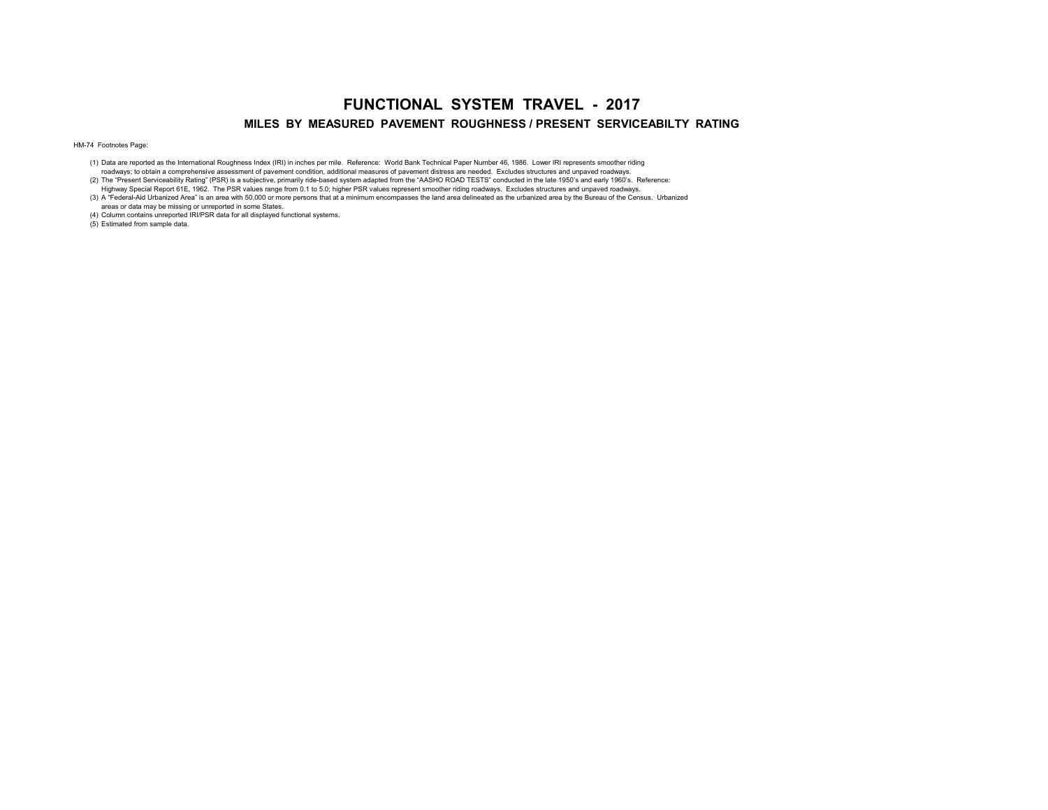# FUNCTIONAL SYSTEM TRAVEL - 2017

## MILES BY MEASURED PAVEMENT ROUGHNESS / PRESENT SERVICEABILTY RATING

HM-74 Footnotes Page:

(1) Data are reported as the International Roughness Index (IRI) in inches per mile. Reference: World Bank Technical Paper Number 46, 1986. Lower IRI represents smoother riding roadways; to obtain a comprehensive assessment of pavement condition, additional measures of pavement distress are needed. Excludes structures and unpaved roadways.

(2) The "Present Serviceability Rating" (PSR) is a subjective, primarily ride-based system adapted from the "AASHO ROAD TESTS" conducted in the late 1950's and early 1960's. Reference: Highway Special Report 61E, 1962. The PSR values range from 0.1 to 5.0; higher PSR values represent smoother riding roadways. Excludes structures and unpaved roadways.

(3) A "Federal-Aid Urbanized Area" is an area with 50,000 or more persons that at a minimum encompasses the land area delineated as the urbanized area by the Bureau of the Census. Urbanized areas or data may be missing or unreported in some States.

(4) Column contains unreported IRI/PSR data for all displayed functional systems.

(5) Estimated from sample data.